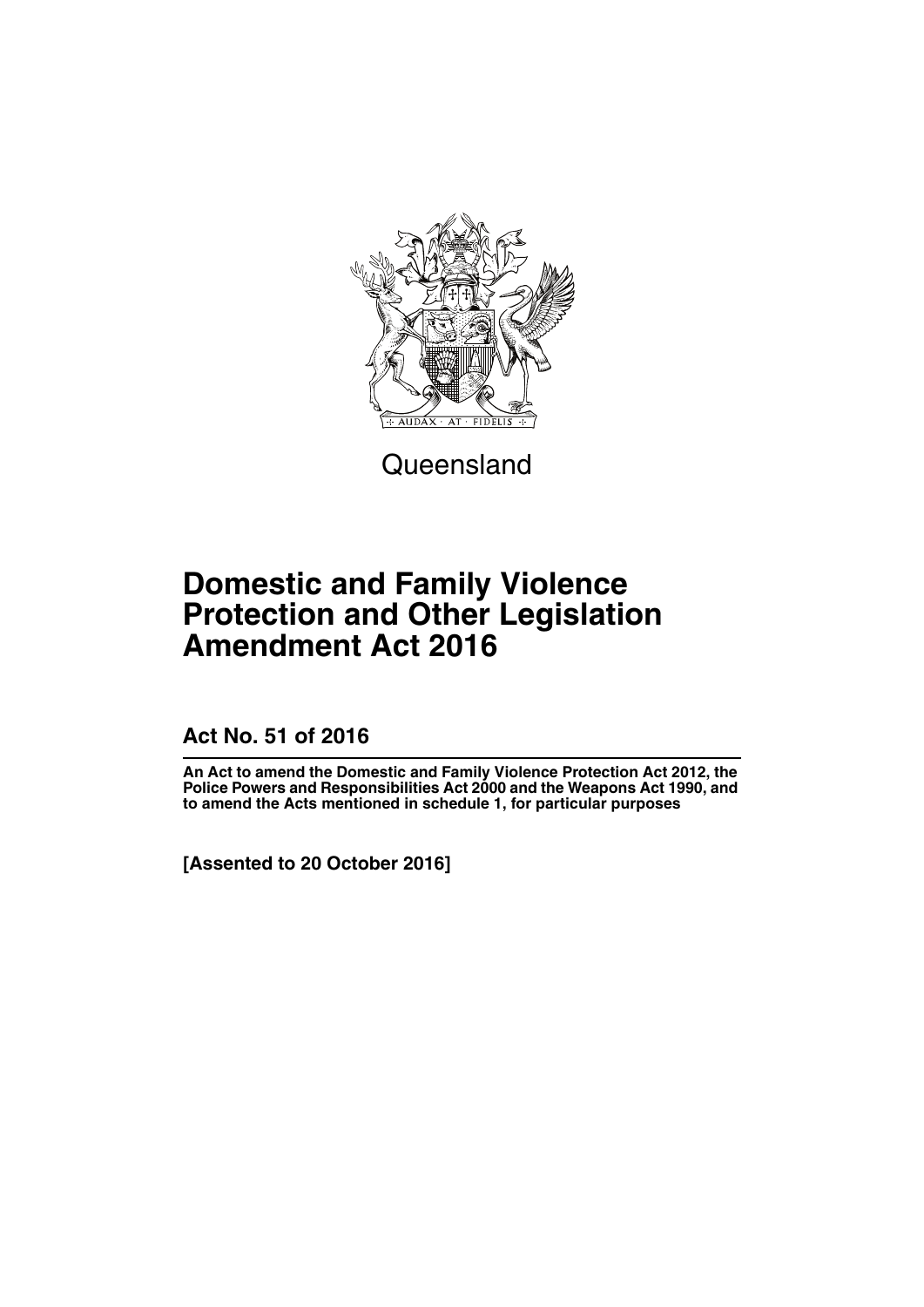Queensland

# Domestic and Family Violence Protection and Other Legislation Amendment Act 2016

## Act No. 51 of 2016

**An Act to amend the Domestic and Family Violence Protection Act 2012, the Police Powers and Responsibilities Act 2000 and the Weapons Act 1990, and to amend the Acts mentioned in schedule 1, for particular purposes**

**[Assented to 20 October 2016]**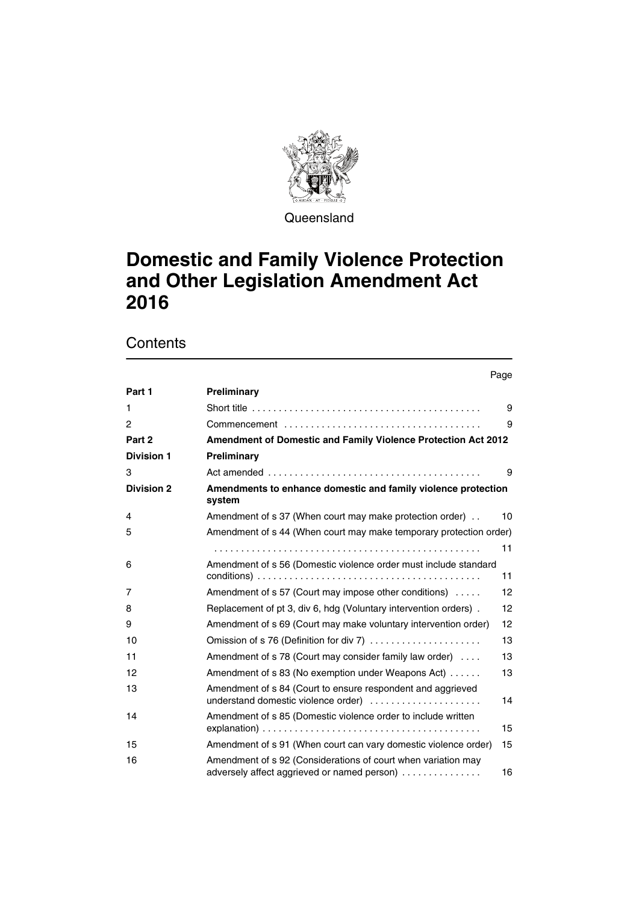Queensland

# Domestic and Family Violence Protection and Other Legislation Amendment Act 2016

## Contents

| | | Page |
|---|---|---|
| **Part 1** | **Preliminary** | |
| 1 | Short title | 9 |
| 2 | Commencement | 9 |
| **Part 2** | **Amendment of Domestic and Family Violence Protection Act 2012** | |
| **Division 1** | **Preliminary** | |
| 3 | Act amended | 9 |
| **Division 2** | **Amendments to enhance domestic and family violence protection system** | |
| 4 | Amendment of s 37 (When court may make protection order) | 10 |
| 5 | Amendment of s 44 (When court may make temporary protection order) | 11 |
| 6 | Amendment of s 56 (Domestic violence order must include standard conditions) | 11 |
| 7 | Amendment of s 57 (Court may impose other conditions) | 12 |
| 8 | Replacement of pt 3, div 6, hdg (Voluntary intervention orders) | 12 |
| 9 | Amendment of s 69 (Court may make voluntary intervention order) | 12 |
| 10 | Omission of s 76 (Definition for div 7) | 13 |
| 11 | Amendment of s 78 (Court may consider family law order) | 13 |
| 12 | Amendment of s 83 (No exemption under Weapons Act) | 13 |
| 13 | Amendment of s 84 (Court to ensure respondent and aggrieved understand domestic violence order) | 14 |
| 14 | Amendment of s 85 (Domestic violence order to include written explanation) | 15 |
| 15 | Amendment of s 91 (When court can vary domestic violence order) | 15 |
| 16 | Amendment of s 92 (Considerations of court when variation may adversely affect aggrieved or named person) | 16 |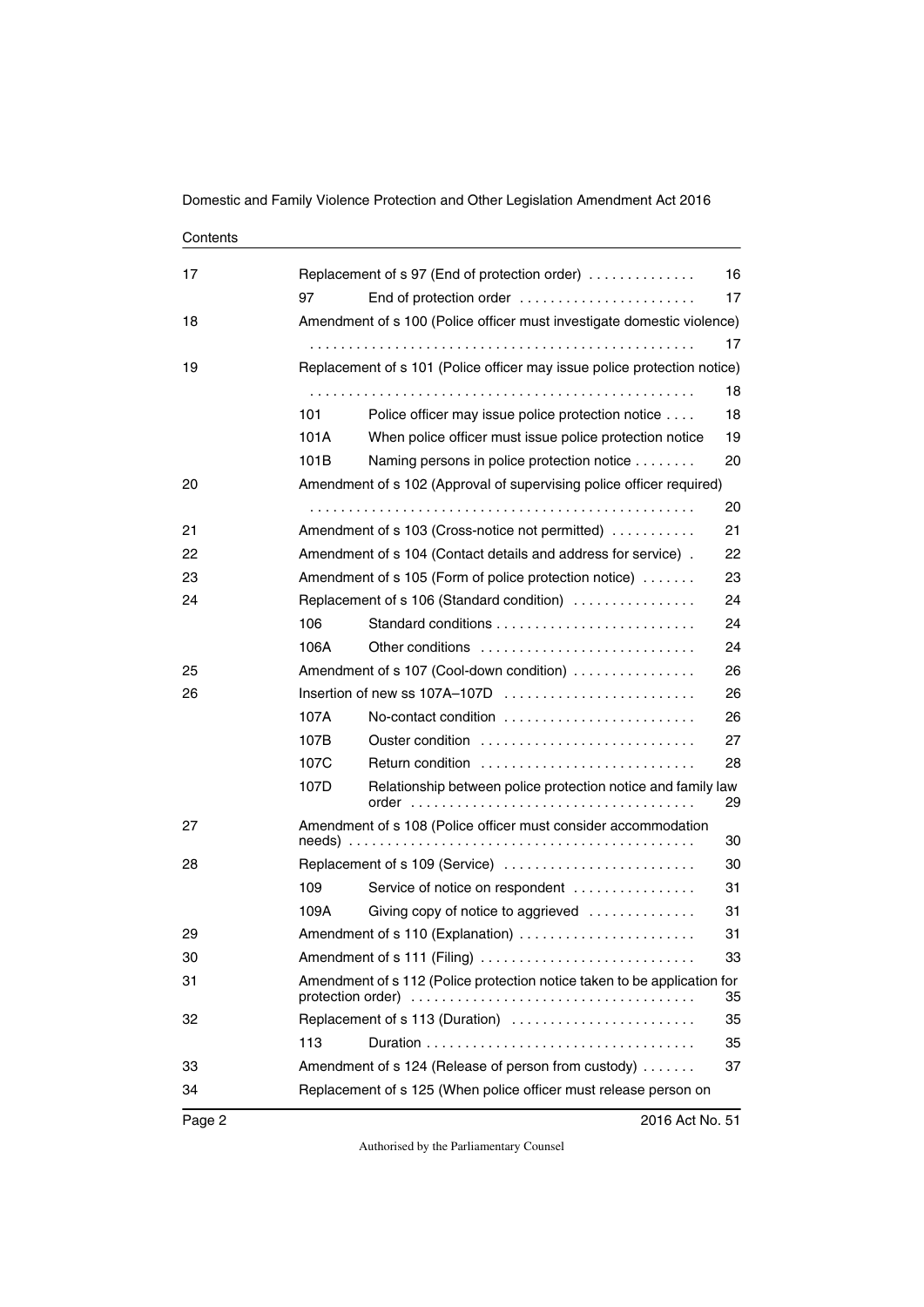Contents

| | | | |
|---|---|---|---|
| 17 | Replacement of s 97 (End of protection order) | | 16 |
| | 97 | End of protection order | 17 |
| 18 | Amendment of s 100 (Police officer must investigate domestic violence) | | 17 |
| 19 | Replacement of s 101 (Police officer may issue police protection notice) | | 18 |
| | 101 | Police officer may issue police protection notice | 18 |
| | 101A | When police officer must issue police protection notice | 19 |
| | 101B | Naming persons in police protection notice | 20 |
| 20 | Amendment of s 102 (Approval of supervising police officer required) | | 20 |
| 21 | Amendment of s 103 (Cross-notice not permitted) | | 21 |
| 22 | Amendment of s 104 (Contact details and address for service) | | 22 |
| 23 | Amendment of s 105 (Form of police protection notice) | | 23 |
| 24 | Replacement of s 106 (Standard condition) | | 24 |
| | 106 | Standard conditions | 24 |
| | 106A | Other conditions | 24 |
| 25 | Amendment of s 107 (Cool-down condition) | | 26 |
| 26 | Insertion of new ss 107A–107D | | 26 |
| | 107A | No-contact condition | 26 |
| | 107B | Ouster condition | 27 |
| | 107C | Return condition | 28 |
| | 107D | Relationship between police protection notice and family law order | 29 |
| 27 | Amendment of s 108 (Police officer must consider accommodation needs) | | 30 |
| 28 | Replacement of s 109 (Service) | | 30 |
| | 109 | Service of notice on respondent | 31 |
| | 109A | Giving copy of notice to aggrieved | 31 |
| 29 | Amendment of s 110 (Explanation) | | 31 |
| 30 | Amendment of s 111 (Filing) | | 33 |
| 31 | Amendment of s 112 (Police protection notice taken to be application for protection order) | | 35 |
| 32 | Replacement of s 113 (Duration) | | 35 |
| | 113 | Duration | 35 |
| 33 | Amendment of s 124 (Release of person from custody) | | 37 |
| 34 | Replacement of s 125 (When police officer must release person on | | |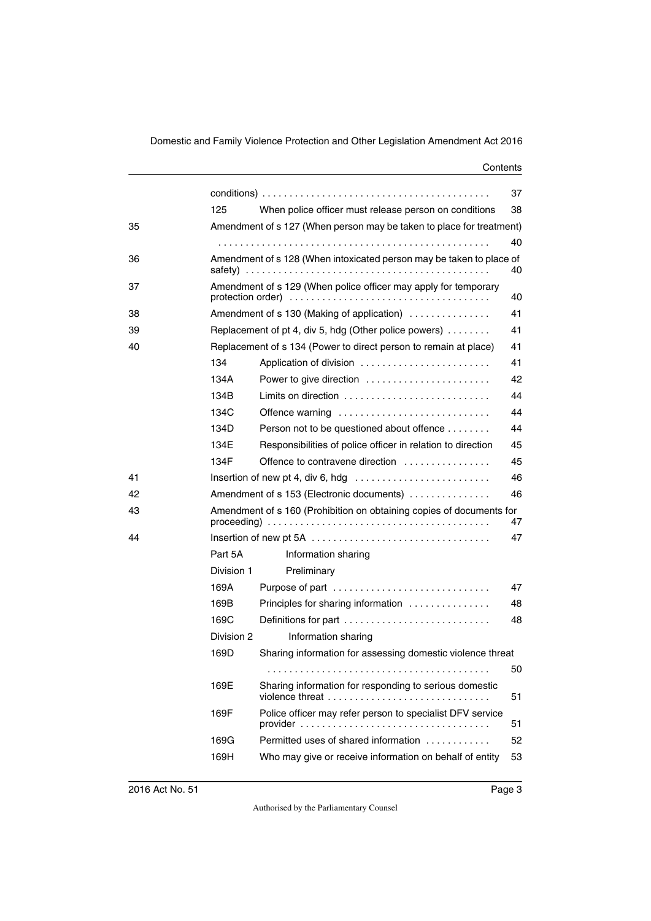| | | | |
|---|---|---|---|
| | | conditions) | 37 |
| | 125 | When police officer must release person on conditions | 38 |
| 35 | Amendment of s 127 (When person may be taken to place for treatment) | | 40 |
| 36 | Amendment of s 128 (When intoxicated person may be taken to place of safety) | | 40 |
| 37 | Amendment of s 129 (When police officer may apply for temporary protection order) | | 40 |
| 38 | Amendment of s 130 (Making of application) | | 41 |
| 39 | Replacement of pt 4, div 5, hdg (Other police powers) | | 41 |
| 40 | Replacement of s 134 (Power to direct person to remain at place) | | 41 |
| | 134 | Application of division | 41 |
| | 134A | Power to give direction | 42 |
| | 134B | Limits on direction | 44 |
| | 134C | Offence warning | 44 |
| | 134D | Person not to be questioned about offence | 44 |
| | 134E | Responsibilities of police officer in relation to direction | 45 |
| | 134F | Offence to contravene direction | 45 |
| 41 | Insertion of new pt 4, div 6, hdg | | 46 |
| 42 | Amendment of s 153 (Electronic documents) | | 46 |
| 43 | Amendment of s 160 (Prohibition on obtaining copies of documents for proceeding) | | 47 |
| 44 | Insertion of new pt 5A | | 47 |
| | Part 5A | Information sharing | |
| | Division 1 | Preliminary | |
| | 169A | Purpose of part | 47 |
| | 169B | Principles for sharing information | 48 |
| | 169C | Definitions for part | 48 |
| | Division 2 | Information sharing | |
| | 169D | Sharing information for assessing domestic violence threat | 50 |
| | 169E | Sharing information for responding to serious domestic violence threat | 51 |
| | 169F | Police officer may refer person to specialist DFV service provider | 51 |
| | 169G | Permitted uses of shared information | 52 |
| | 169H | Who may give or receive information on behalf of entity | 53 |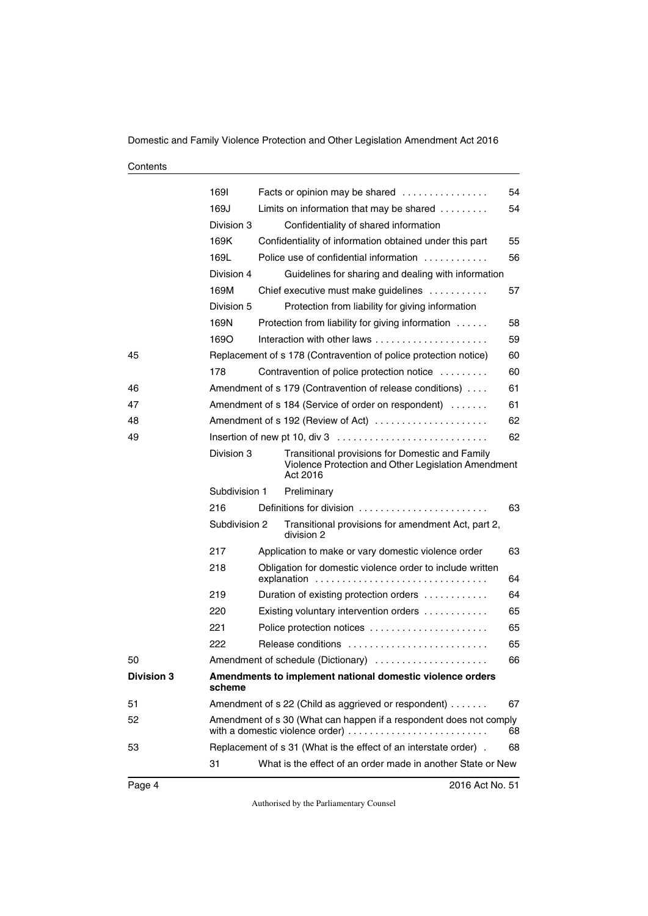| | | | |
|---|---|---|---|
| | 169I | Facts or opinion may be shared | 54 |
| | 169J | Limits on information that may be shared | 54 |
| | Division 3 | Confidentiality of shared information | |
| | 169K | Confidentiality of information obtained under this part | 55 |
| | 169L | Police use of confidential information | 56 |
| | Division 4 | Guidelines for sharing and dealing with information | |
| | 169M | Chief executive must make guidelines | 57 |
| | Division 5 | Protection from liability for giving information | |
| | 169N | Protection from liability for giving information | 58 |
| | 169O | Interaction with other laws | 59 |
| 45 | | Replacement of s 178 (Contravention of police protection notice) | 60 |
| | 178 | Contravention of police protection notice | 60 |
| 46 | | Amendment of s 179 (Contravention of release conditions) | 61 |
| 47 | | Amendment of s 184 (Service of order on respondent) | 61 |
| 48 | | Amendment of s 192 (Review of Act) | 62 |
| 49 | | Insertion of new pt 10, div 3 | 62 |
| | Division 3 | Transitional provisions for Domestic and Family Violence Protection and Other Legislation Amendment Act 2016 | |
| | Subdivision 1 | Preliminary | |
| | 216 | Definitions for division | 63 |
| | Subdivision 2 | Transitional provisions for amendment Act, part 2, division 2 | |
| | 217 | Application to make or vary domestic violence order | 63 |
| | 218 | Obligation for domestic violence order to include written explanation | 64 |
| | 219 | Duration of existing protection orders | 64 |
| | 220 | Existing voluntary intervention orders | 65 |
| | 221 | Police protection notices | 65 |
| | 222 | Release conditions | 65 |
| 50 | | Amendment of schedule (Dictionary) | 66 |
| **Division 3** | | **Amendments to implement national domestic violence orders scheme** | |
| 51 | | Amendment of s 22 (Child as aggrieved or respondent) | 67 |
| 52 | | Amendment of s 30 (What can happen if a respondent does not comply with a domestic violence order) | 68 |
| 53 | | Replacement of s 31 (What is the effect of an interstate order) | 68 |
| | 31 | What is the effect of an order made in another State or New | |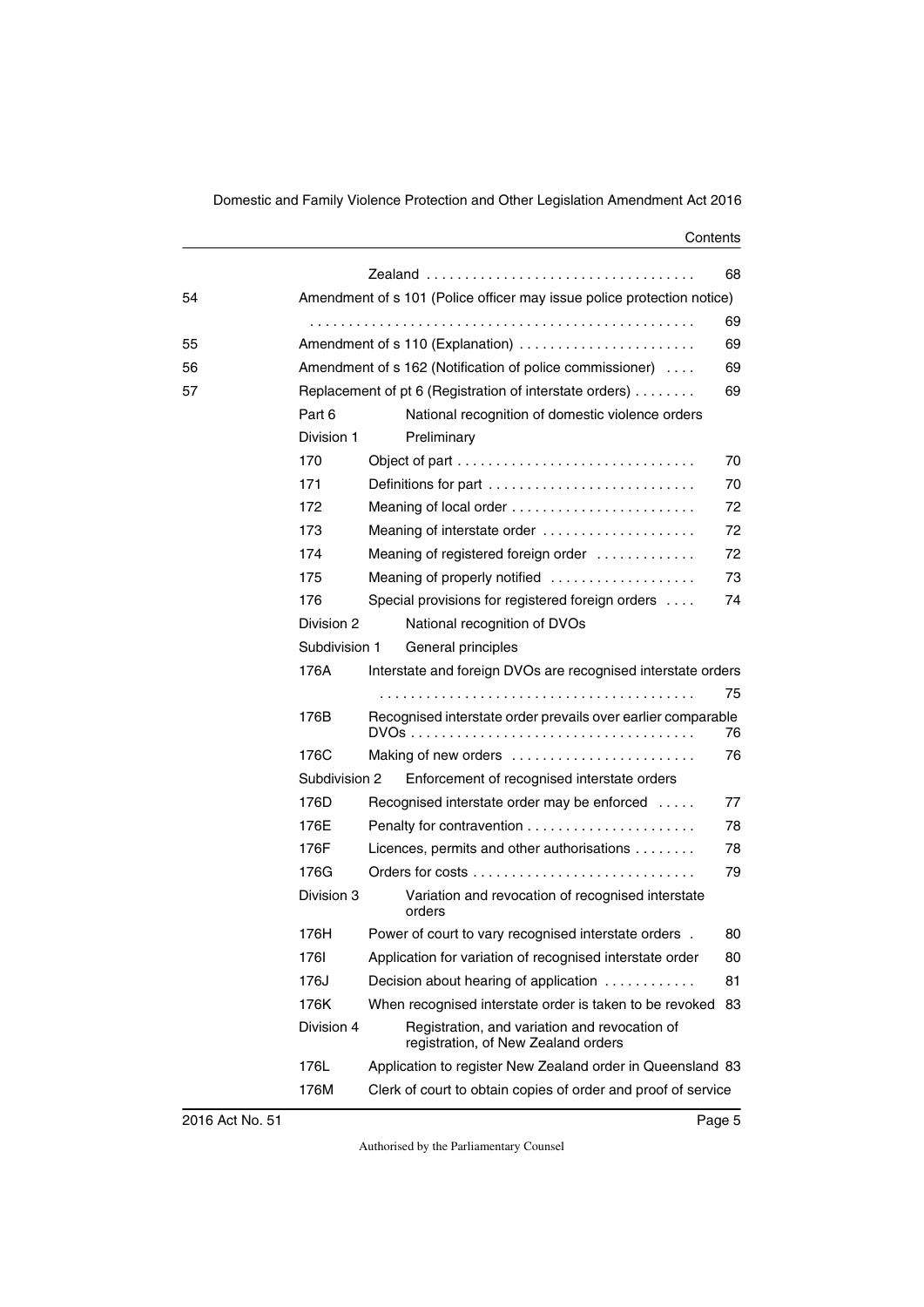| | | | |
|---|---|---|---|
| | | Zealand | 68 |
| 54 | Amendment of s 101 (Police officer may issue police protection notice) | | 69 |
| 55 | Amendment of s 110 (Explanation) | | 69 |
| 56 | Amendment of s 162 (Notification of police commissioner) | | 69 |
| 57 | Replacement of pt 6 (Registration of interstate orders) | | 69 |
| | Part 6 | National recognition of domestic violence orders | |
| | Division 1 | Preliminary | |
| | 170 | Object of part | 70 |
| | 171 | Definitions for part | 70 |
| | 172 | Meaning of local order | 72 |
| | 173 | Meaning of interstate order | 72 |
| | 174 | Meaning of registered foreign order | 72 |
| | 175 | Meaning of properly notified | 73 |
| | 176 | Special provisions for registered foreign orders | 74 |
| | Division 2 | National recognition of DVOs | |
| | Subdivision 1 | General principles | |
| | 176A | Interstate and foreign DVOs are recognised interstate orders | 75 |
| | 176B | Recognised interstate order prevails over earlier comparable DVOs | 76 |
| | 176C | Making of new orders | 76 |
| | Subdivision 2 | Enforcement of recognised interstate orders | |
| | 176D | Recognised interstate order may be enforced | 77 |
| | 176E | Penalty for contravention | 78 |
| | 176F | Licences, permits and other authorisations | 78 |
| | 176G | Orders for costs | 79 |
| | Division 3 | Variation and revocation of recognised interstate orders | |
| | 176H | Power of court to vary recognised interstate orders | 80 |
| | 176I | Application for variation of recognised interstate order | 80 |
| | 176J | Decision about hearing of application | 81 |
| | 176K | When recognised interstate order is taken to be revoked | 83 |
| | Division 4 | Registration, and variation and revocation of registration, of New Zealand orders | |
| | 176L | Application to register New Zealand order in Queensland | 83 |
| | 176M | Clerk of court to obtain copies of order and proof of service | |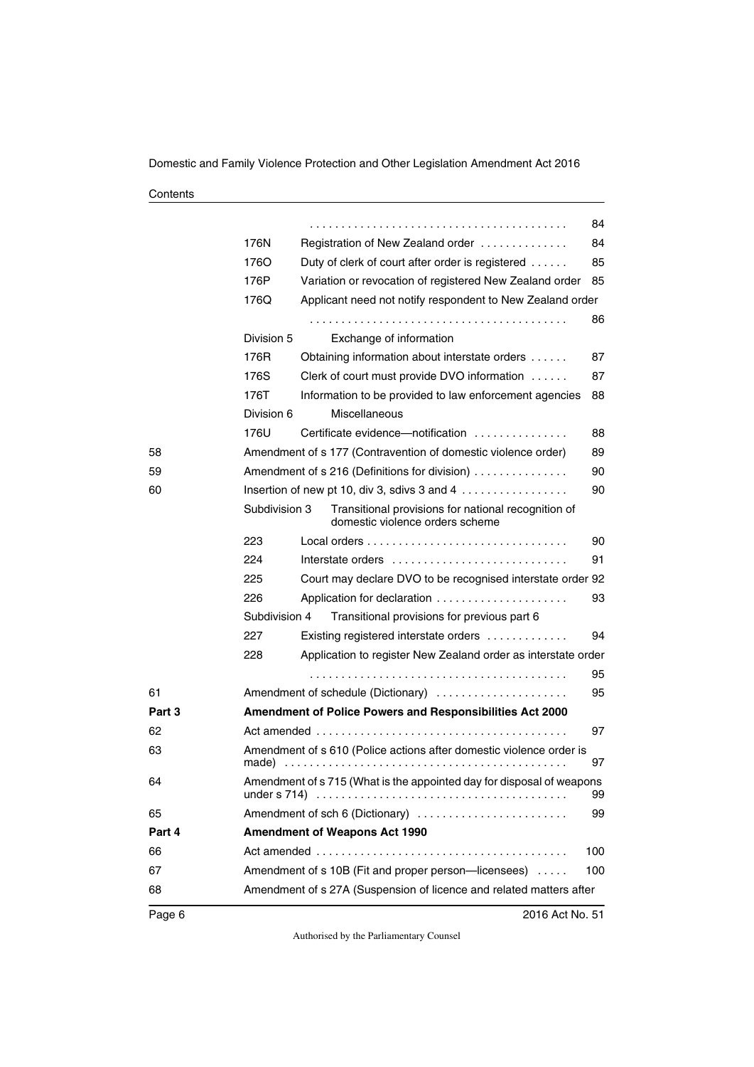| | | | |
|---|---|---|---|
| | | | 84 |
| | 176N | Registration of New Zealand order | 84 |
| | 176O | Duty of clerk of court after order is registered | 85 |
| | 176P | Variation or revocation of registered New Zealand order | 85 |
| | 176Q | Applicant need not notify respondent to New Zealand order | 86 |
| | Division 5 | Exchange of information | |
| | 176R | Obtaining information about interstate orders | 87 |
| | 176S | Clerk of court must provide DVO information | 87 |
| | 176T | Information to be provided to law enforcement agencies | 88 |
| | Division 6 | Miscellaneous | |
| | 176U | Certificate evidence—notification | 88 |
| 58 | | Amendment of s 177 (Contravention of domestic violence order) | 89 |
| 59 | | Amendment of s 216 (Definitions for division) | 90 |
| 60 | | Insertion of new pt 10, div 3, sdivs 3 and 4 | 90 |
| | Subdivision 3 | Transitional provisions for national recognition of domestic violence orders scheme | |
| | 223 | Local orders | 90 |
| | 224 | Interstate orders | 91 |
| | 225 | Court may declare DVO to be recognised interstate order | 92 |
| | 226 | Application for declaration | 93 |
| | Subdivision 4 | Transitional provisions for previous part 6 | |
| | 227 | Existing registered interstate orders | 94 |
| | 228 | Application to register New Zealand order as interstate order | 95 |
| 61 | | Amendment of schedule (Dictionary) | 95 |
| **Part 3** | | **Amendment of Police Powers and Responsibilities Act 2000** | |
| 62 | | Act amended | 97 |
| 63 | | Amendment of s 610 (Police actions after domestic violence order is made) | 97 |
| 64 | | Amendment of s 715 (What is the appointed day for disposal of weapons under s 714) | 99 |
| 65 | | Amendment of sch 6 (Dictionary) | 99 |
| **Part 4** | | **Amendment of Weapons Act 1990** | |
| 66 | | Act amended | 100 |
| 67 | | Amendment of s 10B (Fit and proper person—licensees) | 100 |
| 68 | | Amendment of s 27A (Suspension of licence and related matters after | |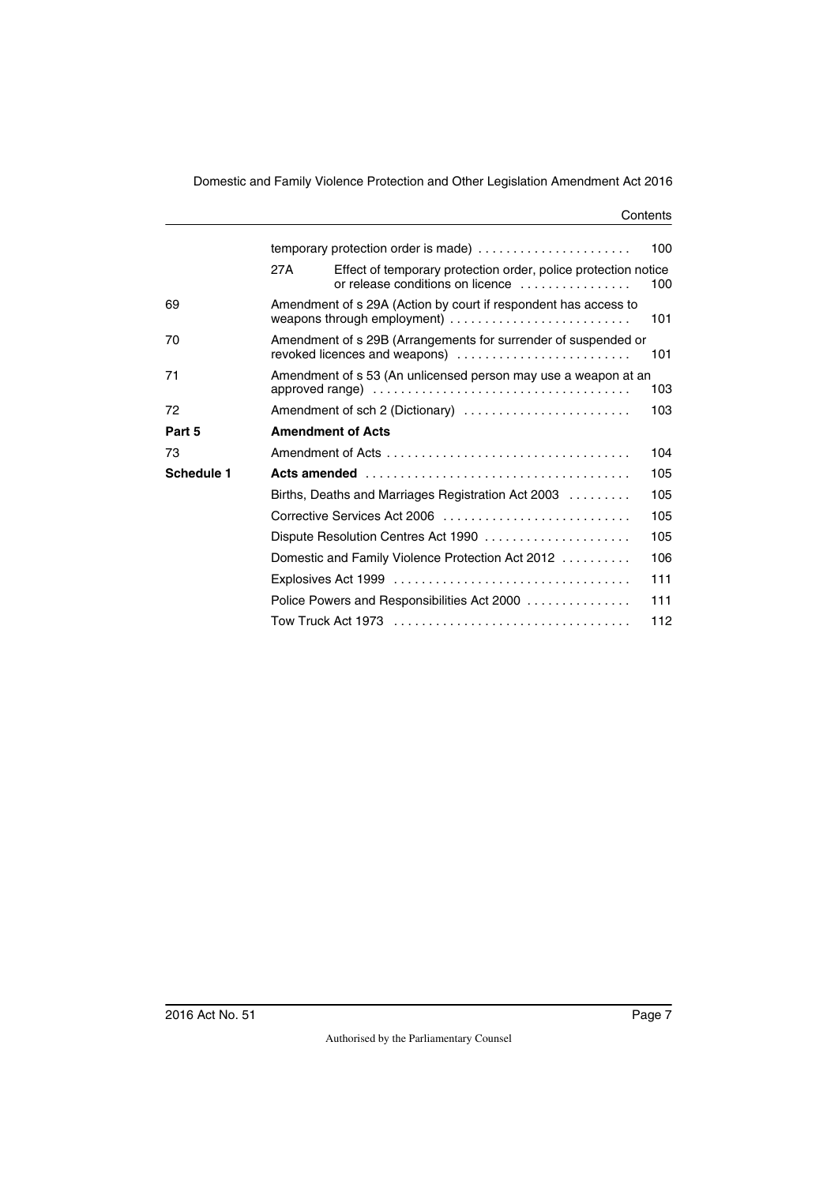| | | | |
|---|---|---|---|
| | | temporary protection order is made) | 100 |
| | 27A | Effect of temporary protection order, police protection notice or release conditions on licence | 100 |
| 69 | | Amendment of s 29A (Action by court if respondent has access to weapons through employment) | 101 |
| 70 | | Amendment of s 29B (Arrangements for surrender of suspended or revoked licences and weapons) | 101 |
| 71 | | Amendment of s 53 (An unlicensed person may use a weapon at an approved range) | 103 |
| 72 | | Amendment of sch 2 (Dictionary) | 103 |
| **Part 5** | | **Amendment of Acts** | |
| 73 | | Amendment of Acts | 104 |
| **Schedule 1** | | **Acts amended** | 105 |
| | | Births, Deaths and Marriages Registration Act 2003 | 105 |
| | | Corrective Services Act 2006 | 105 |
| | | Dispute Resolution Centres Act 1990 | 105 |
| | | Domestic and Family Violence Protection Act 2012 | 106 |
| | | Explosives Act 1999 | 111 |
| | | Police Powers and Responsibilities Act 2000 | 111 |
| | | Tow Truck Act 1973 | 112 |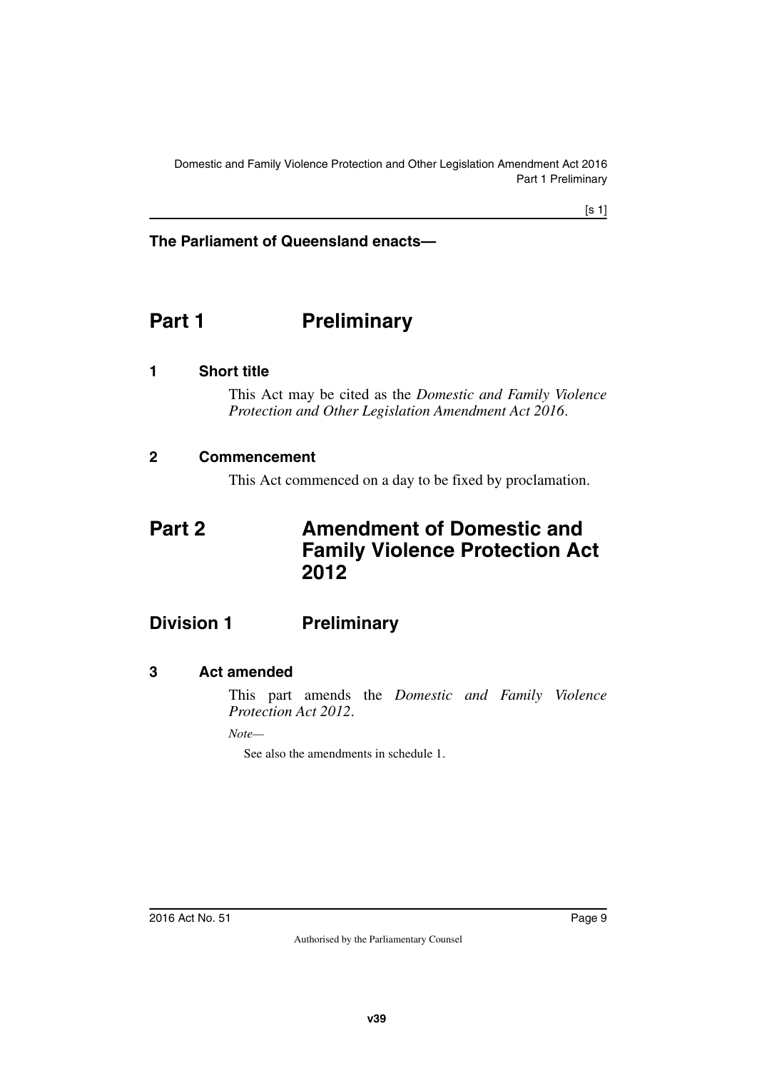**The Parliament of Queensland enacts—**

# Part 1 Preliminary

### 1 Short title

This Act may be cited as the *Domestic and Family Violence Protection and Other Legislation Amendment Act 2016*.

### 2 Commencement

This Act commenced on a day to be fixed by proclamation.

# Part 2 Amendment of Domestic and Family Violence Protection Act 2012

## Division 1 Preliminary

### 3 Act amended

This part amends the *Domestic and Family Violence Protection Act 2012*.

*Note—*

See also the amendments in schedule 1.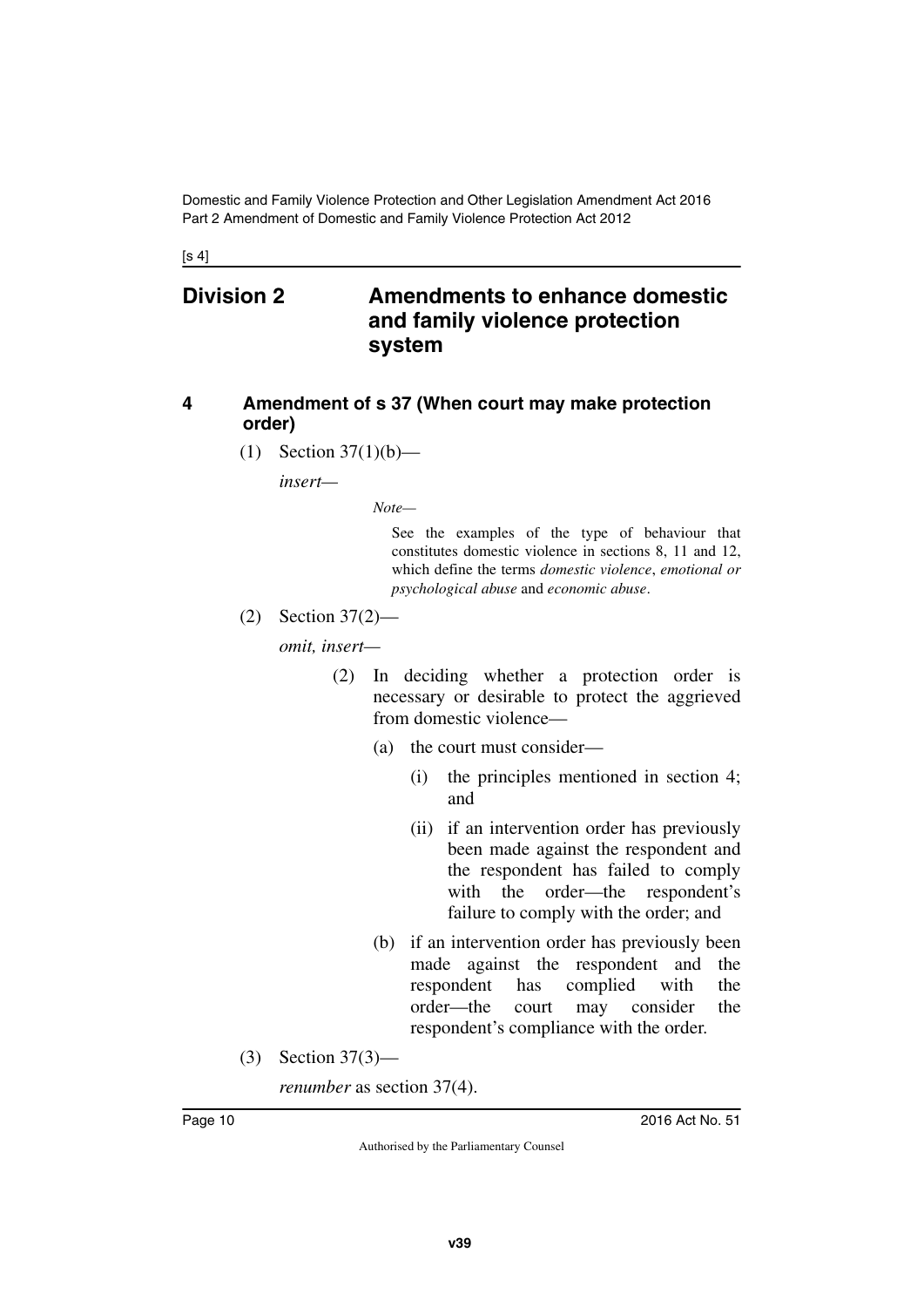## Division 2 Amendments to enhance domestic and family violence protection system

### 4 Amendment of s 37 (When court may make protection order)

(1) Section 37(1)(b)—

*insert—*

*Note—*

See the examples of the type of behaviour that constitutes domestic violence in sections 8, 11 and 12, which define the terms *domestic violence*, *emotional or psychological abuse* and *economic abuse*.

(2) Section 37(2)—

*omit, insert—*

(2) In deciding whether a protection order is necessary or desirable to protect the aggrieved from domestic violence—

(a) the court must consider—

(i) the principles mentioned in section 4; and

(ii) if an intervention order has previously been made against the respondent and the respondent has failed to comply with the order—the respondent's failure to comply with the order; and

(b) if an intervention order has previously been made against the respondent and the respondent has complied with the order—the court may consider the respondent's compliance with the order.

(3) Section 37(3)—

*renumber* as section 37(4).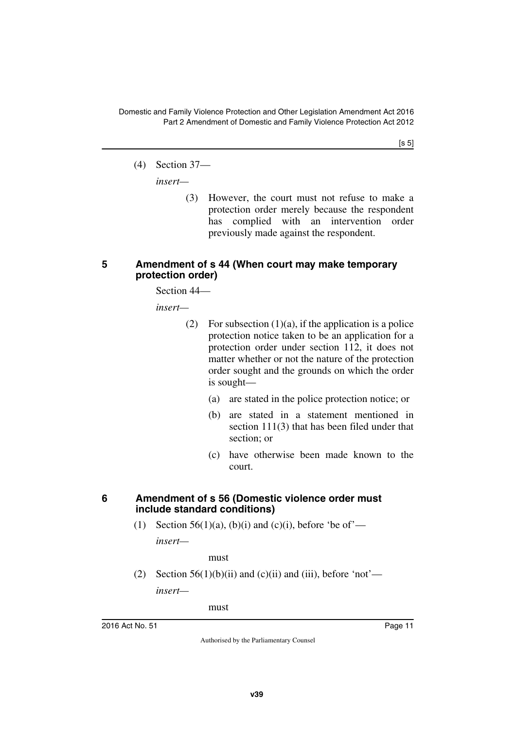(4) Section 37—

*insert*—

> (3) However, the court must not refuse to make a protection order merely because the respondent has complied with an intervention order previously made against the respondent.

### 5 Amendment of s 44 (When court may make temporary protection order)

Section 44—

*insert*—

> (2) For subsection (1)(a), if the application is a police protection notice taken to be an application for a protection order under section 112, it does not matter whether or not the nature of the protection order sought and the grounds on which the order is sought—
>
> (a) are stated in the police protection notice; or
>
> (b) are stated in a statement mentioned in section 111(3) that has been filed under that section; or
>
> (c) have otherwise been made known to the court.

### 6 Amendment of s 56 (Domestic violence order must include standard conditions)

(1) Section 56(1)(a), (b)(i) and (c)(i), before 'be of'—

*insert*—

> must

(2) Section 56(1)(b)(ii) and (c)(ii) and (iii), before 'not'—

*insert*—

> must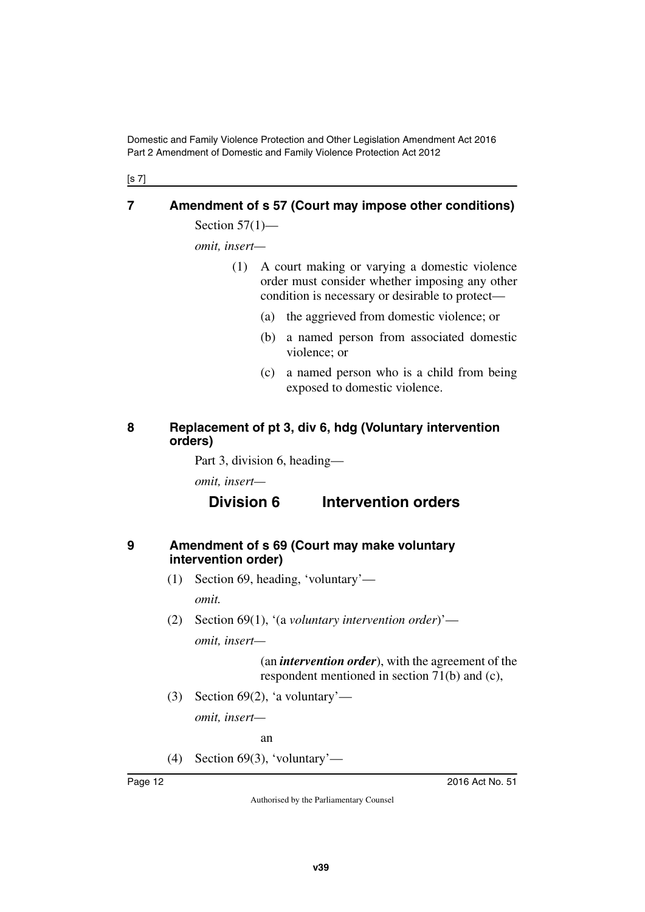## 7 Amendment of s 57 (Court may impose other conditions)

Section 57(1)—

*omit, insert*—

(1) A court making or varying a domestic violence order must consider whether imposing any other condition is necessary or desirable to protect—

(a) the aggrieved from domestic violence; or

(b) a named person from associated domestic violence; or

(c) a named person who is a child from being exposed to domestic violence.

## 8 Replacement of pt 3, div 6, hdg (Voluntary intervention orders)

Part 3, division 6, heading—

*omit, insert*—

### Division 6 Intervention orders

## 9 Amendment of s 69 (Court may make voluntary intervention order)

(1) Section 69, heading, 'voluntary'—

*omit.*

(2) Section 69(1), '(a *voluntary intervention order*)'—

*omit, insert*—

(an ***intervention order***), with the agreement of the respondent mentioned in section 71(b) and (c),

(3) Section 69(2), 'a voluntary'—

*omit, insert*—

an

(4) Section 69(3), 'voluntary'—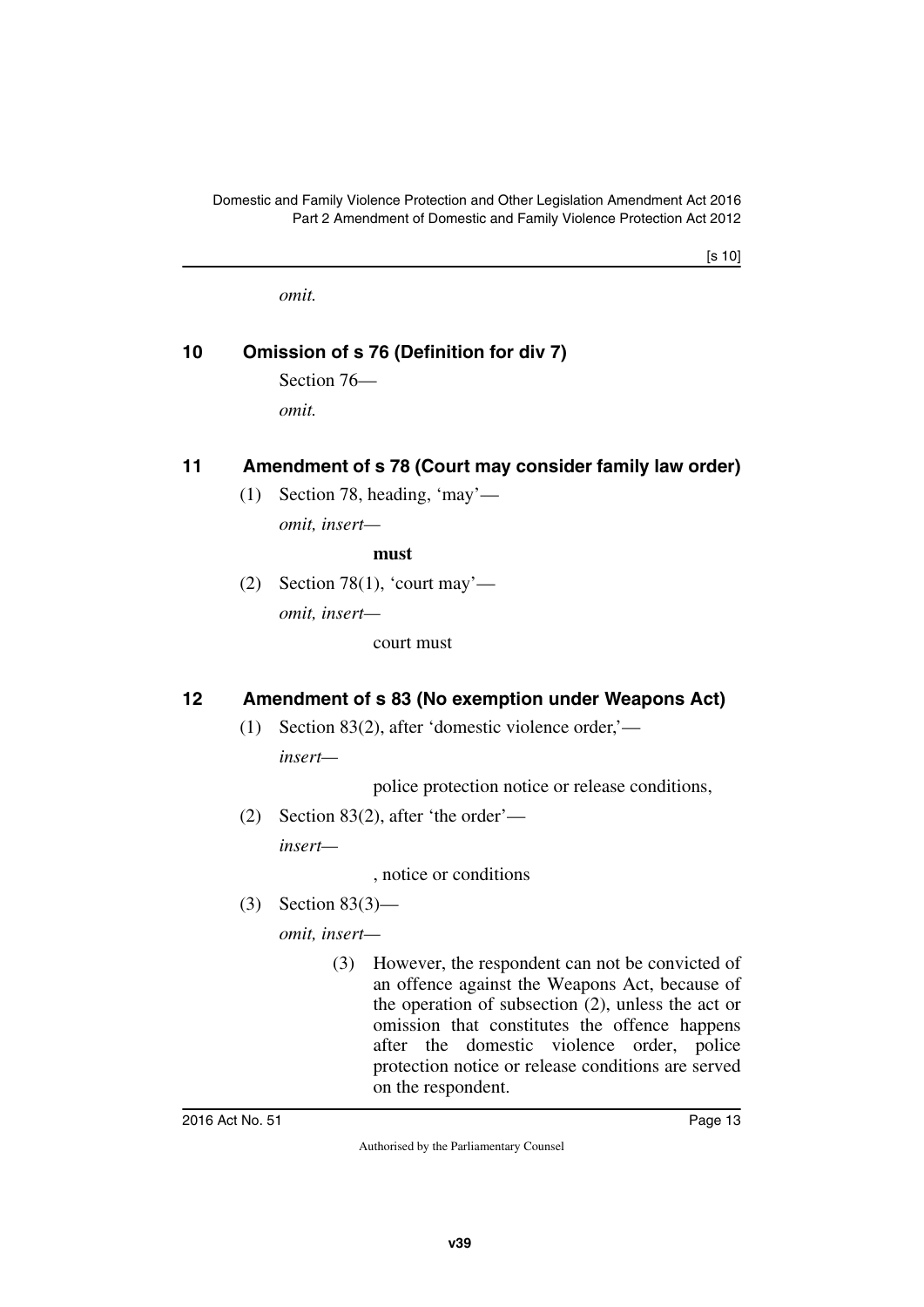*omit.*

## 10 Omission of s 76 (Definition for div 7)

Section 76—

*omit.*

## 11 Amendment of s 78 (Court may consider family law order)

(1) Section 78, heading, 'may'—

*omit, insert—*

**must**

(2) Section 78(1), 'court may'—

*omit, insert—*

court must

## 12 Amendment of s 83 (No exemption under Weapons Act)

(1) Section 83(2), after 'domestic violence order,'—

*insert—*

police protection notice or release conditions,

(2) Section 83(2), after 'the order'—

*insert—*

, notice or conditions

(3) Section 83(3)—

*omit, insert—*

(3) However, the respondent can not be convicted of an offence against the Weapons Act, because of the operation of subsection (2), unless the act or omission that constitutes the offence happens after the domestic violence order, police protection notice or release conditions are served on the respondent.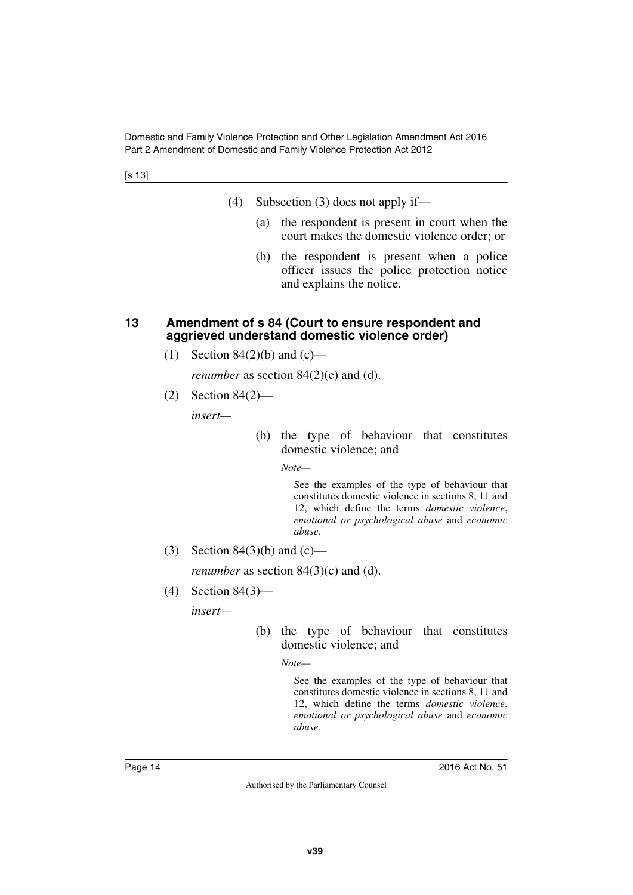(4) Subsection (3) does not apply if—

(a) the respondent is present in court when the court makes the domestic violence order; or

(b) the respondent is present when a police officer issues the police protection notice and explains the notice.

## 13 Amendment of s 84 (Court to ensure respondent and aggrieved understand domestic violence order)

(1) Section 84(2)(b) and (c)—

*renumber* as section 84(2)(c) and (d).

(2) Section 84(2)—

*insert*—

(b) the type of behaviour that constitutes domestic violence; and

*Note*—

See the examples of the type of behaviour that constitutes domestic violence in sections 8, 11 and 12, which define the terms *domestic violence*, *emotional or psychological abuse* and *economic abuse*.

(3) Section 84(3)(b) and (c)—

*renumber* as section 84(3)(c) and (d).

(4) Section 84(3)—

*insert*—

(b) the type of behaviour that constitutes domestic violence; and

*Note*—

See the examples of the type of behaviour that constitutes domestic violence in sections 8, 11 and 12, which define the terms *domestic violence*, *emotional or psychological abuse* and *economic abuse*.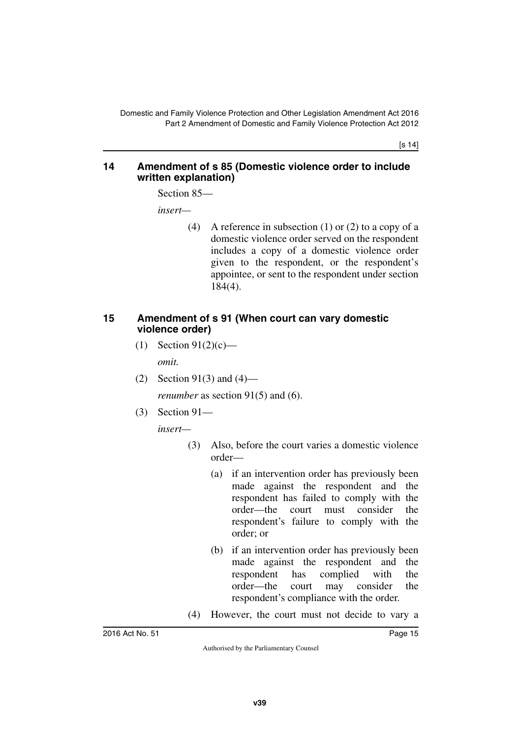## 14 Amendment of s 85 (Domestic violence order to include written explanation)

Section 85—

*insert*—

> (4) A reference in subsection (1) or (2) to a copy of a domestic violence order served on the respondent includes a copy of a domestic violence order given to the respondent, or the respondent's appointee, or sent to the respondent under section 184(4).

## 15 Amendment of s 91 (When court can vary domestic violence order)

(1) Section 91(2)(c)—

*omit.*

(2) Section 91(3) and (4)—

*renumber* as section 91(5) and (6).

(3) Section 91—

*insert*—

> (3) Also, before the court varies a domestic violence order—
>
> (a) if an intervention order has previously been made against the respondent and the respondent has failed to comply with the order—the court must consider the respondent's failure to comply with the order; or
>
> (b) if an intervention order has previously been made against the respondent and the respondent has complied with the order—the court may consider the respondent's compliance with the order.
>
> (4) However, the court must not decide to vary a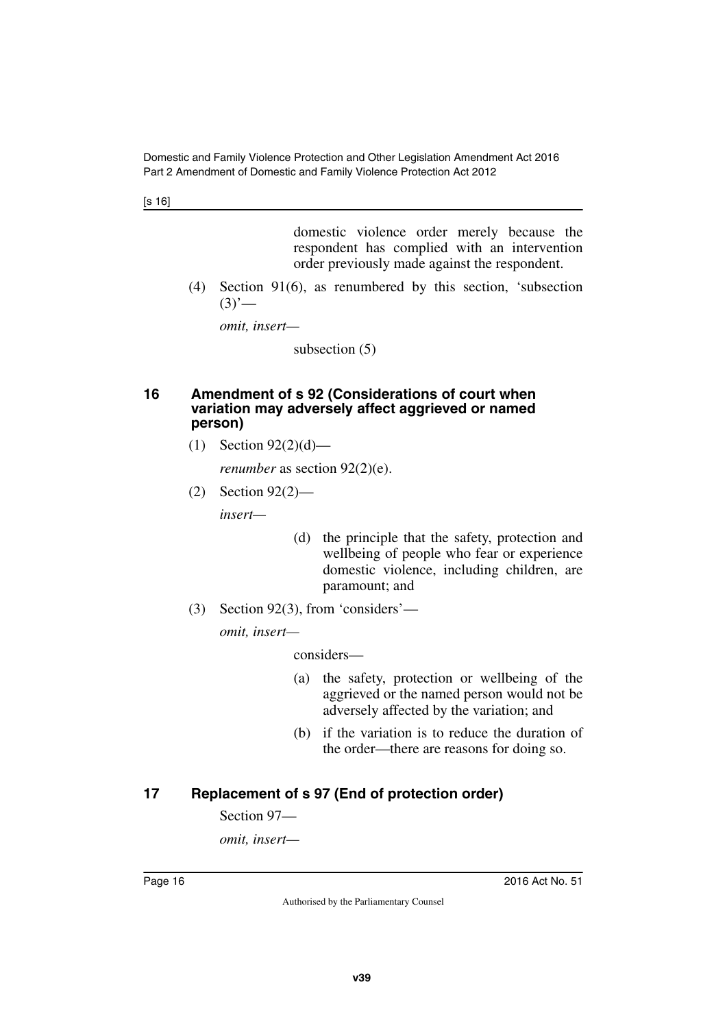domestic violence order merely because the respondent has complied with an intervention order previously made against the respondent.

(4) Section 91(6), as renumbered by this section, 'subsection (3)'—

*omit, insert—*

subsection (5)

### 16 Amendment of s 92 (Considerations of court when variation may adversely affect aggrieved or named person)

(1) Section 92(2)(d)—

*renumber* as section 92(2)(e).

(2) Section 92(2)—

*insert—*

(d) the principle that the safety, protection and wellbeing of people who fear or experience domestic violence, including children, are paramount; and

(3) Section 92(3), from 'considers'—

*omit, insert—*

considers—

(a) the safety, protection or wellbeing of the aggrieved or the named person would not be adversely affected by the variation; and

(b) if the variation is to reduce the duration of the order—there are reasons for doing so.

### 17 Replacement of s 97 (End of protection order)

Section 97—

*omit, insert—*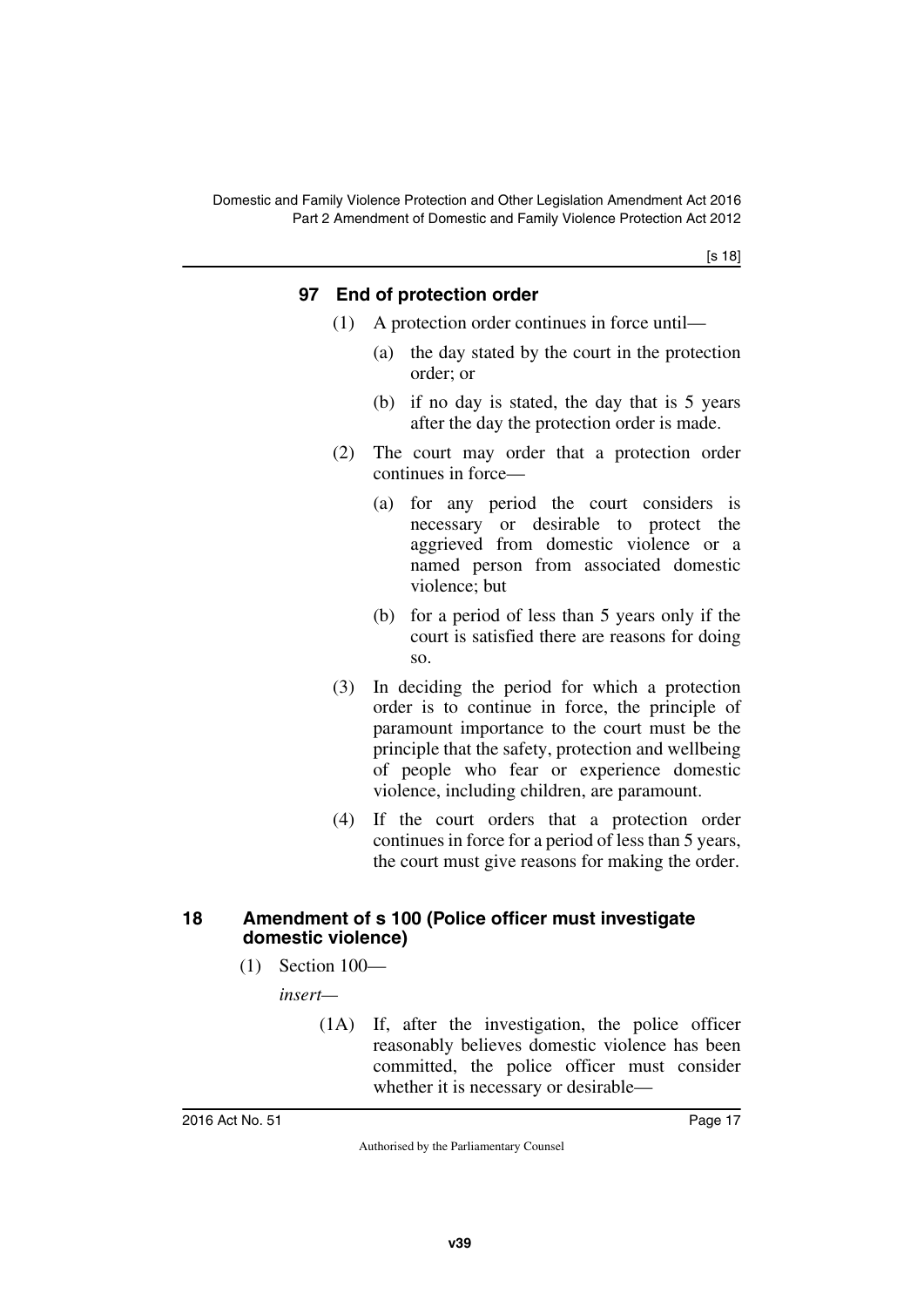## 97 End of protection order

(1) A protection order continues in force until—

(a) the day stated by the court in the protection order; or

(b) if no day is stated, the day that is 5 years after the day the protection order is made.

(2) The court may order that a protection order continues in force—

(a) for any period the court considers is necessary or desirable to protect the aggrieved from domestic violence or a named person from associated domestic violence; but

(b) for a period of less than 5 years only if the court is satisfied there are reasons for doing so.

(3) In deciding the period for which a protection order is to continue in force, the principle of paramount importance to the court must be the principle that the safety, protection and wellbeing of people who fear or experience domestic violence, including children, are paramount.

(4) If the court orders that a protection order continues in force for a period of less than 5 years, the court must give reasons for making the order.

## 18 Amendment of s 100 (Police officer must investigate domestic violence)

(1) Section 100—

*insert*—

(1A) If, after the investigation, the police officer reasonably believes domestic violence has been committed, the police officer must consider whether it is necessary or desirable—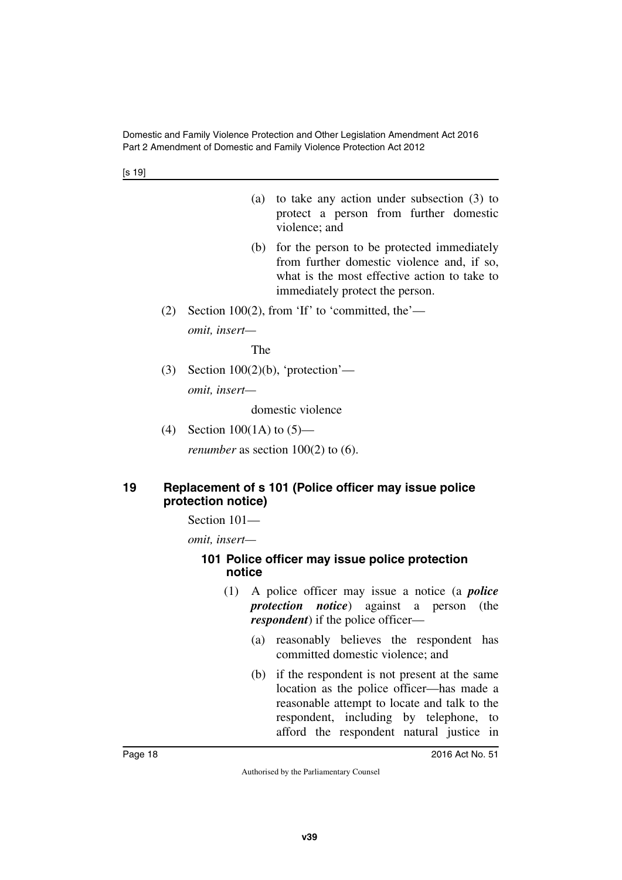(a) to take any action under subsection (3) to protect a person from further domestic violence; and

(b) for the person to be protected immediately from further domestic violence and, if so, what is the most effective action to take to immediately protect the person.

(2) Section 100(2), from 'If' to 'committed, the'—

*omit, insert—*

The

(3) Section 100(2)(b), 'protection'—

*omit, insert—*

domestic violence

(4) Section 100(1A) to (5)—

*renumber* as section 100(2) to (6).

## 19 Replacement of s 101 (Police officer may issue police protection notice)

Section 101—

*omit, insert—*

### 101 Police officer may issue police protection notice

(1) A police officer may issue a notice (a ***police protection notice***) against a person (the ***respondent***) if the police officer—

(a) reasonably believes the respondent has committed domestic violence; and

(b) if the respondent is not present at the same location as the police officer—has made a reasonable attempt to locate and talk to the respondent, including by telephone, to afford the respondent natural justice in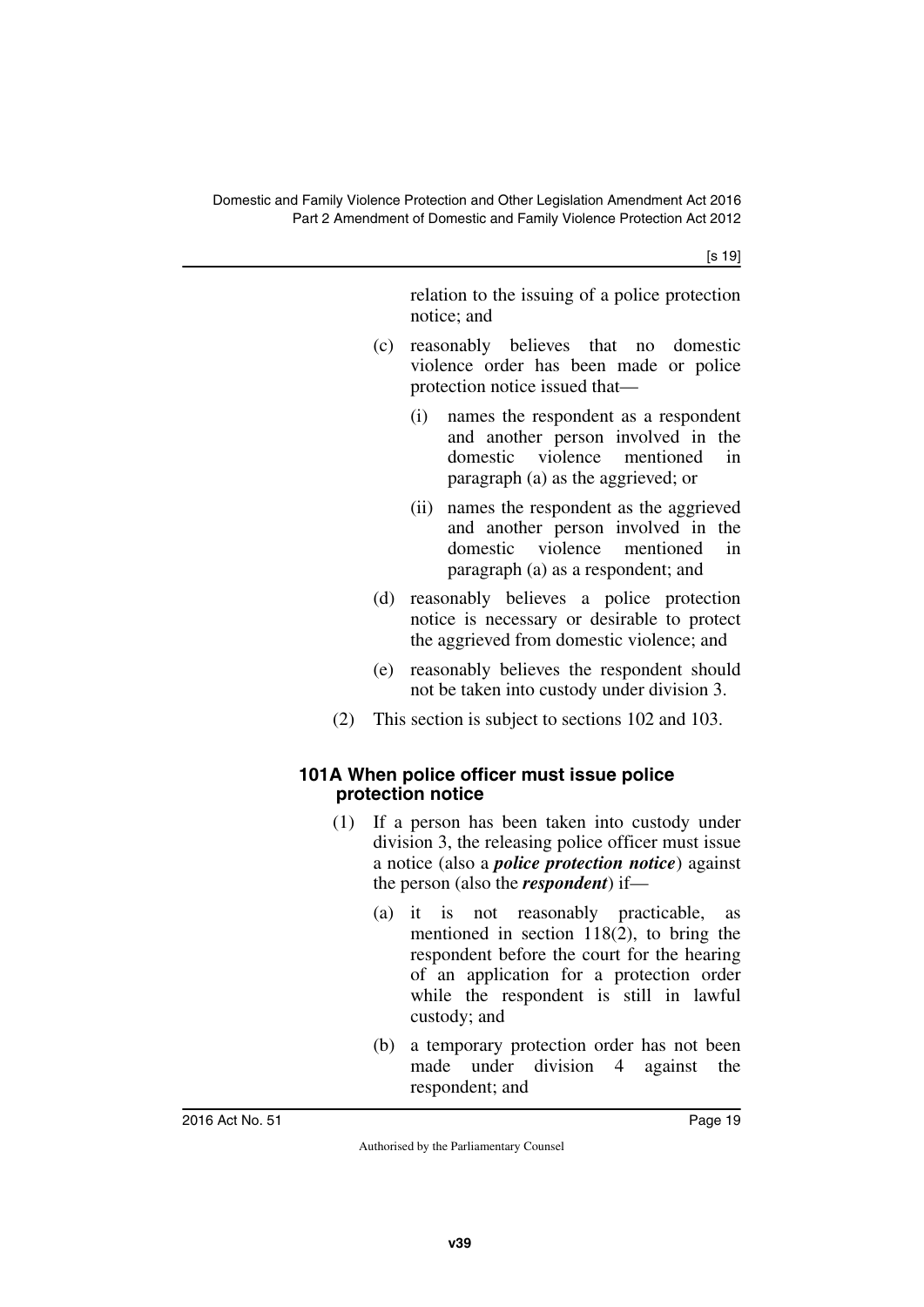relation to the issuing of a police protection notice; and

(c) reasonably believes that no domestic violence order has been made or police protection notice issued that—

(i) names the respondent as a respondent and another person involved in the domestic violence mentioned in paragraph (a) as the aggrieved; or

(ii) names the respondent as the aggrieved and another person involved in the domestic violence mentioned in paragraph (a) as a respondent; and

(d) reasonably believes a police protection notice is necessary or desirable to protect the aggrieved from domestic violence; and

(e) reasonably believes the respondent should not be taken into custody under division 3.

(2) This section is subject to sections 102 and 103.

### 101A When police officer must issue police protection notice

(1) If a person has been taken into custody under division 3, the releasing police officer must issue a notice (also a ***police protection notice***) against the person (also the ***respondent***) if—

(a) it is not reasonably practicable, as mentioned in section 118(2), to bring the respondent before the court for the hearing of an application for a protection order while the respondent is still in lawful custody; and

(b) a temporary protection order has not been made under division 4 against the respondent; and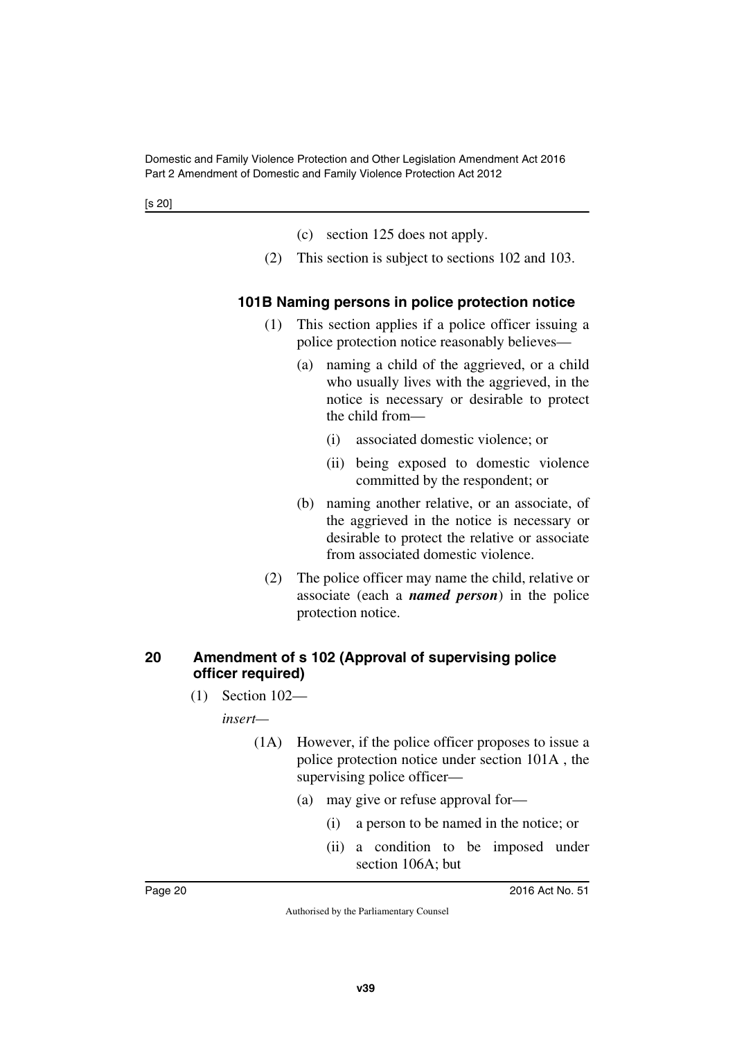(c) section 125 does not apply.

(2) This section is subject to sections 102 and 103.

### 101B Naming persons in police protection notice

(1) This section applies if a police officer issuing a police protection notice reasonably believes—

(a) naming a child of the aggrieved, or a child who usually lives with the aggrieved, in the notice is necessary or desirable to protect the child from—

(i) associated domestic violence; or

(ii) being exposed to domestic violence committed by the respondent; or

(b) naming another relative, or an associate, of the aggrieved in the notice is necessary or desirable to protect the relative or associate from associated domestic violence.

(2) The police officer may name the child, relative or associate (each a ***named person***) in the police protection notice.

## 20 Amendment of s 102 (Approval of supervising police officer required)

(1) Section 102—

*insert*—

(1A) However, if the police officer proposes to issue a police protection notice under section 101A , the supervising police officer—

(a) may give or refuse approval for—

(i) a person to be named in the notice; or

(ii) a condition to be imposed under section 106A; but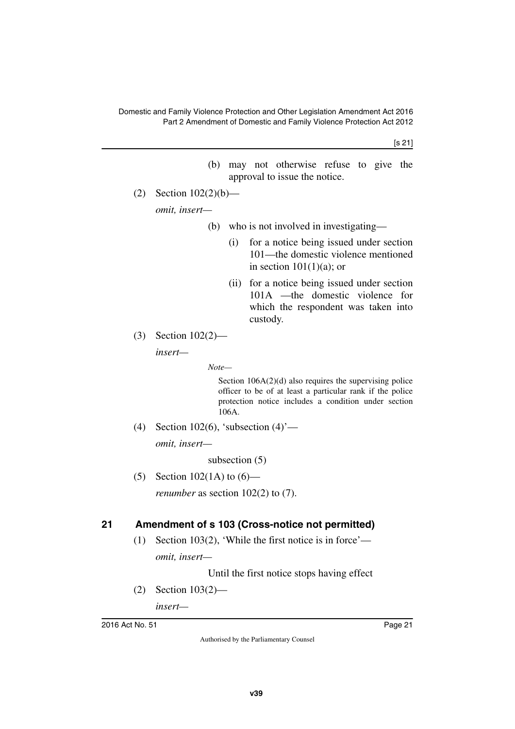(b) may not otherwise refuse to give the approval to issue the notice.

(2) Section 102(2)(b)—

*omit, insert—*

(b) who is not involved in investigating—

(i) for a notice being issued under section 101—the domestic violence mentioned in section 101(1)(a); or

(ii) for a notice being issued under section 101A —the domestic violence for which the respondent was taken into custody.

(3) Section 102(2)—

*insert—*

*Note—*

Section 106A(2)(d) also requires the supervising police officer to be of at least a particular rank if the police protection notice includes a condition under section 106A.

(4) Section 102(6), 'subsection (4)'—

*omit, insert—*

subsection (5)

(5) Section 102(1A) to (6)—

*renumber* as section 102(2) to (7).

## 21 Amendment of s 103 (Cross-notice not permitted)

(1) Section 103(2), 'While the first notice is in force'—

*omit, insert—*

Until the first notice stops having effect

(2) Section 103(2)—

*insert—*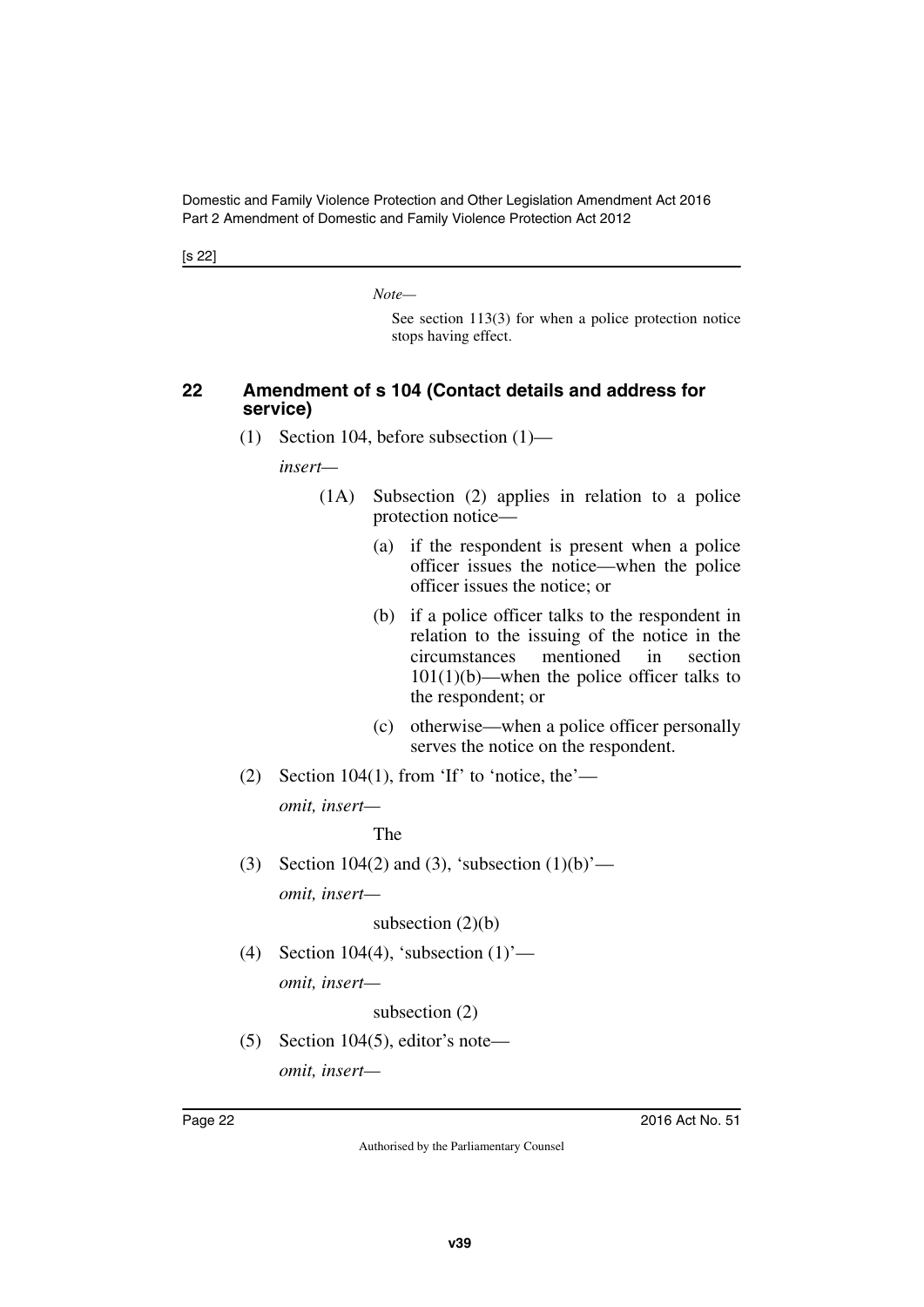*Note—*

See section 113(3) for when a police protection notice stops having effect.

## 22 Amendment of s 104 (Contact details and address for service)

(1) Section 104, before subsection (1)—

*insert—*

(1A) Subsection (2) applies in relation to a police protection notice—

(a) if the respondent is present when a police officer issues the notice—when the police officer issues the notice; or

(b) if a police officer talks to the respondent in relation to the issuing of the notice in the circumstances mentioned in section 101(1)(b)—when the police officer talks to the respondent; or

(c) otherwise—when a police officer personally serves the notice on the respondent.

(2) Section 104(1), from 'If' to 'notice, the'—

*omit, insert—*

The

(3) Section 104(2) and (3), 'subsection (1)(b)'—

*omit, insert—*

subsection (2)(b)

(4) Section 104(4), 'subsection (1)'—

*omit, insert—*

subsection (2)

(5) Section 104(5), editor's note—

*omit, insert—*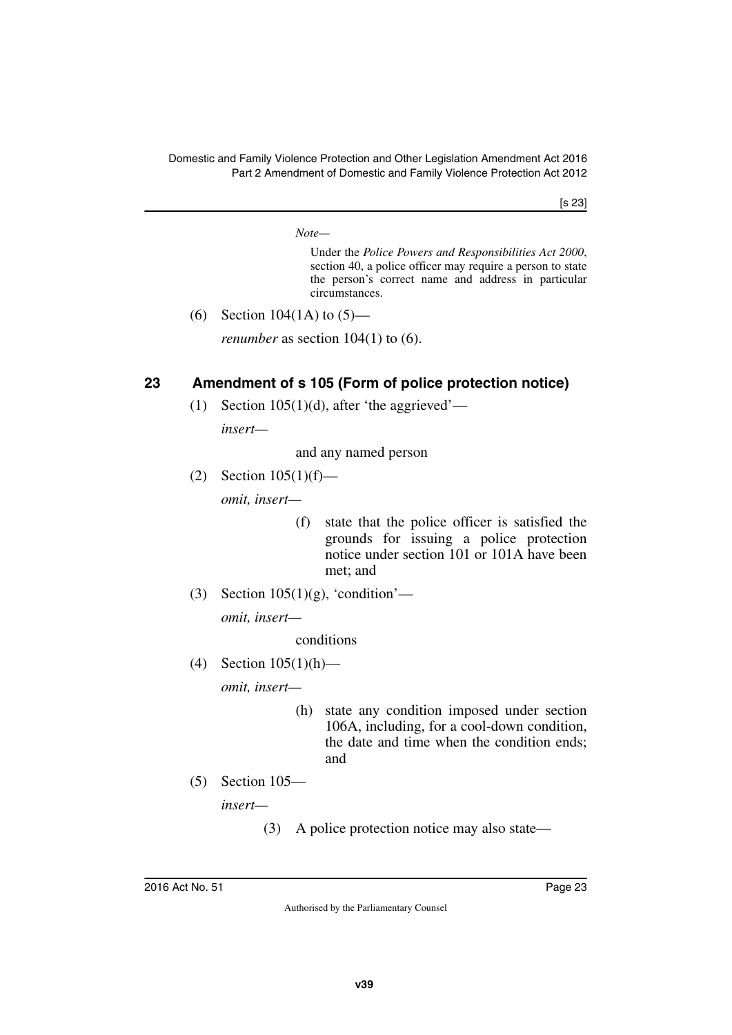*Note—*

Under the *Police Powers and Responsibilities Act 2000*, section 40, a police officer may require a person to state the person's correct name and address in particular circumstances.

(6) Section 104(1A) to (5)—

*renumber* as section 104(1) to (6).

## 23 Amendment of s 105 (Form of police protection notice)

(1) Section 105(1)(d), after 'the aggrieved'—

*insert—*

and any named person

(2) Section 105(1)(f)—

*omit, insert—*

(f) state that the police officer is satisfied the grounds for issuing a police protection notice under section 101 or 101A have been met; and

(3) Section 105(1)(g), 'condition'—

*omit, insert—*

conditions

(4) Section 105(1)(h)—

*omit, insert—*

(h) state any condition imposed under section 106A, including, for a cool-down condition, the date and time when the condition ends; and

(5) Section 105—

*insert—*

(3) A police protection notice may also state—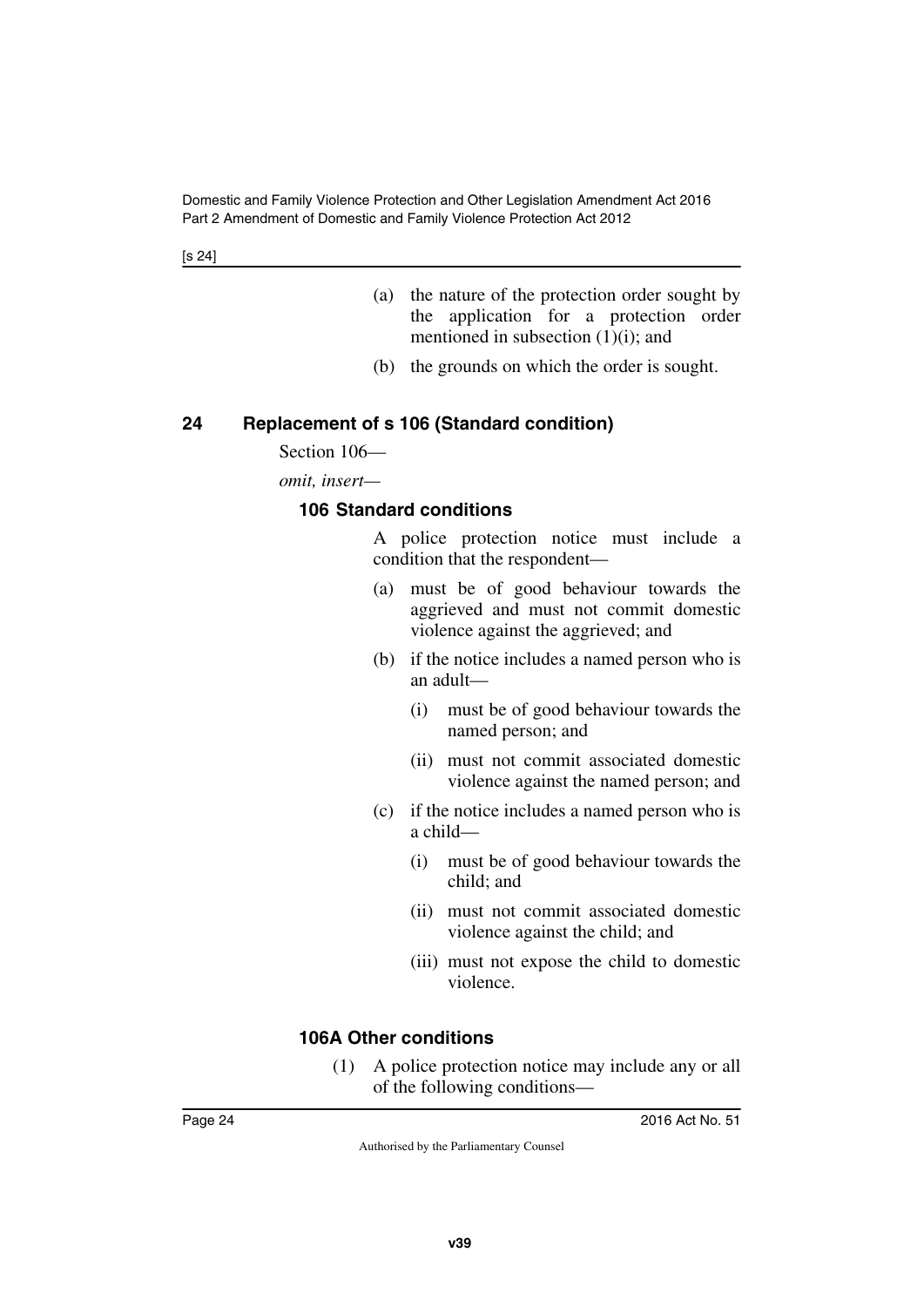(a) the nature of the protection order sought by the application for a protection order mentioned in subsection (1)(i); and

(b) the grounds on which the order is sought.

## 24 Replacement of s 106 (Standard condition)

Section 106—

*omit, insert—*

### 106 Standard conditions

A police protection notice must include a condition that the respondent—

(a) must be of good behaviour towards the aggrieved and must not commit domestic violence against the aggrieved; and

(b) if the notice includes a named person who is an adult—

(i) must be of good behaviour towards the named person; and

(ii) must not commit associated domestic violence against the named person; and

(c) if the notice includes a named person who is a child—

(i) must be of good behaviour towards the child; and

(ii) must not commit associated domestic violence against the child; and

(iii) must not expose the child to domestic violence.

### 106A Other conditions

(1) A police protection notice may include any or all of the following conditions—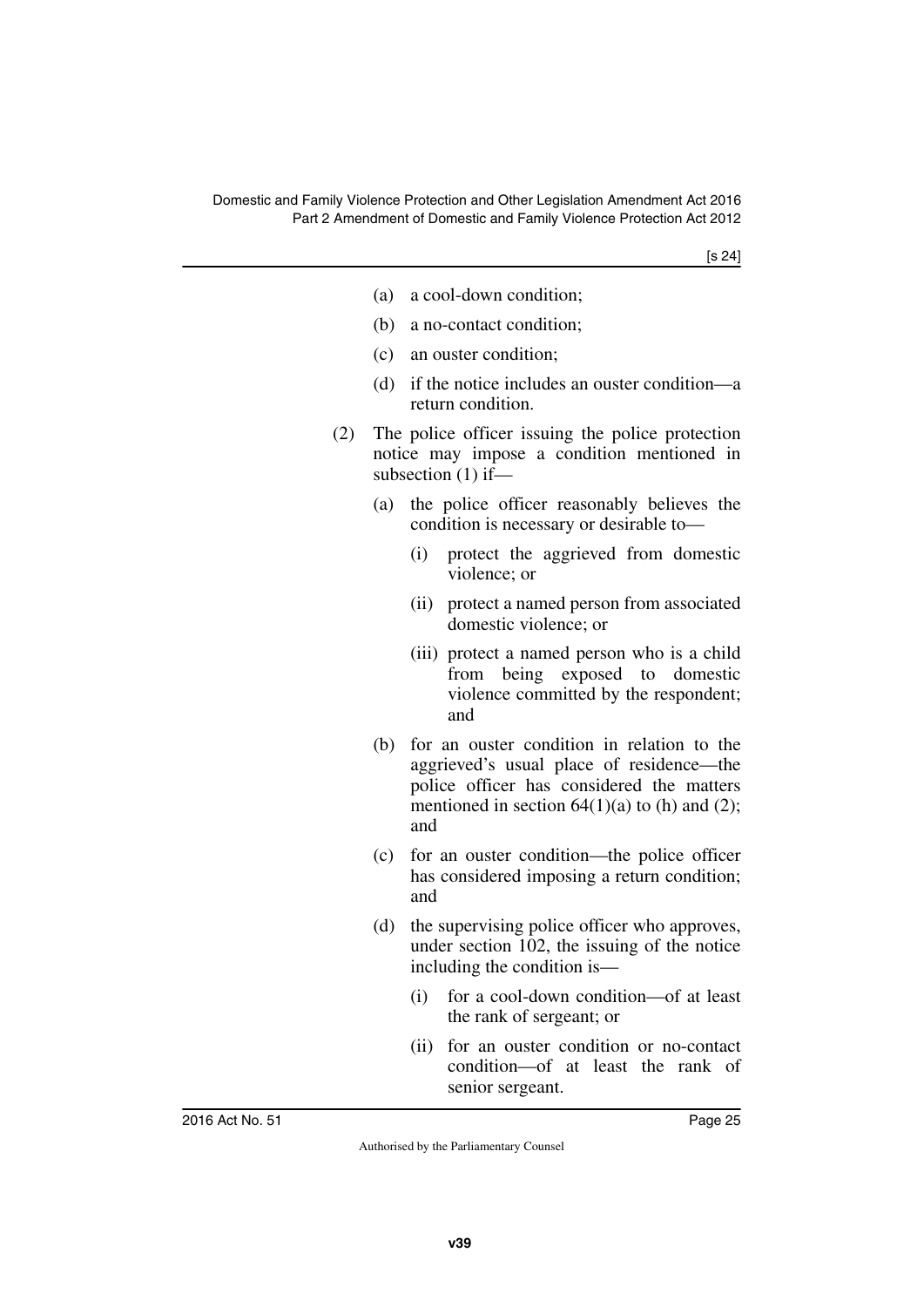(a) a cool-down condition;

(b) a no-contact condition;

(c) an ouster condition;

(d) if the notice includes an ouster condition—a return condition.

(2) The police officer issuing the police protection notice may impose a condition mentioned in subsection (1) if—

(a) the police officer reasonably believes the condition is necessary or desirable to—

(i) protect the aggrieved from domestic violence; or

(ii) protect a named person from associated domestic violence; or

(iii) protect a named person who is a child from being exposed to domestic violence committed by the respondent; and

(b) for an ouster condition in relation to the aggrieved's usual place of residence—the police officer has considered the matters mentioned in section 64(1)(a) to (h) and (2); and

(c) for an ouster condition—the police officer has considered imposing a return condition; and

(d) the supervising police officer who approves, under section 102, the issuing of the notice including the condition is—

(i) for a cool-down condition—of at least the rank of sergeant; or

(ii) for an ouster condition or no-contact condition—of at least the rank of senior sergeant.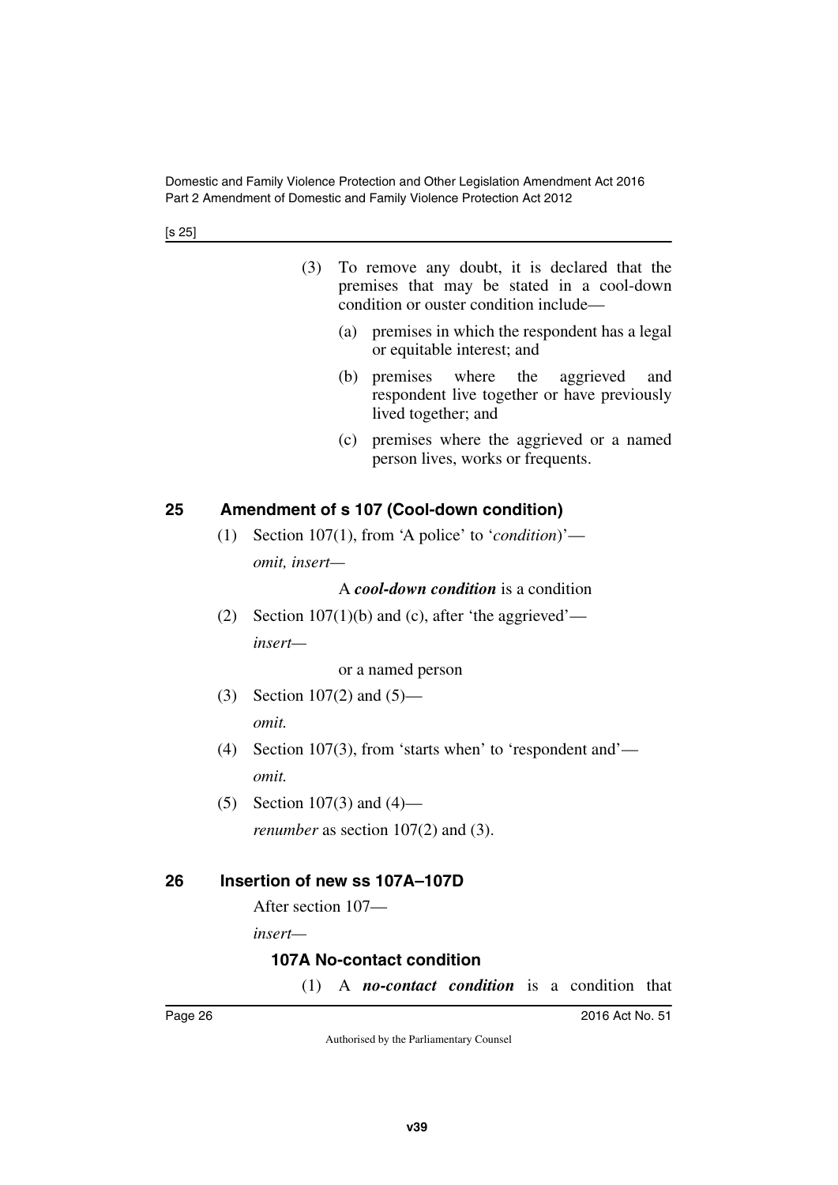(3) To remove any doubt, it is declared that the premises that may be stated in a cool-down condition or ouster condition include—

(a) premises in which the respondent has a legal or equitable interest; and

(b) premises where the aggrieved and respondent live together or have previously lived together; and

(c) premises where the aggrieved or a named person lives, works or frequents.

## 25 Amendment of s 107 (Cool-down condition)

(1) Section 107(1), from 'A police' to '*condition*)'—

*omit, insert—*

A ***cool-down condition*** is a condition

(2) Section 107(1)(b) and (c), after 'the aggrieved'—

*insert—*

or a named person

(3) Section 107(2) and (5)—

*omit.*

(4) Section 107(3), from 'starts when' to 'respondent and'—

*omit.*

(5) Section 107(3) and (4)—

*renumber* as section 107(2) and (3).

## 26 Insertion of new ss 107A–107D

After section 107—

*insert—*

### 107A No-contact condition

(1) A ***no-contact condition*** is a condition that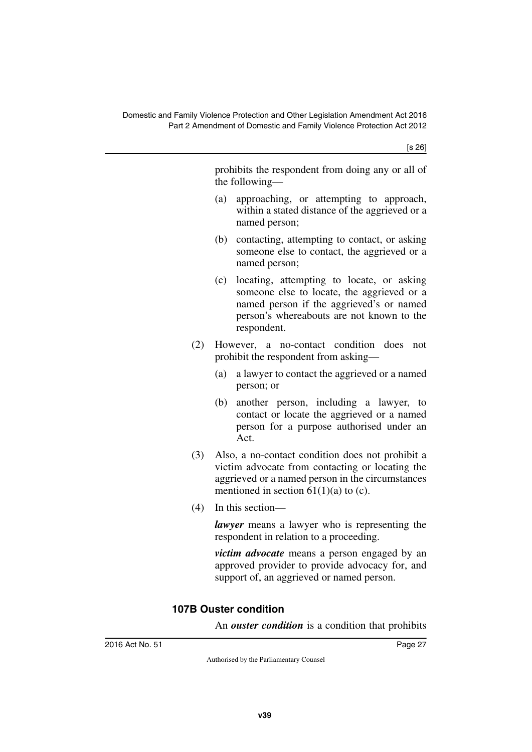prohibits the respondent from doing any or all of the following—

(a) approaching, or attempting to approach, within a stated distance of the aggrieved or a named person;

(b) contacting, attempting to contact, or asking someone else to contact, the aggrieved or a named person;

(c) locating, attempting to locate, or asking someone else to locate, the aggrieved or a named person if the aggrieved's or named person's whereabouts are not known to the respondent.

(2) However, a no-contact condition does not prohibit the respondent from asking—

(a) a lawyer to contact the aggrieved or a named person; or

(b) another person, including a lawyer, to contact or locate the aggrieved or a named person for a purpose authorised under an Act.

(3) Also, a no-contact condition does not prohibit a victim advocate from contacting or locating the aggrieved or a named person in the circumstances mentioned in section 61(1)(a) to (c).

(4) In this section—

***lawyer*** means a lawyer who is representing the respondent in relation to a proceeding.

***victim advocate*** means a person engaged by an approved provider to provide advocacy for, and support of, an aggrieved or named person.

### 107B Ouster condition

An ***ouster condition*** is a condition that prohibits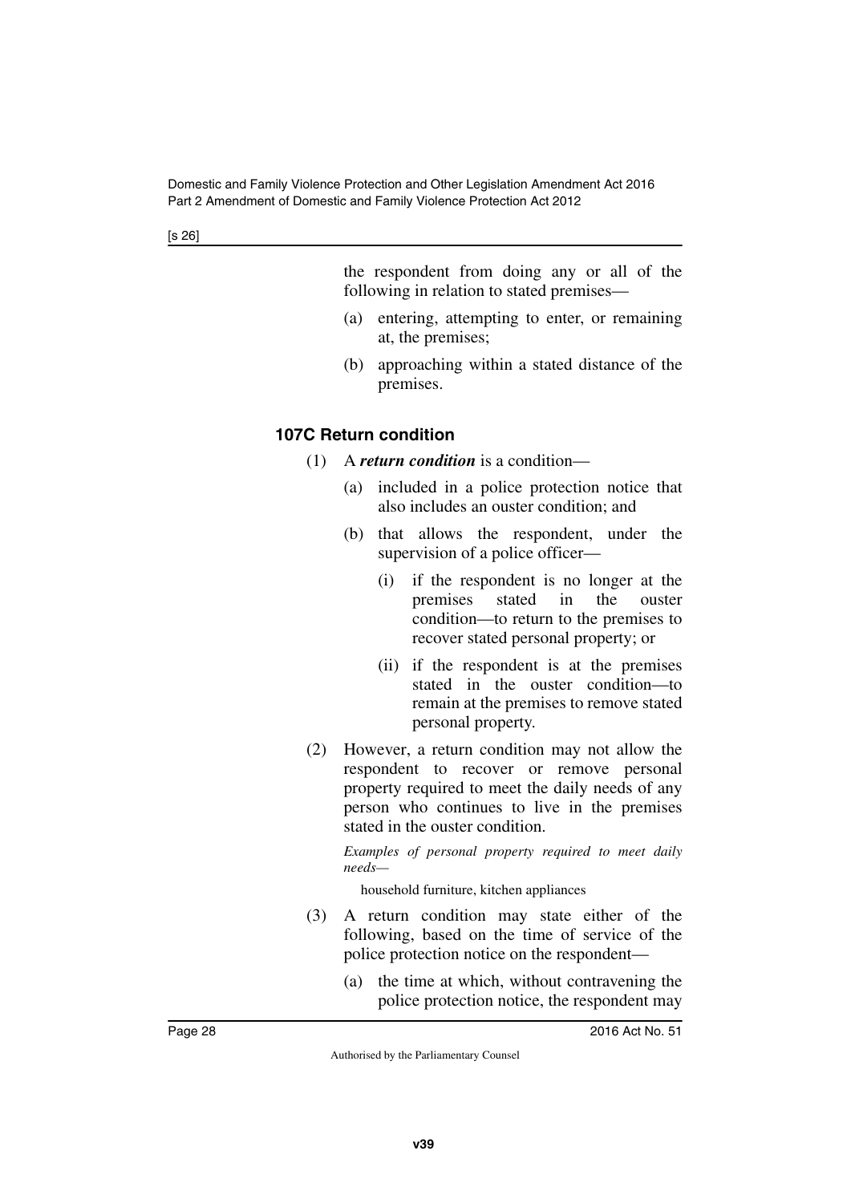the respondent from doing any or all of the following in relation to stated premises—

(a) entering, attempting to enter, or remaining at, the premises;

(b) approaching within a stated distance of the premises.

### 107C Return condition

(1) A ***return condition*** is a condition—

(a) included in a police protection notice that also includes an ouster condition; and

(b) that allows the respondent, under the supervision of a police officer—

(i) if the respondent is no longer at the premises stated in the ouster condition—to return to the premises to recover stated personal property; or

(ii) if the respondent is at the premises stated in the ouster condition—to remain at the premises to remove stated personal property.

(2) However, a return condition may not allow the respondent to recover or remove personal property required to meet the daily needs of any person who continues to live in the premises stated in the ouster condition.

*Examples of personal property required to meet daily needs—*

household furniture, kitchen appliances

(3) A return condition may state either of the following, based on the time of service of the police protection notice on the respondent—

(a) the time at which, without contravening the police protection notice, the respondent may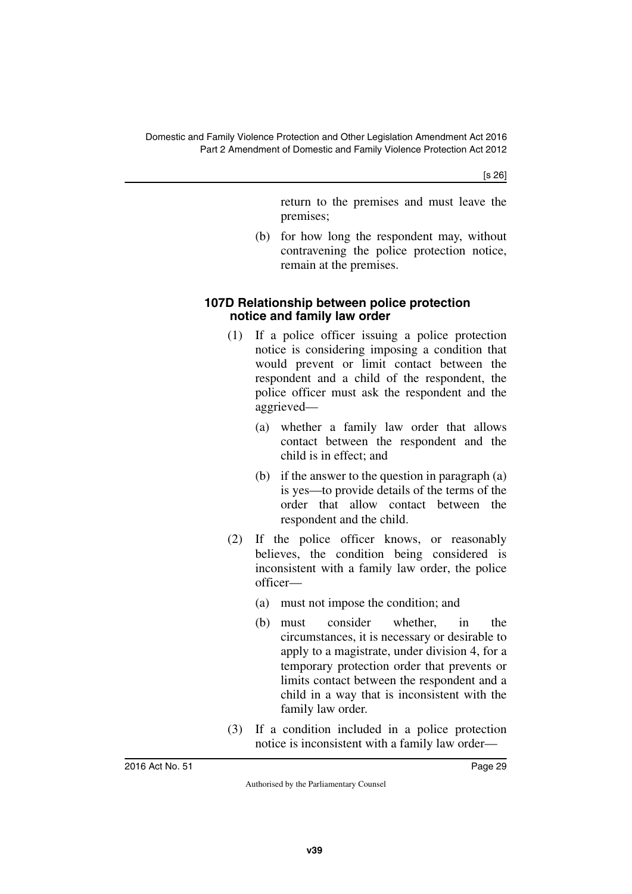return to the premises and must leave the premises;

(b) for how long the respondent may, without contravening the police protection notice, remain at the premises.

### 107D Relationship between police protection notice and family law order

(1) If a police officer issuing a police protection notice is considering imposing a condition that would prevent or limit contact between the respondent and a child of the respondent, the police officer must ask the respondent and the aggrieved—

(a) whether a family law order that allows contact between the respondent and the child is in effect; and

(b) if the answer to the question in paragraph (a) is yes—to provide details of the terms of the order that allow contact between the respondent and the child.

(2) If the police officer knows, or reasonably believes, the condition being considered is inconsistent with a family law order, the police officer—

(a) must not impose the condition; and

(b) must consider whether, in the circumstances, it is necessary or desirable to apply to a magistrate, under division 4, for a temporary protection order that prevents or limits contact between the respondent and a child in a way that is inconsistent with the family law order.

(3) If a condition included in a police protection notice is inconsistent with a family law order—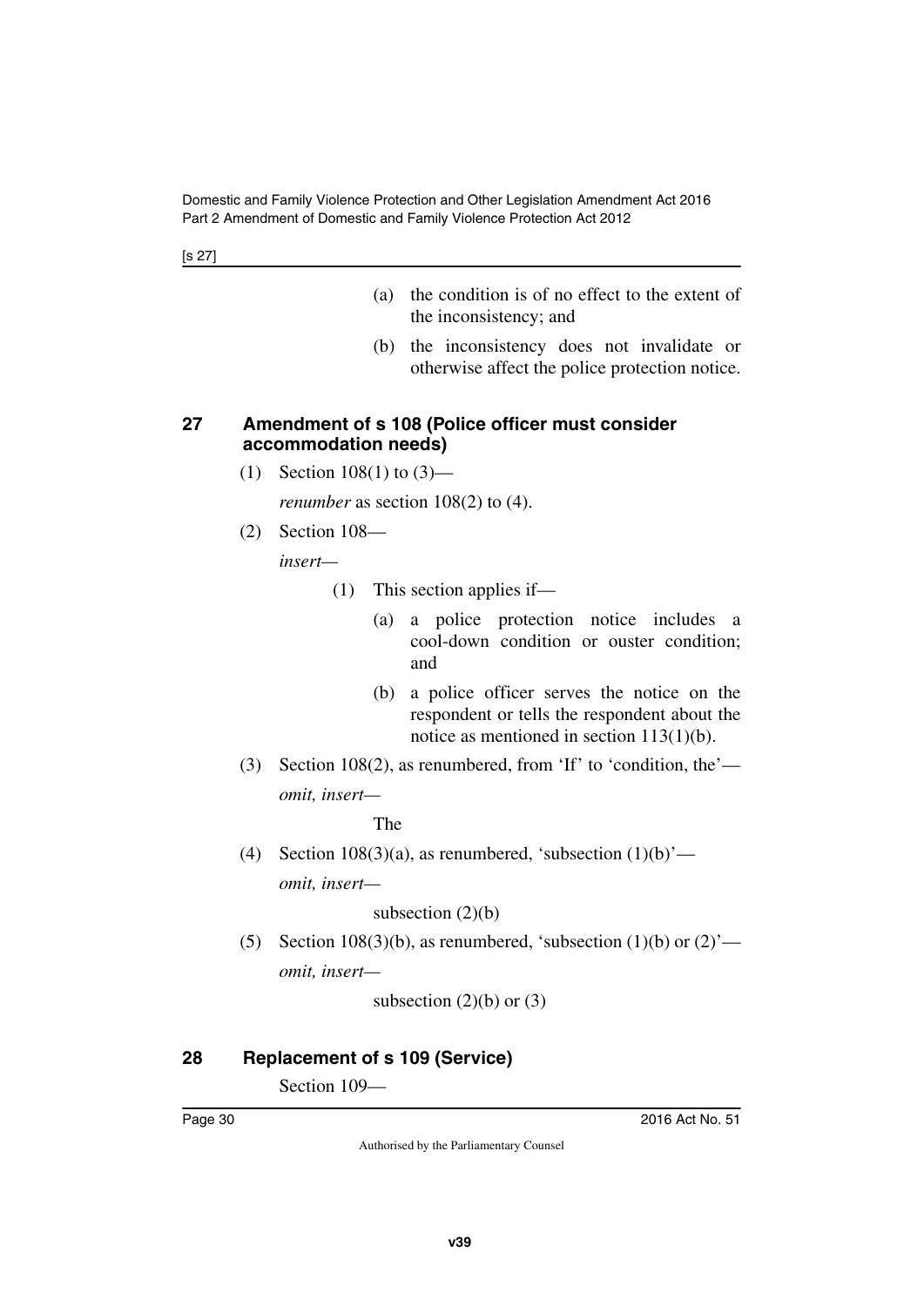(a) the condition is of no effect to the extent of the inconsistency; and

(b) the inconsistency does not invalidate or otherwise affect the police protection notice.

## 27 Amendment of s 108 (Police officer must consider accommodation needs)

(1) Section 108(1) to (3)—

*renumber* as section 108(2) to (4).

(2) Section 108—

*insert*—

(1) This section applies if—

(a) a police protection notice includes a cool-down condition or ouster condition; and

(b) a police officer serves the notice on the respondent or tells the respondent about the notice as mentioned in section 113(1)(b).

(3) Section 108(2), as renumbered, from 'If' to 'condition, the'—

*omit, insert*—

The

(4) Section 108(3)(a), as renumbered, 'subsection (1)(b)'—

*omit, insert*—

subsection (2)(b)

(5) Section 108(3)(b), as renumbered, 'subsection (1)(b) or (2)'—

*omit, insert*—

subsection (2)(b) or (3)

## 28 Replacement of s 109 (Service)

Section 109—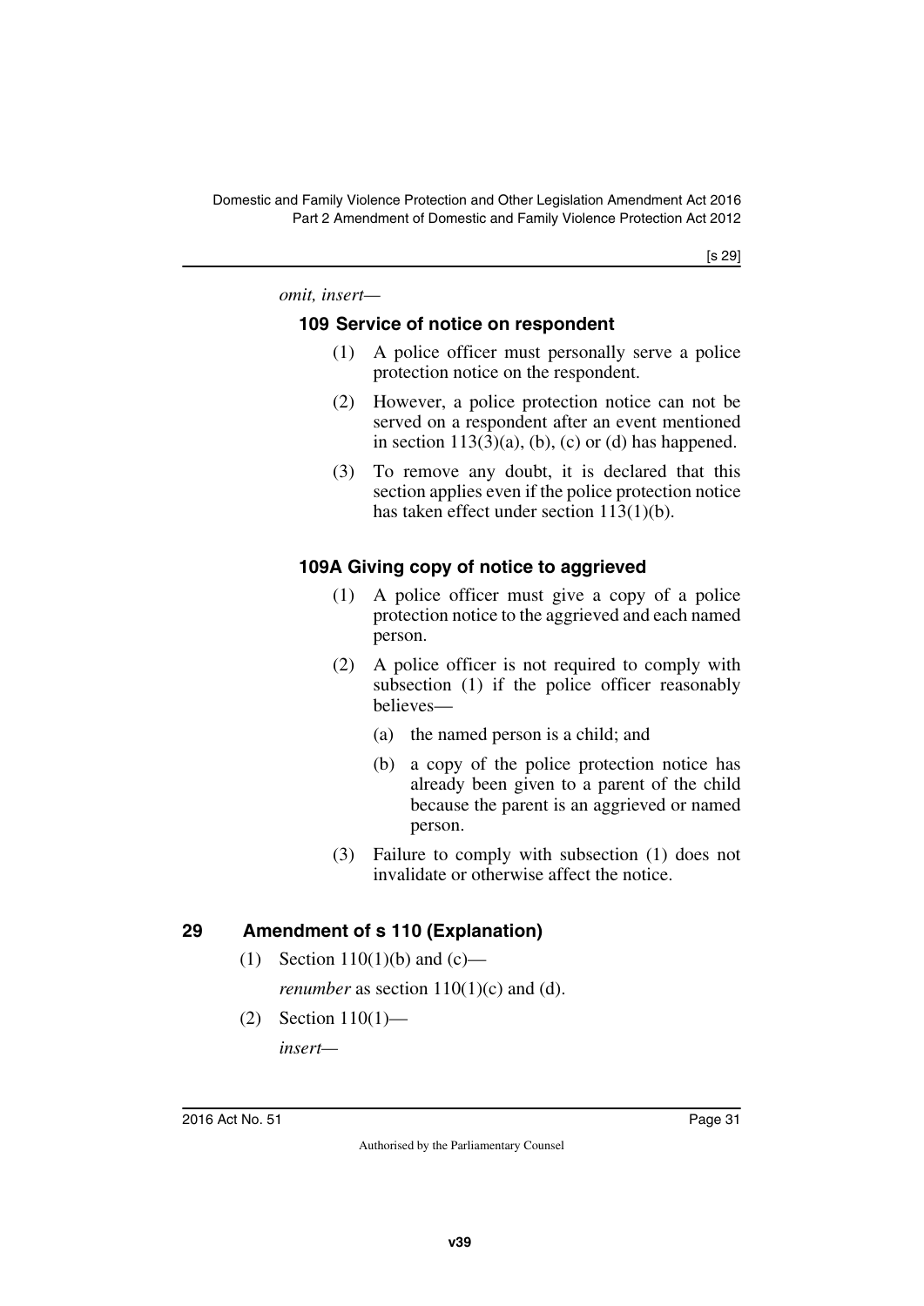*omit, insert—*

### 109 Service of notice on respondent

(1) A police officer must personally serve a police protection notice on the respondent.

(2) However, a police protection notice can not be served on a respondent after an event mentioned in section 113(3)(a), (b), (c) or (d) has happened.

(3) To remove any doubt, it is declared that this section applies even if the police protection notice has taken effect under section 113(1)(b).

### 109A Giving copy of notice to aggrieved

(1) A police officer must give a copy of a police protection notice to the aggrieved and each named person.

(2) A police officer is not required to comply with subsection (1) if the police officer reasonably believes—

(a) the named person is a child; and

(b) a copy of the police protection notice has already been given to a parent of the child because the parent is an aggrieved or named person.

(3) Failure to comply with subsection (1) does not invalidate or otherwise affect the notice.

## 29 Amendment of s 110 (Explanation)

(1) Section 110(1)(b) and (c)—

*renumber* as section 110(1)(c) and (d).

(2) Section 110(1)—

*insert—*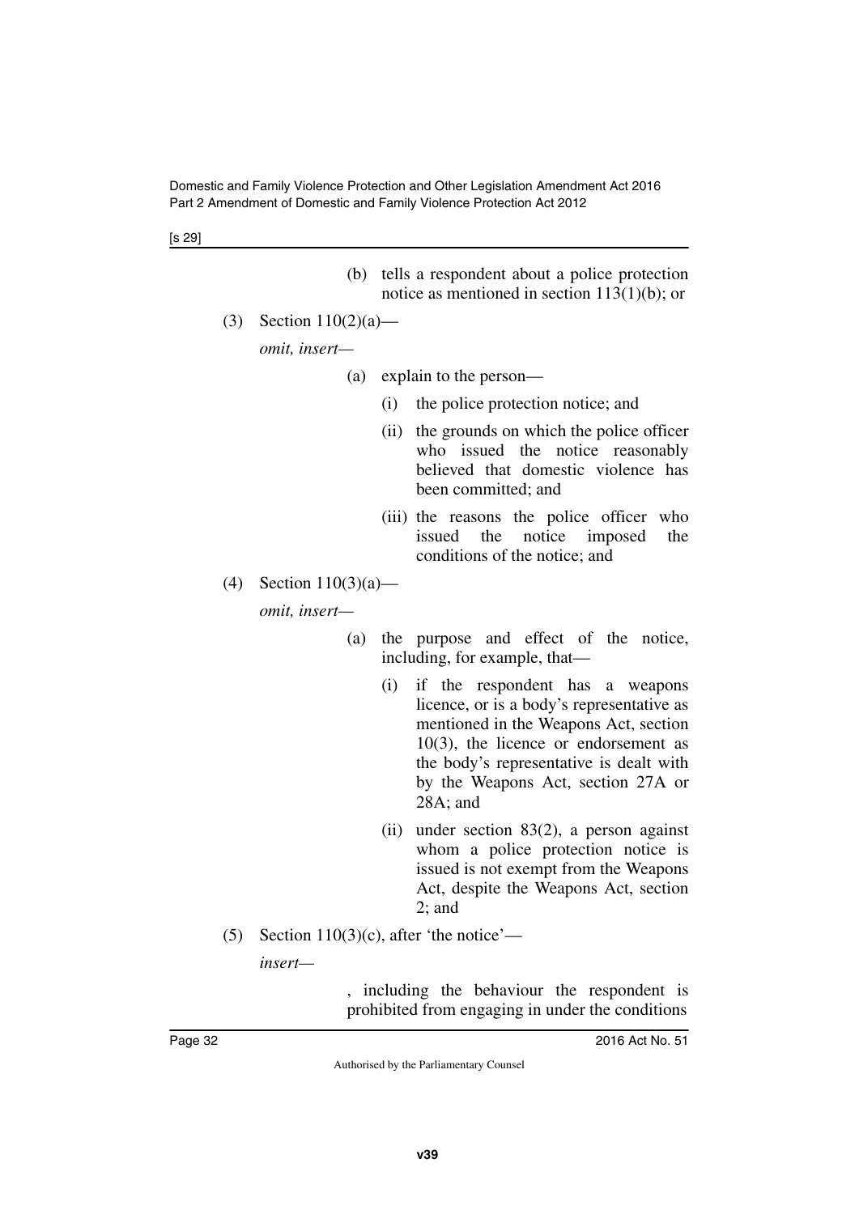(b) tells a respondent about a police protection notice as mentioned in section 113(1)(b); or

(3) Section 110(2)(a)—

*omit, insert—*

(a) explain to the person—

(i) the police protection notice; and

(ii) the grounds on which the police officer who issued the notice reasonably believed that domestic violence has been committed; and

(iii) the reasons the police officer who issued the notice imposed the conditions of the notice; and

(4) Section 110(3)(a)—

*omit, insert—*

(a) the purpose and effect of the notice, including, for example, that—

(i) if the respondent has a weapons licence, or is a body's representative as mentioned in the Weapons Act, section 10(3), the licence or endorsement as the body's representative is dealt with by the Weapons Act, section 27A or 28A; and

(ii) under section 83(2), a person against whom a police protection notice is issued is not exempt from the Weapons Act, despite the Weapons Act, section 2; and

(5) Section 110(3)(c), after 'the notice'—

*insert—*

, including the behaviour the respondent is prohibited from engaging in under the conditions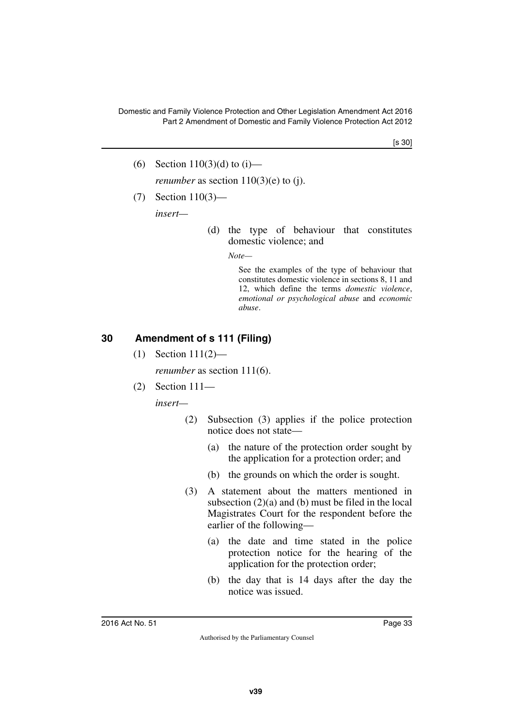(6) Section 110(3)(d) to (i)—

*renumber* as section 110(3)(e) to (j).

(7) Section 110(3)—

*insert*—

> (d) the type of behaviour that constitutes domestic violence; and
>
> *Note*—
>
> See the examples of the type of behaviour that constitutes domestic violence in sections 8, 11 and 12, which define the terms *domestic violence*, *emotional or psychological abuse* and *economic abuse*.

## 30 Amendment of s 111 (Filing)

(1) Section 111(2)—

*renumber* as section 111(6).

(2) Section 111—

*insert*—

> (2) Subsection (3) applies if the police protection notice does not state—
>
> (a) the nature of the protection order sought by the application for a protection order; and
>
> (b) the grounds on which the order is sought.
>
> (3) A statement about the matters mentioned in subsection (2)(a) and (b) must be filed in the local Magistrates Court for the respondent before the earlier of the following—
>
> (a) the date and time stated in the police protection notice for the hearing of the application for the protection order;
>
> (b) the day that is 14 days after the day the notice was issued.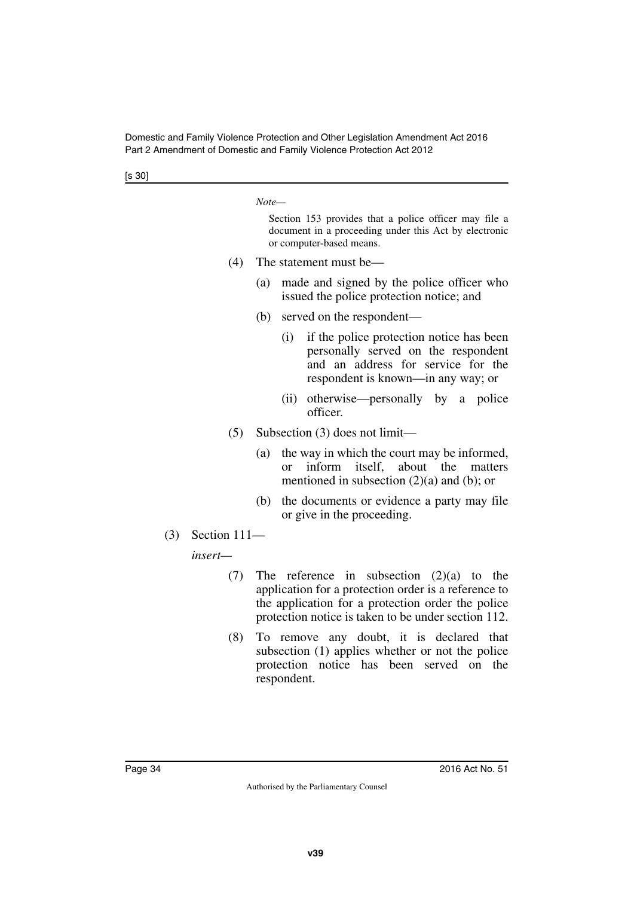*Note—*

Section 153 provides that a police officer may file a document in a proceeding under this Act by electronic or computer-based means.

(4) The statement must be—

(a) made and signed by the police officer who issued the police protection notice; and

(b) served on the respondent—

(i) if the police protection notice has been personally served on the respondent and an address for service for the respondent is known—in any way; or

(ii) otherwise—personally by a police officer.

(5) Subsection (3) does not limit—

(a) the way in which the court may be informed, or inform itself, about the matters mentioned in subsection (2)(a) and (b); or

(b) the documents or evidence a party may file or give in the proceeding.

(3) Section 111—

*insert—*

(7) The reference in subsection (2)(a) to the application for a protection order is a reference to the application for a protection order the police protection notice is taken to be under section 112.

(8) To remove any doubt, it is declared that subsection (1) applies whether or not the police protection notice has been served on the respondent.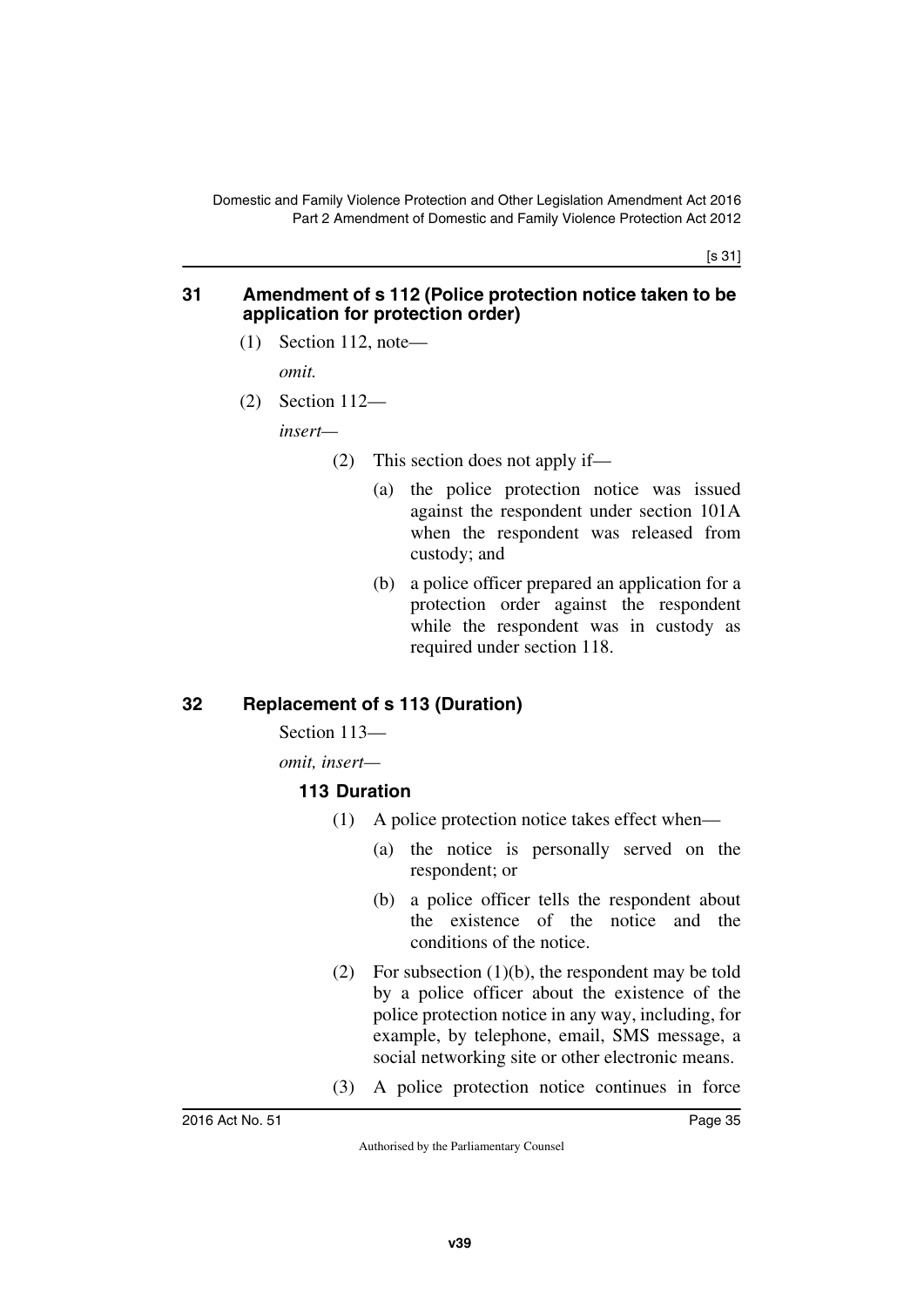## 31 Amendment of s 112 (Police protection notice taken to be application for protection order)

(1) Section 112, note—

*omit.*

(2) Section 112—

*insert—*

> (2) This section does not apply if—
>
> (a) the police protection notice was issued against the respondent under section 101A when the respondent was released from custody; and
>
> (b) a police officer prepared an application for a protection order against the respondent while the respondent was in custody as required under section 118.

## 32 Replacement of s 113 (Duration)

Section 113—

*omit, insert—*

> ### 113 Duration
>
> (1) A police protection notice takes effect when—
>
> (a) the notice is personally served on the respondent; or
>
> (b) a police officer tells the respondent about the existence of the notice and the conditions of the notice.
>
> (2) For subsection (1)(b), the respondent may be told by a police officer about the existence of the police protection notice in any way, including, for example, by telephone, email, SMS message, a social networking site or other electronic means.
>
> (3) A police protection notice continues in force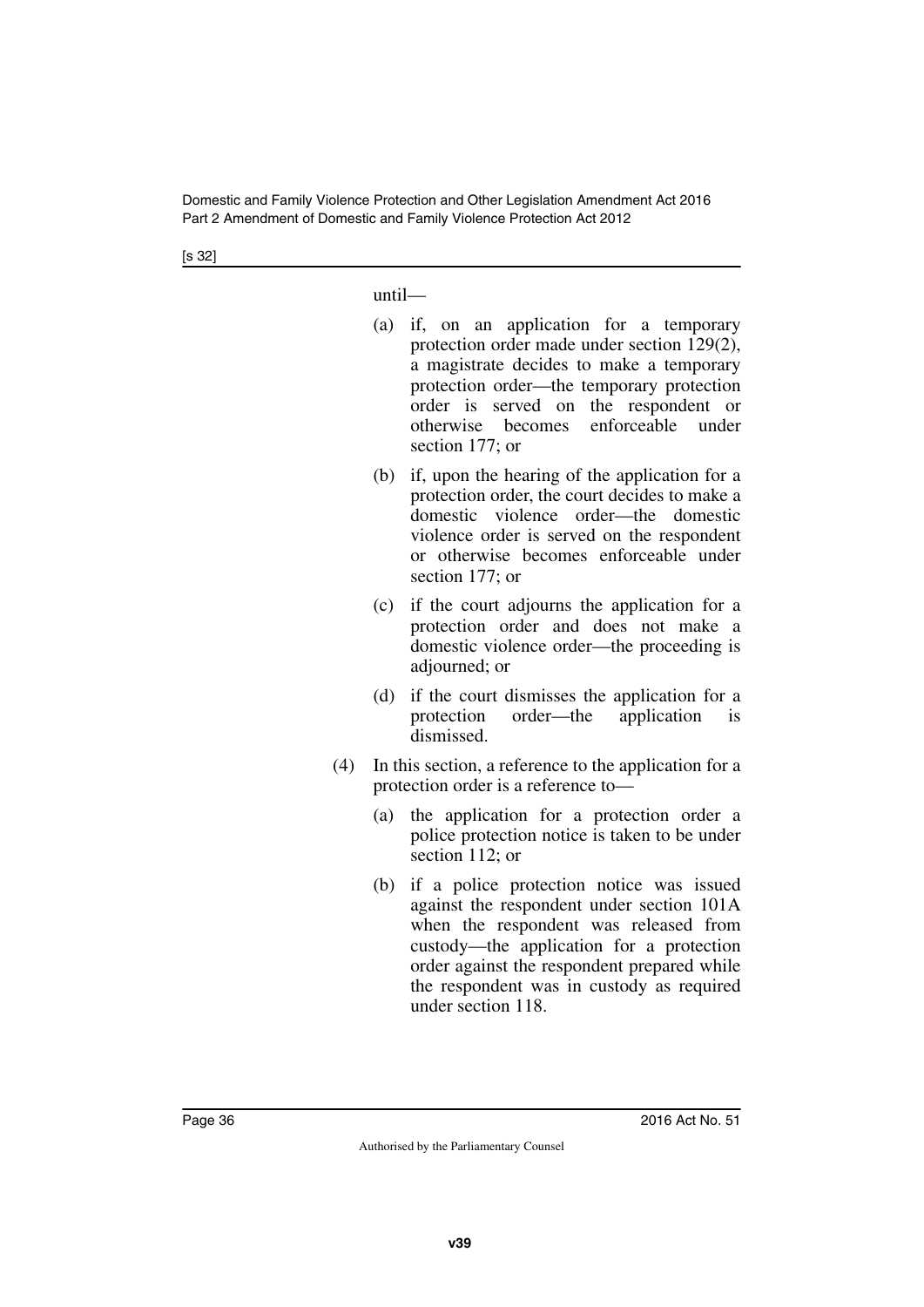until—

(a) if, on an application for a temporary protection order made under section 129(2), a magistrate decides to make a temporary protection order—the temporary protection order is served on the respondent or otherwise becomes enforceable under section 177; or

(b) if, upon the hearing of the application for a protection order, the court decides to make a domestic violence order—the domestic violence order is served on the respondent or otherwise becomes enforceable under section 177; or

(c) if the court adjourns the application for a protection order and does not make a domestic violence order—the proceeding is adjourned; or

(d) if the court dismisses the application for a protection order—the application is dismissed.

(4) In this section, a reference to the application for a protection order is a reference to—

(a) the application for a protection order a police protection notice is taken to be under section 112; or

(b) if a police protection notice was issued against the respondent under section 101A when the respondent was released from custody—the application for a protection order against the respondent prepared while the respondent was in custody as required under section 118.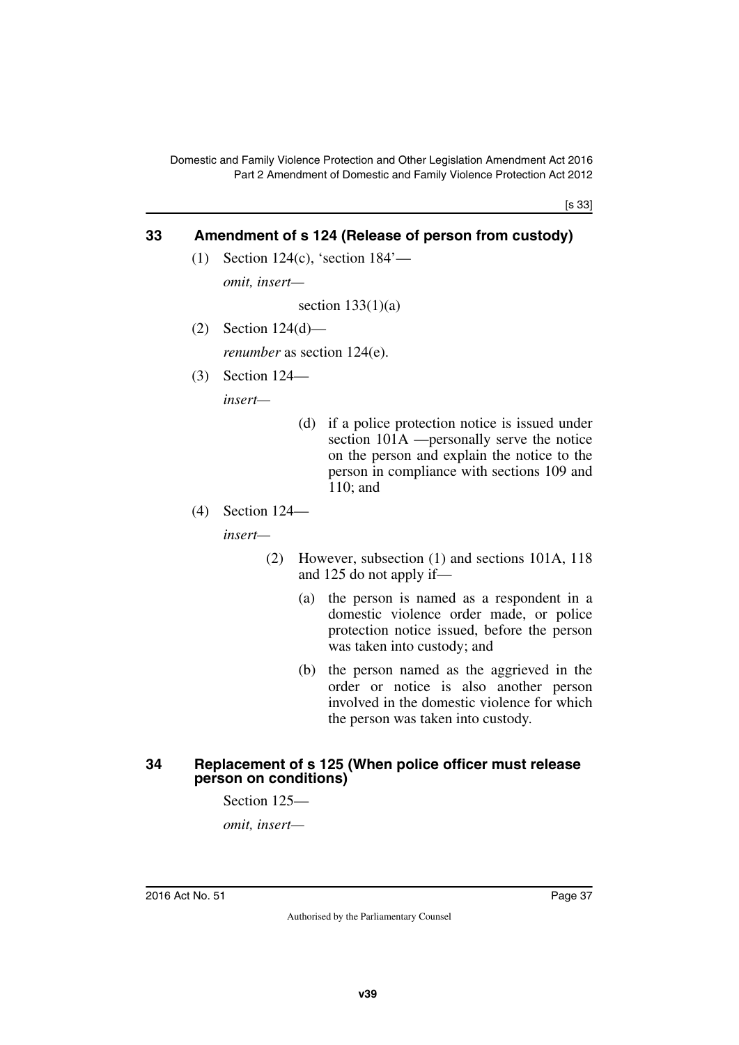## 33 Amendment of s 124 (Release of person from custody)

(1) Section 124(c), 'section 184'—

*omit, insert—*

section 133(1)(a)

(2) Section 124(d)—

*renumber* as section 124(e).

(3) Section 124—

*insert—*

(d) if a police protection notice is issued under section 101A —personally serve the notice on the person and explain the notice to the person in compliance with sections 109 and 110; and

(4) Section 124—

*insert—*

(2) However, subsection (1) and sections 101A, 118 and 125 do not apply if—

(a) the person is named as a respondent in a domestic violence order made, or police protection notice issued, before the person was taken into custody; and

(b) the person named as the aggrieved in the order or notice is also another person involved in the domestic violence for which the person was taken into custody.

## 34 Replacement of s 125 (When police officer must release person on conditions)

Section 125—

*omit, insert—*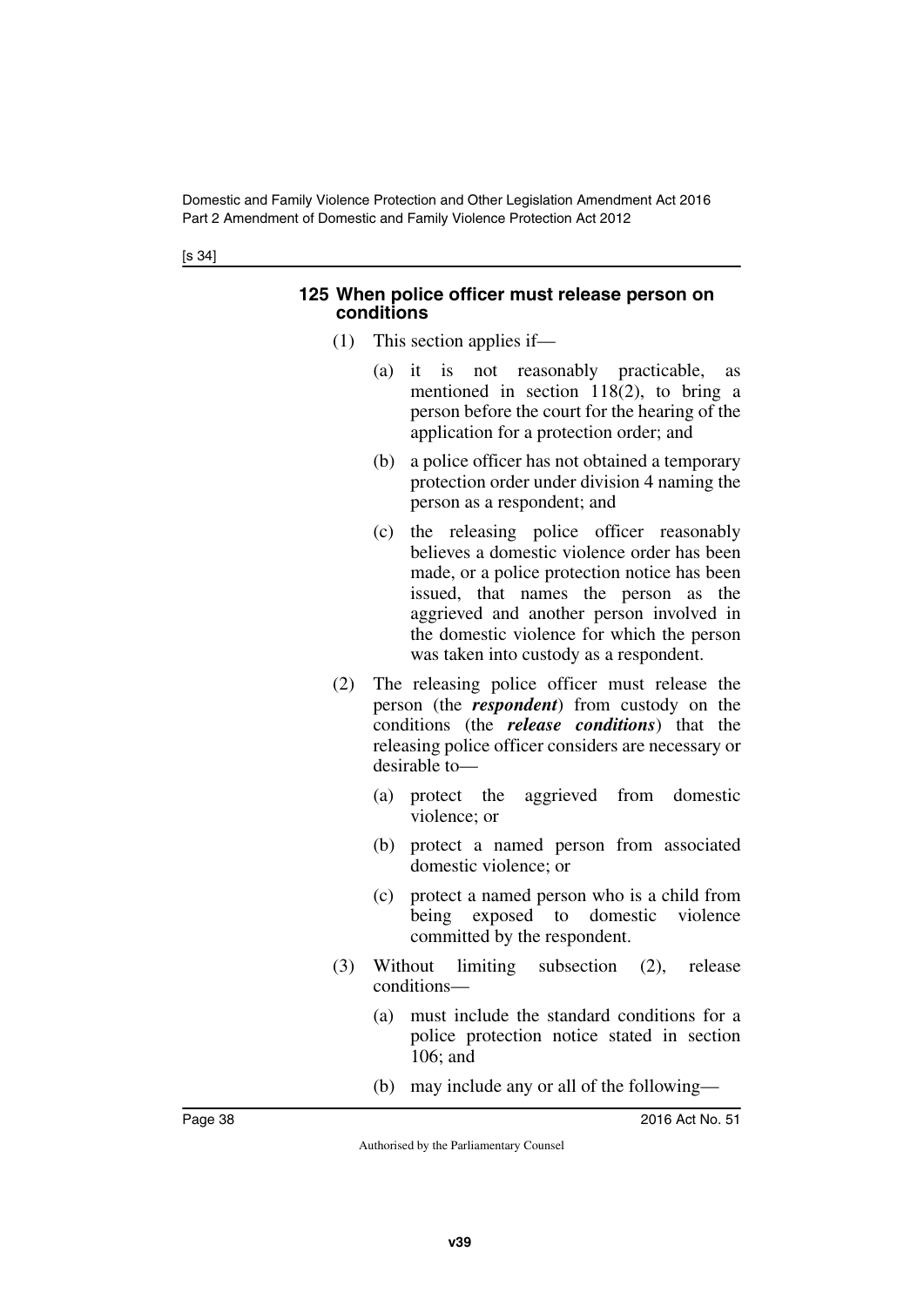### 125 When police officer must release person on conditions

(1) This section applies if—

(a) it is not reasonably practicable, as mentioned in section 118(2), to bring a person before the court for the hearing of the application for a protection order; and

(b) a police officer has not obtained a temporary protection order under division 4 naming the person as a respondent; and

(c) the releasing police officer reasonably believes a domestic violence order has been made, or a police protection notice has been issued, that names the person as the aggrieved and another person involved in the domestic violence for which the person was taken into custody as a respondent.

(2) The releasing police officer must release the person (the ***respondent***) from custody on the conditions (the ***release conditions***) that the releasing police officer considers are necessary or desirable to—

(a) protect the aggrieved from domestic violence; or

(b) protect a named person from associated domestic violence; or

(c) protect a named person who is a child from being exposed to domestic violence committed by the respondent.

(3) Without limiting subsection (2), release conditions—

(a) must include the standard conditions for a police protection notice stated in section 106; and

(b) may include any or all of the following—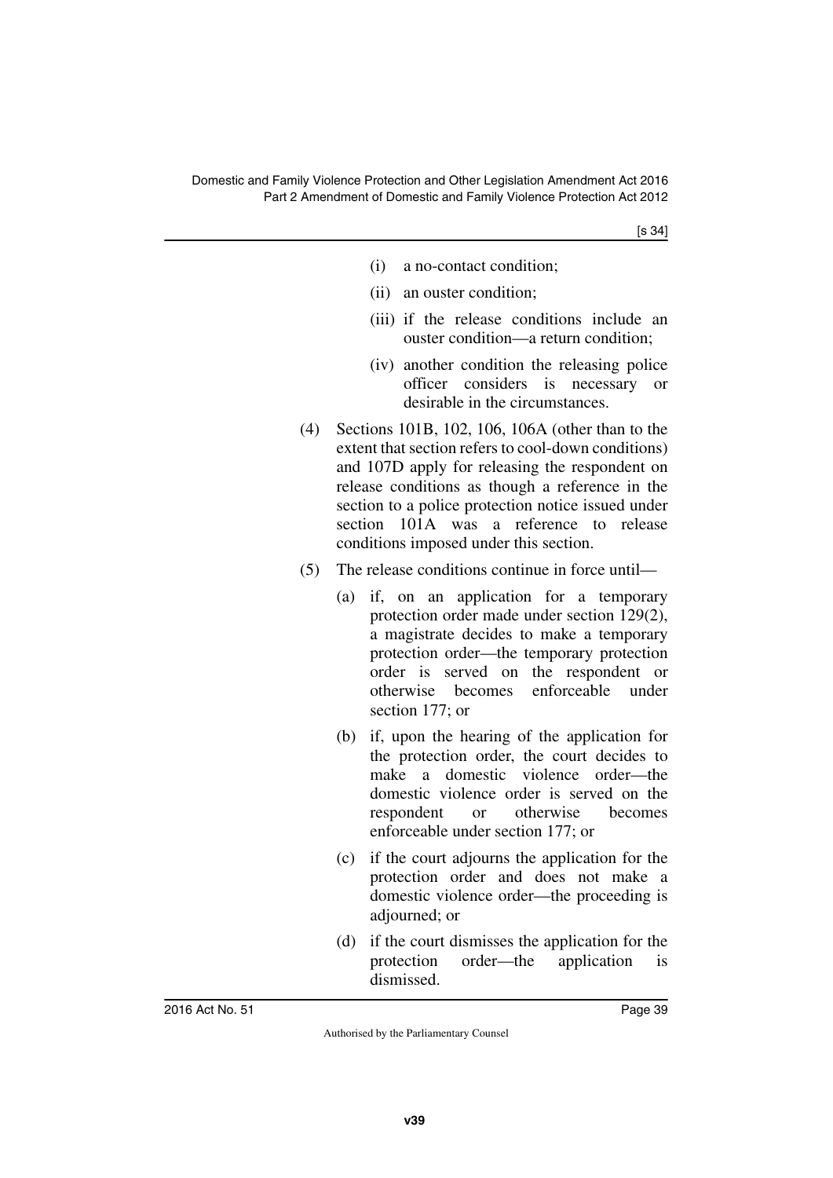(i) a no-contact condition;

(ii) an ouster condition;

(iii) if the release conditions include an ouster condition—a return condition;

(iv) another condition the releasing police officer considers is necessary or desirable in the circumstances.

(4) Sections 101B, 102, 106, 106A (other than to the extent that section refers to cool-down conditions) and 107D apply for releasing the respondent on release conditions as though a reference in the section to a police protection notice issued under section 101A was a reference to release conditions imposed under this section.

(5) The release conditions continue in force until—

(a) if, on an application for a temporary protection order made under section 129(2), a magistrate decides to make a temporary protection order—the temporary protection order is served on the respondent or otherwise becomes enforceable under section 177; or

(b) if, upon the hearing of the application for the protection order, the court decides to make a domestic violence order—the domestic violence order is served on the respondent or otherwise becomes enforceable under section 177; or

(c) if the court adjourns the application for the protection order and does not make a domestic violence order—the proceeding is adjourned; or

(d) if the court dismisses the application for the protection order—the application is dismissed.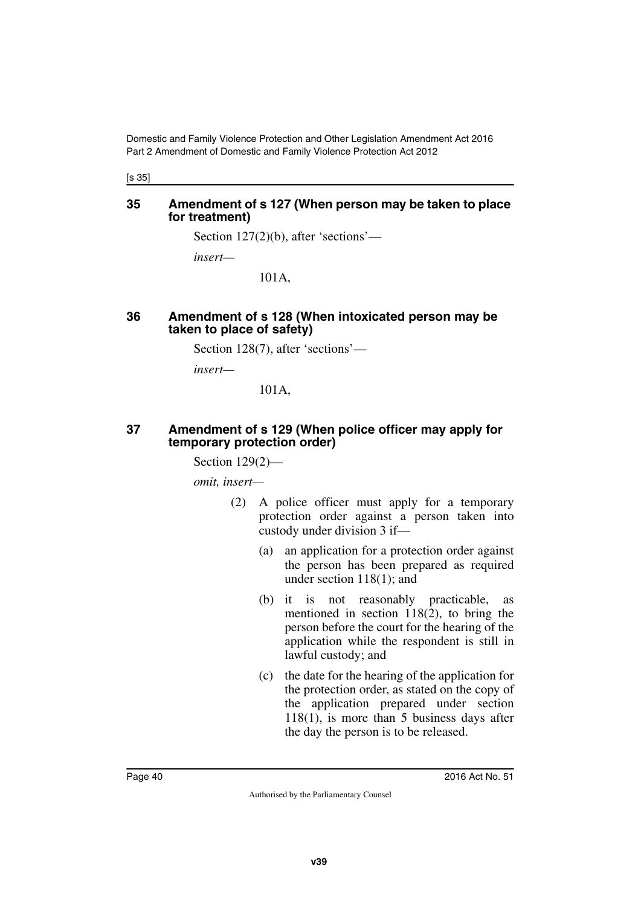## 35 Amendment of s 127 (When person may be taken to place for treatment)

Section 127(2)(b), after ‘sections’—

*insert*—

101A,

## 36 Amendment of s 128 (When intoxicated person may be taken to place of safety)

Section 128(7), after ‘sections’—

*insert*—

101A,

## 37 Amendment of s 129 (When police officer may apply for temporary protection order)

Section 129(2)—

*omit, insert*—

(2) A police officer must apply for a temporary protection order against a person taken into custody under division 3 if—

(a) an application for a protection order against the person has been prepared as required under section 118(1); and

(b) it is not reasonably practicable, as mentioned in section 118(2), to bring the person before the court for the hearing of the application while the respondent is still in lawful custody; and

(c) the date for the hearing of the application for the protection order, as stated on the copy of the application prepared under section 118(1), is more than 5 business days after the day the person is to be released.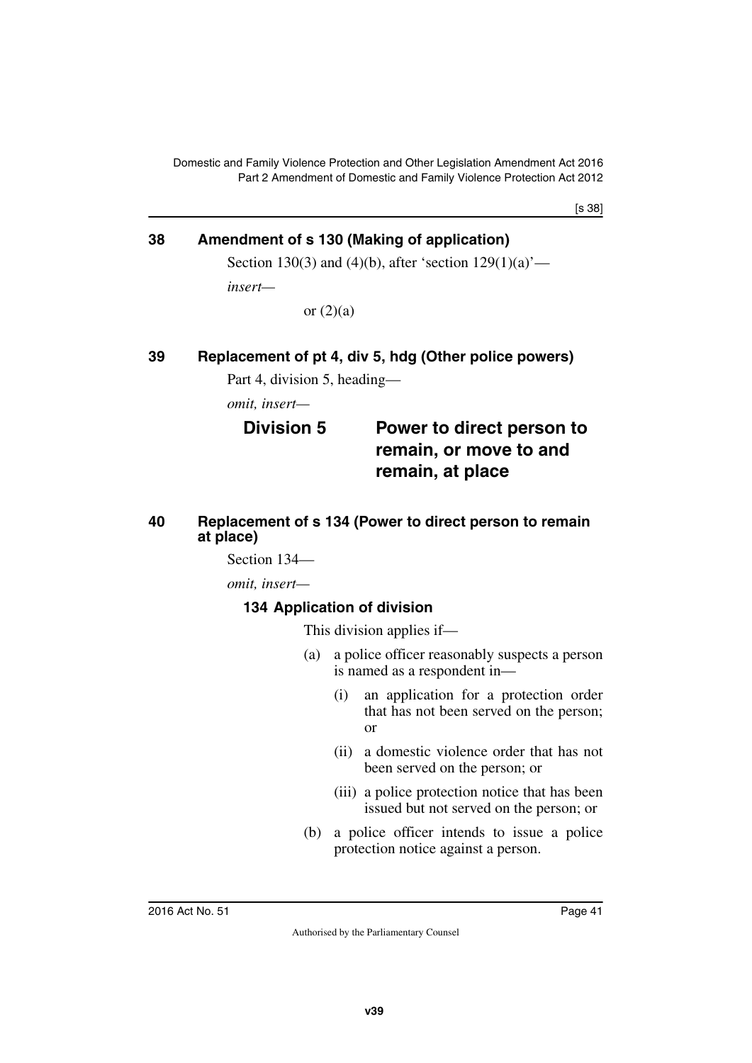## 38 Amendment of s 130 (Making of application)

Section 130(3) and (4)(b), after 'section 129(1)(a)'—

*insert—*

or (2)(a)

## 39 Replacement of pt 4, div 5, hdg (Other police powers)

Part 4, division 5, heading—

*omit, insert—*

### Division 5 Power to direct person to remain, or move to and remain, at place

## 40 Replacement of s 134 (Power to direct person to remain at place)

Section 134—

*omit, insert—*

### 134 Application of division

This division applies if—

(a) a police officer reasonably suspects a person is named as a respondent in—

(i) an application for a protection order that has not been served on the person; or

(ii) a domestic violence order that has not been served on the person; or

(iii) a police protection notice that has been issued but not served on the person; or

(b) a police officer intends to issue a police protection notice against a person.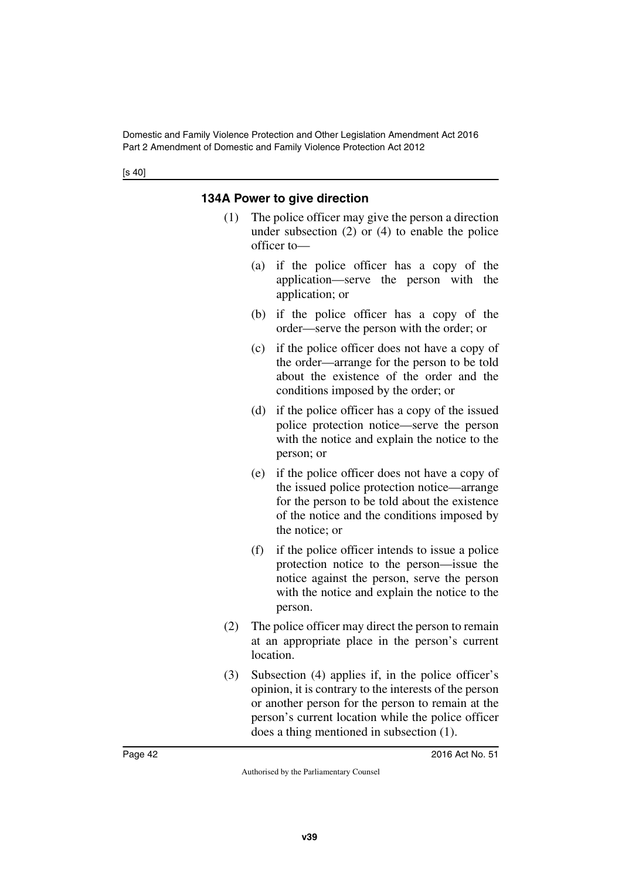### 134A Power to give direction

(1) The police officer may give the person a direction under subsection (2) or (4) to enable the police officer to—

   (a) if the police officer has a copy of the application—serve the person with the application; or

   (b) if the police officer has a copy of the order—serve the person with the order; or

   (c) if the police officer does not have a copy of the order—arrange for the person to be told about the existence of the order and the conditions imposed by the order; or

   (d) if the police officer has a copy of the issued police protection notice—serve the person with the notice and explain the notice to the person; or

   (e) if the police officer does not have a copy of the issued police protection notice—arrange for the person to be told about the existence of the notice and the conditions imposed by the notice; or

   (f) if the police officer intends to issue a police protection notice to the person—issue the notice against the person, serve the person with the notice and explain the notice to the person.

(2) The police officer may direct the person to remain at an appropriate place in the person's current location.

(3) Subsection (4) applies if, in the police officer's opinion, it is contrary to the interests of the person or another person for the person to remain at the person's current location while the police officer does a thing mentioned in subsection (1).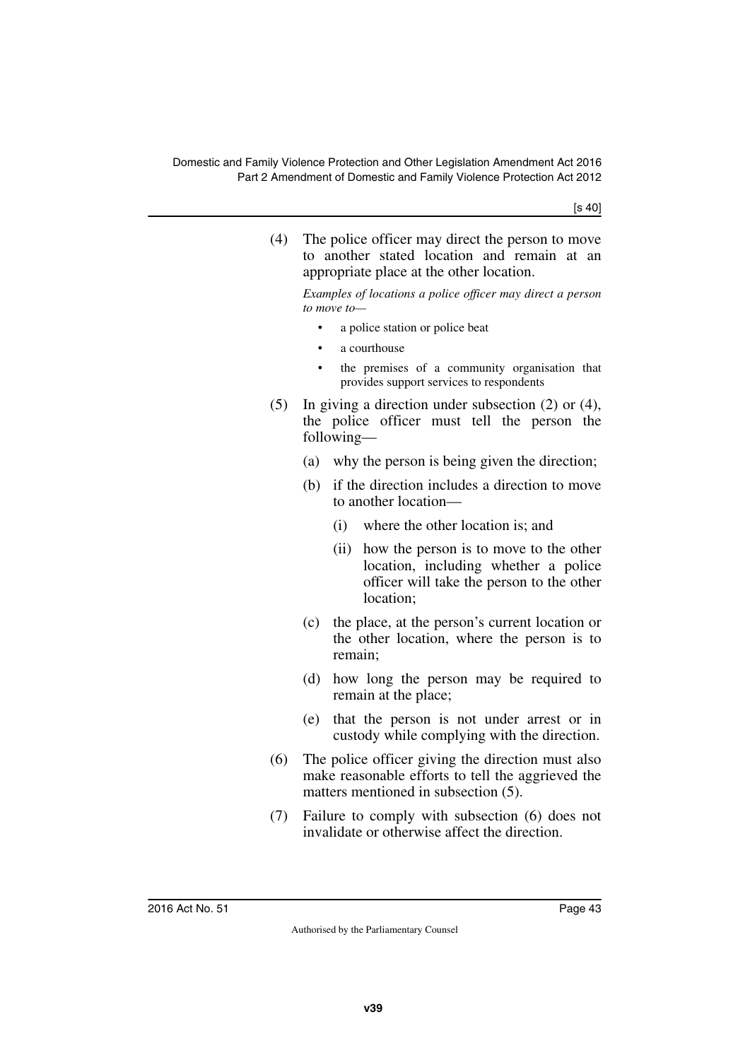(4) The police officer may direct the person to move to another stated location and remain at an appropriate place at the other location.

*Examples of locations a police officer may direct a person to move to—*

- a police station or police beat
- a courthouse
- the premises of a community organisation that provides support services to respondents

(5) In giving a direction under subsection (2) or (4), the police officer must tell the person the following—

(a) why the person is being given the direction;

(b) if the direction includes a direction to move to another location—

(i) where the other location is; and

(ii) how the person is to move to the other location, including whether a police officer will take the person to the other location;

(c) the place, at the person's current location or the other location, where the person is to remain;

(d) how long the person may be required to remain at the place;

(e) that the person is not under arrest or in custody while complying with the direction.

(6) The police officer giving the direction must also make reasonable efforts to tell the aggrieved the matters mentioned in subsection (5).

(7) Failure to comply with subsection (6) does not invalidate or otherwise affect the direction.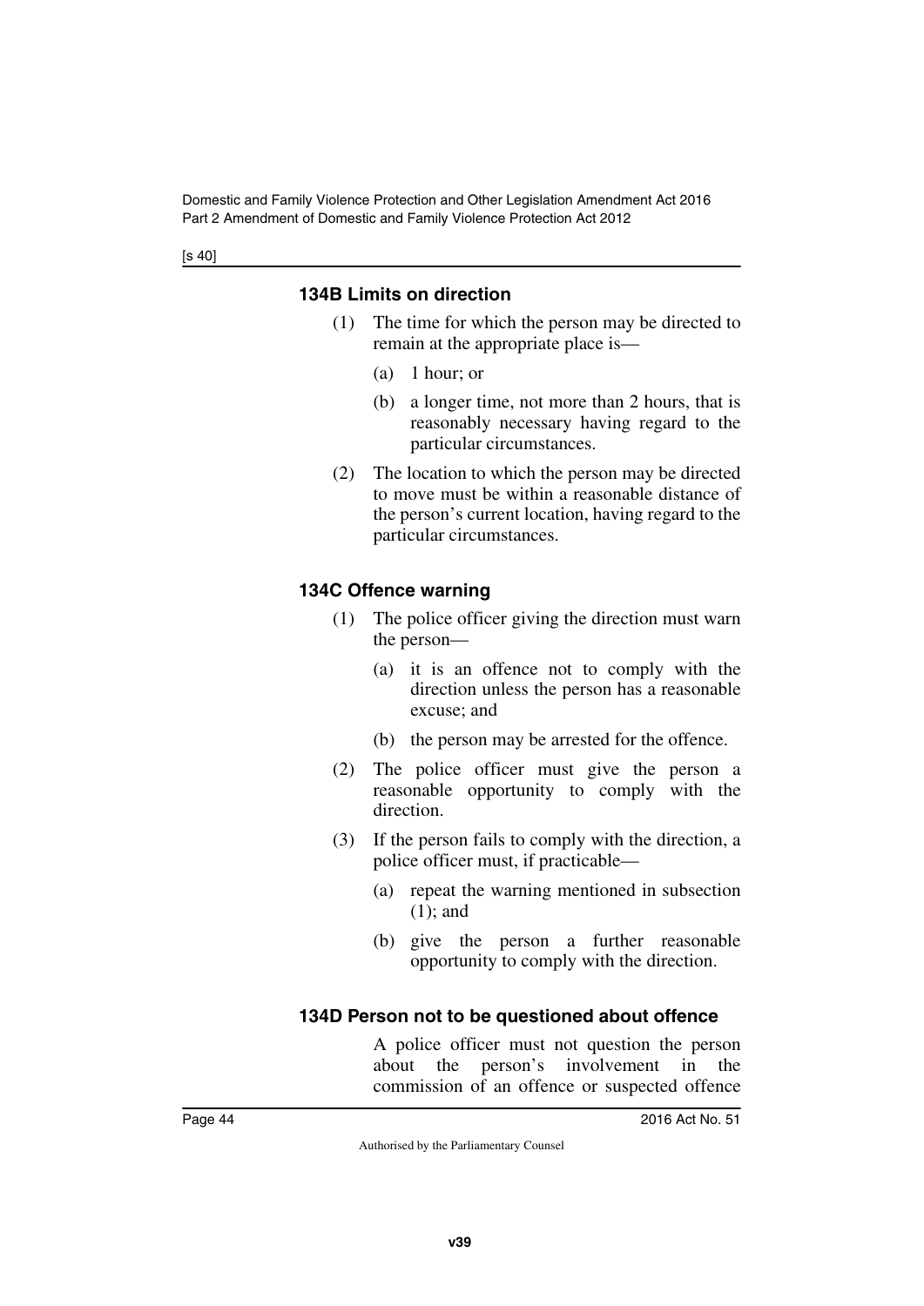### 134B Limits on direction

(1) The time for which the person may be directed to remain at the appropriate place is—

(a) 1 hour; or

(b) a longer time, not more than 2 hours, that is reasonably necessary having regard to the particular circumstances.

(2) The location to which the person may be directed to move must be within a reasonable distance of the person's current location, having regard to the particular circumstances.

### 134C Offence warning

(1) The police officer giving the direction must warn the person—

(a) it is an offence not to comply with the direction unless the person has a reasonable excuse; and

(b) the person may be arrested for the offence.

(2) The police officer must give the person a reasonable opportunity to comply with the direction.

(3) If the person fails to comply with the direction, a police officer must, if practicable—

(a) repeat the warning mentioned in subsection (1); and

(b) give the person a further reasonable opportunity to comply with the direction.

### 134D Person not to be questioned about offence

A police officer must not question the person about the person's involvement in the commission of an offence or suspected offence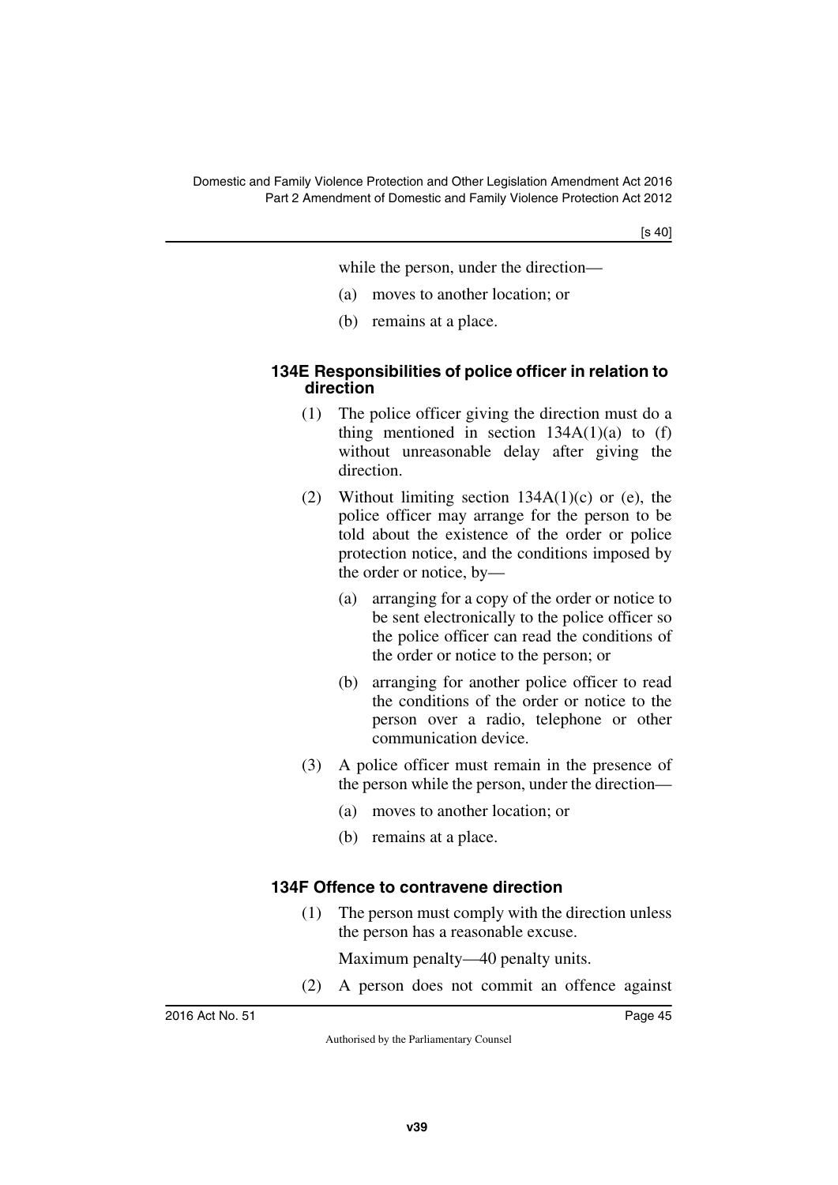while the person, under the direction—

(a) moves to another location; or

(b) remains at a place.

### 134E Responsibilities of police officer in relation to direction

(1) The police officer giving the direction must do a thing mentioned in section 134A(1)(a) to (f) without unreasonable delay after giving the direction.

(2) Without limiting section 134A(1)(c) or (e), the police officer may arrange for the person to be told about the existence of the order or police protection notice, and the conditions imposed by the order or notice, by—

(a) arranging for a copy of the order or notice to be sent electronically to the police officer so the police officer can read the conditions of the order or notice to the person; or

(b) arranging for another police officer to read the conditions of the order or notice to the person over a radio, telephone or other communication device.

(3) A police officer must remain in the presence of the person while the person, under the direction—

(a) moves to another location; or

(b) remains at a place.

### 134F Offence to contravene direction

(1) The person must comply with the direction unless the person has a reasonable excuse.

Maximum penalty—40 penalty units.

(2) A person does not commit an offence against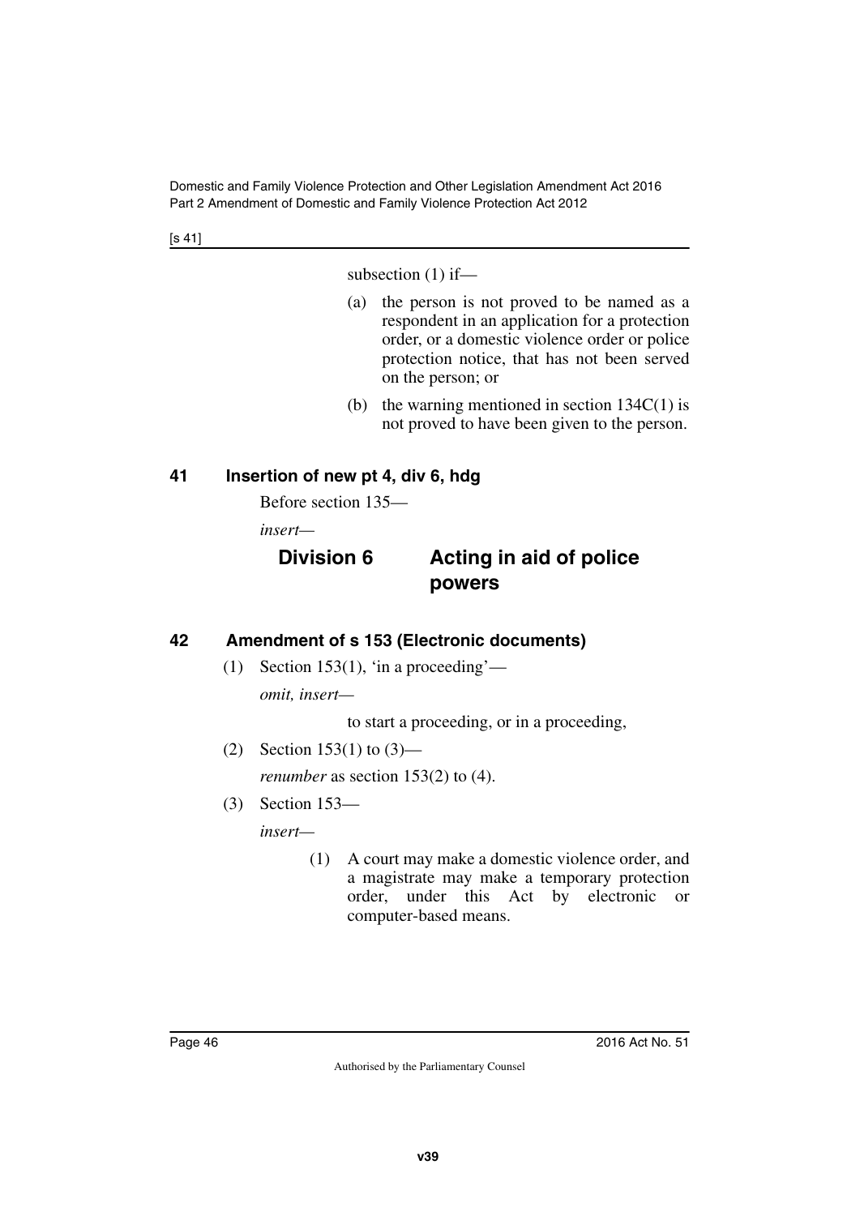subsection (1) if—

(a) the person is not proved to be named as a respondent in an application for a protection order, or a domestic violence order or police protection notice, that has not been served on the person; or

(b) the warning mentioned in section 134C(1) is not proved to have been given to the person.

## 41 Insertion of new pt 4, div 6, hdg

Before section 135—

*insert*—

### Division 6 Acting in aid of police powers

## 42 Amendment of s 153 (Electronic documents)

(1) Section 153(1), 'in a proceeding'—

*omit, insert*—

to start a proceeding, or in a proceeding,

(2) Section 153(1) to (3)—

*renumber* as section 153(2) to (4).

(3) Section 153—

*insert*—

(1) A court may make a domestic violence order, and a magistrate may make a temporary protection order, under this Act by electronic or computer-based means.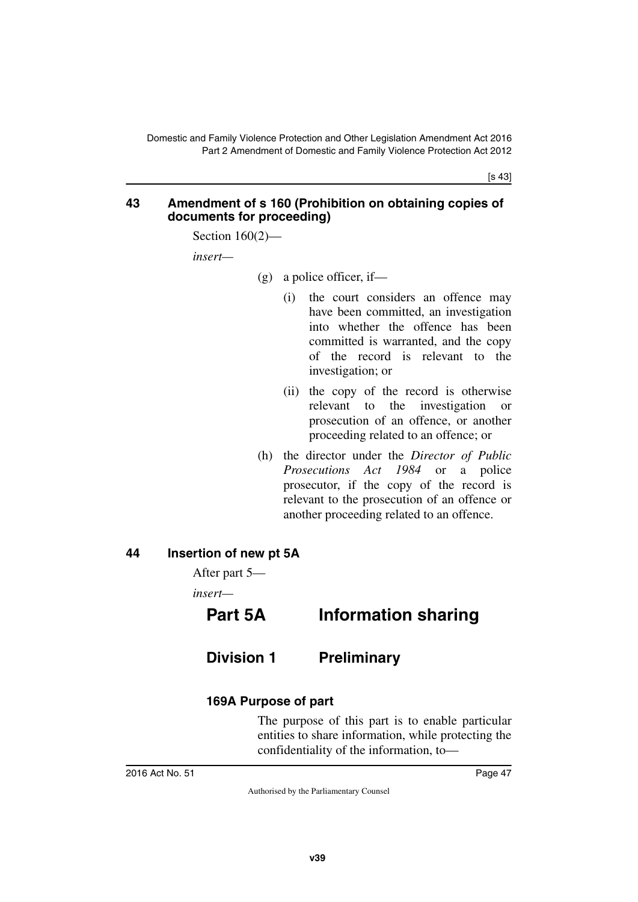## 43 Amendment of s 160 (Prohibition on obtaining copies of documents for proceeding)

Section 160(2)—

*insert*—

(g) a police officer, if—

(i) the court considers an offence may have been committed, an investigation into whether the offence has been committed is warranted, and the copy of the record is relevant to the investigation; or

(ii) the copy of the record is otherwise relevant to the investigation or prosecution of an offence, or another proceeding related to an offence; or

(h) the director under the *Director of Public Prosecutions Act 1984* or a police prosecutor, if the copy of the record is relevant to the prosecution of an offence or another proceeding related to an offence.

## 44 Insertion of new pt 5A

After part 5—

*insert*—

# Part 5A Information sharing

## Division 1 Preliminary

### 169A Purpose of part

The purpose of this part is to enable particular entities to share information, while protecting the confidentiality of the information, to—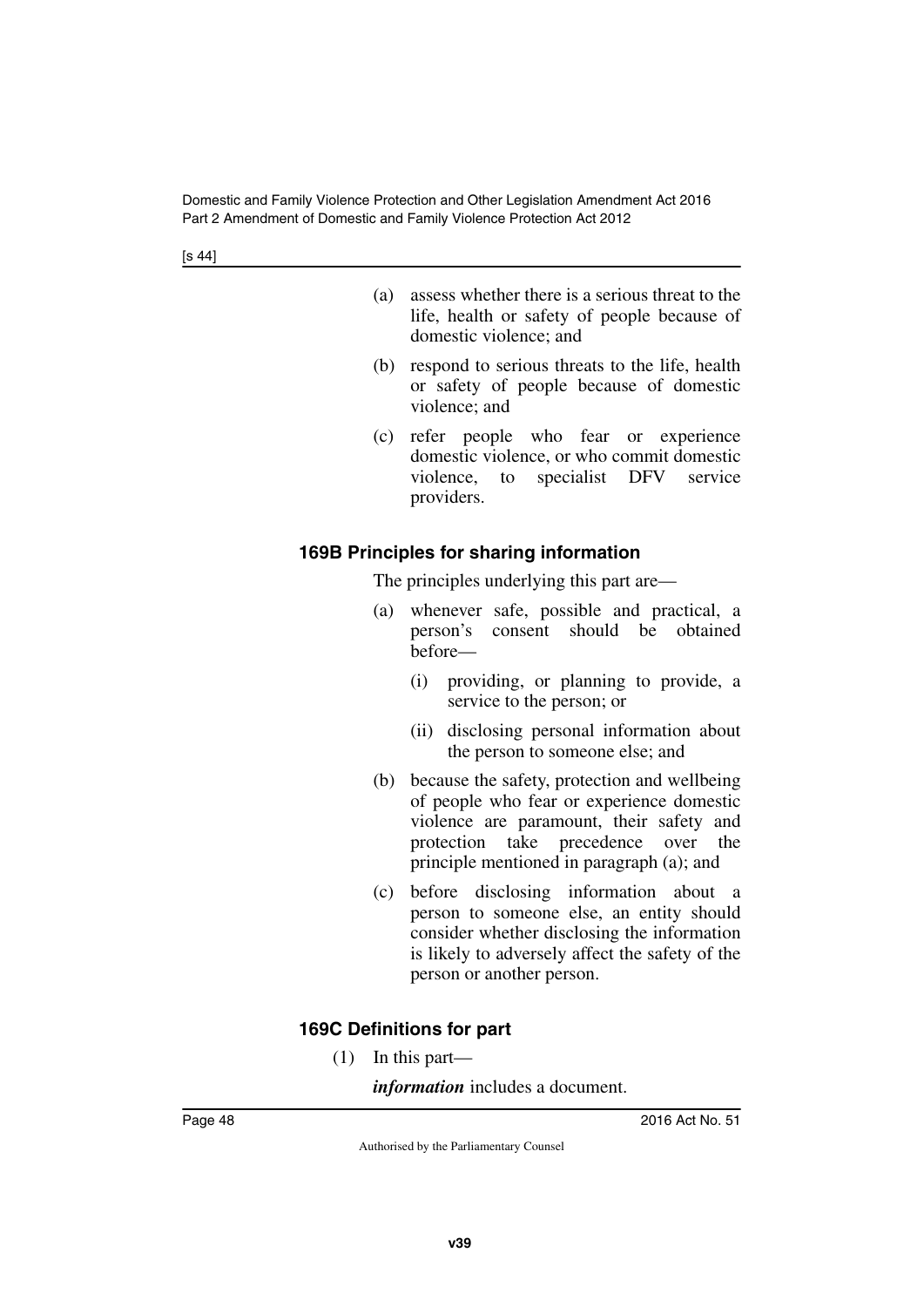(a) assess whether there is a serious threat to the life, health or safety of people because of domestic violence; and

(b) respond to serious threats to the life, health or safety of people because of domestic violence; and

(c) refer people who fear or experience domestic violence, or who commit domestic violence, to specialist DFV service providers.

### 169B Principles for sharing information

The principles underlying this part are—

(a) whenever safe, possible and practical, a person's consent should be obtained before—

  (i) providing, or planning to provide, a service to the person; or

  (ii) disclosing personal information about the person to someone else; and

(b) because the safety, protection and wellbeing of people who fear or experience domestic violence are paramount, their safety and protection take precedence over the principle mentioned in paragraph (a); and

(c) before disclosing information about a person to someone else, an entity should consider whether disclosing the information is likely to adversely affect the safety of the person or another person.

### 169C Definitions for part

(1) In this part—

***information*** includes a document.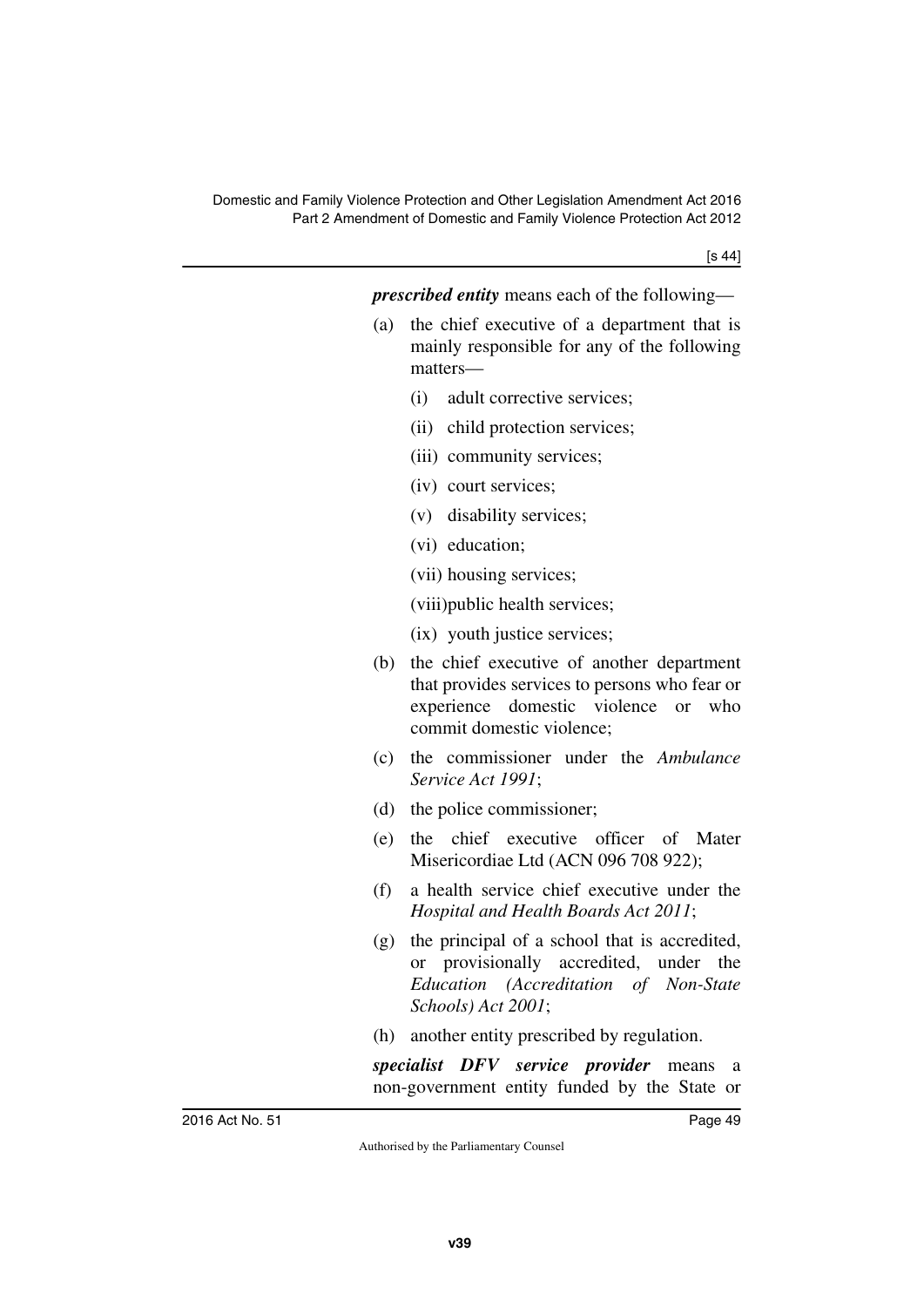***prescribed entity*** means each of the following—

(a) the chief executive of a department that is mainly responsible for any of the following matters—

(i) adult corrective services;

(ii) child protection services;

(iii) community services;

(iv) court services;

(v) disability services;

(vi) education;

(vii) housing services;

(viii) public health services;

(ix) youth justice services;

(b) the chief executive of another department that provides services to persons who fear or experience domestic violence or who commit domestic violence;

(c) the commissioner under the *Ambulance Service Act 1991*;

(d) the police commissioner;

(e) the chief executive officer of Mater Misericordiae Ltd (ACN 096 708 922);

(f) a health service chief executive under the *Hospital and Health Boards Act 2011*;

(g) the principal of a school that is accredited, or provisionally accredited, under the *Education (Accreditation of Non-State Schools) Act 2001*;

(h) another entity prescribed by regulation.

***specialist DFV service provider*** means a non-government entity funded by the State or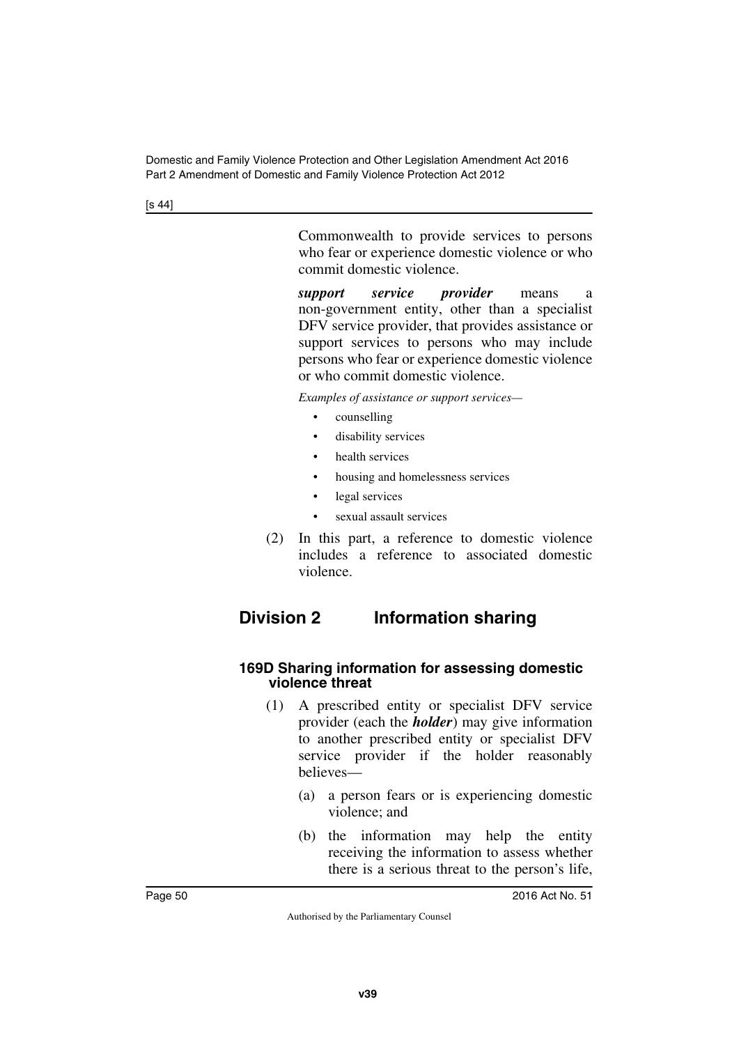Commonwealth to provide services to persons who fear or experience domestic violence or who commit domestic violence.

***support service provider*** means a non-government entity, other than a specialist DFV service provider, that provides assistance or support services to persons who may include persons who fear or experience domestic violence or who commit domestic violence.

*Examples of assistance or support services—*

- counselling
- disability services
- health services
- housing and homelessness services
- legal services
- sexual assault services

(2) In this part, a reference to domestic violence includes a reference to associated domestic violence.

## Division 2 Information sharing

### 169D Sharing information for assessing domestic violence threat

(1) A prescribed entity or specialist DFV service provider (each the ***holder***) may give information to another prescribed entity or specialist DFV service provider if the holder reasonably believes—

(a) a person fears or is experiencing domestic violence; and

(b) the information may help the entity receiving the information to assess whether there is a serious threat to the person's life,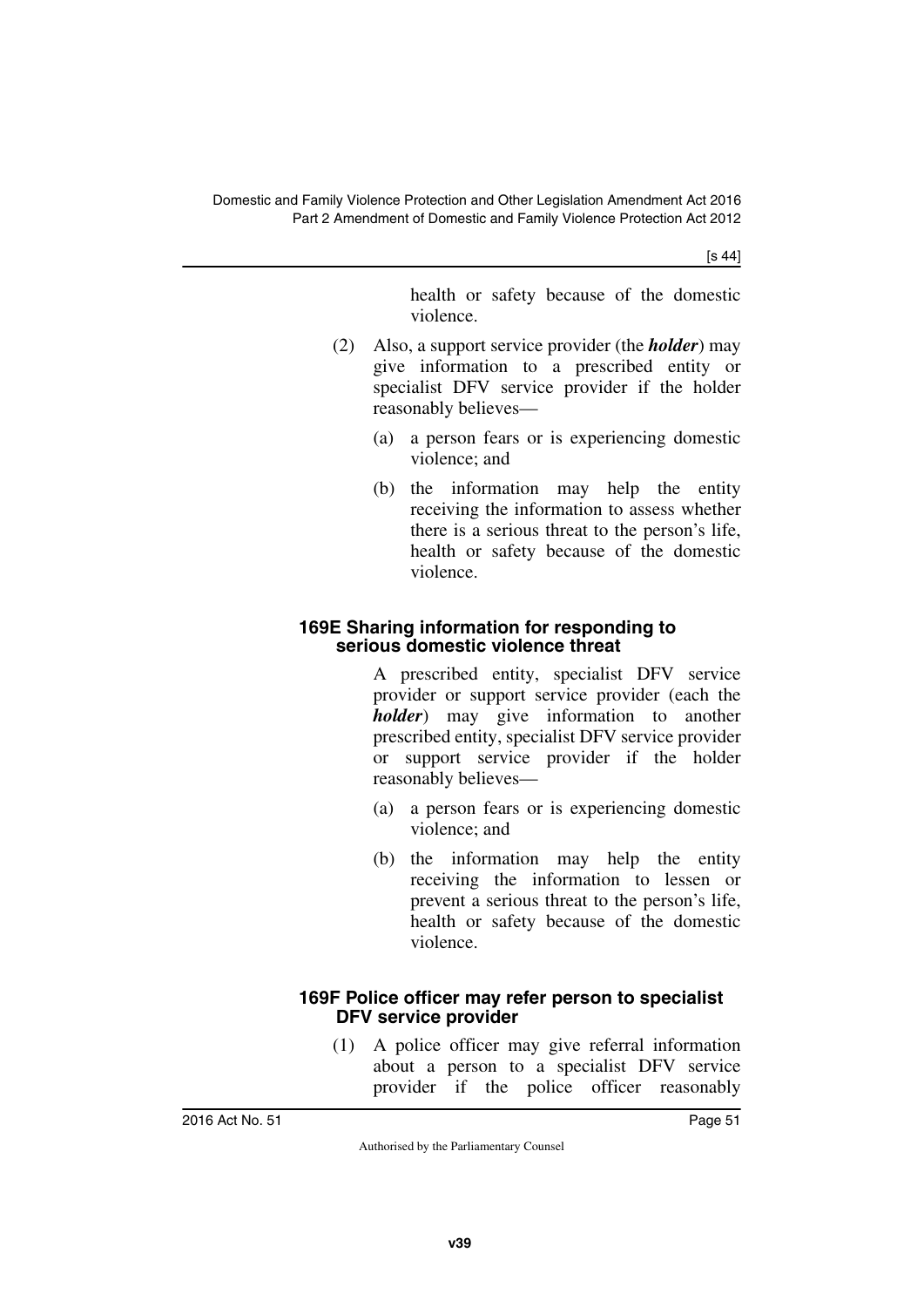health or safety because of the domestic violence.

(2) Also, a support service provider (the ***holder***) may give information to a prescribed entity or specialist DFV service provider if the holder reasonably believes—

(a) a person fears or is experiencing domestic violence; and

(b) the information may help the entity receiving the information to assess whether there is a serious threat to the person's life, health or safety because of the domestic violence.

### 169E Sharing information for responding to serious domestic violence threat

A prescribed entity, specialist DFV service provider or support service provider (each the ***holder***) may give information to another prescribed entity, specialist DFV service provider or support service provider if the holder reasonably believes—

(a) a person fears or is experiencing domestic violence; and

(b) the information may help the entity receiving the information to lessen or prevent a serious threat to the person's life, health or safety because of the domestic violence.

### 169F Police officer may refer person to specialist DFV service provider

(1) A police officer may give referral information about a person to a specialist DFV service provider if the police officer reasonably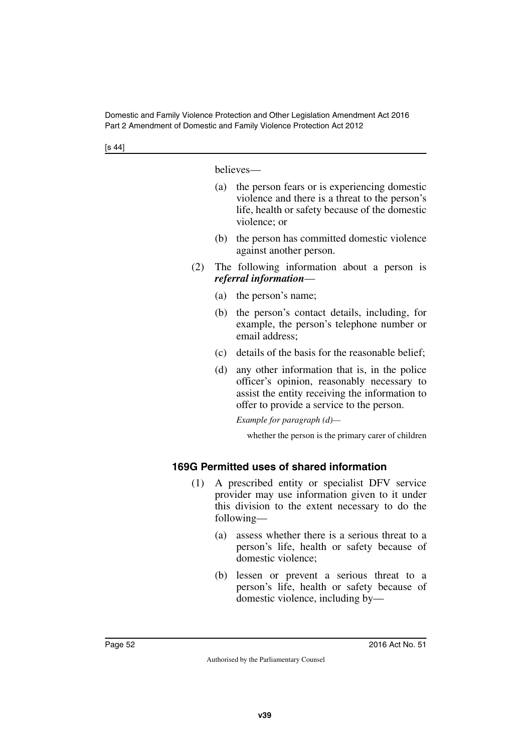believes—

(a) the person fears or is experiencing domestic violence and there is a threat to the person's life, health or safety because of the domestic violence; or

(b) the person has committed domestic violence against another person.

(2) The following information about a person is ***referral information***—

(a) the person's name;

(b) the person's contact details, including, for example, the person's telephone number or email address;

(c) details of the basis for the reasonable belief;

(d) any other information that is, in the police officer's opinion, reasonably necessary to assist the entity receiving the information to offer to provide a service to the person.

*Example for paragraph (d)—*

whether the person is the primary carer of children

### 169G Permitted uses of shared information

(1) A prescribed entity or specialist DFV service provider may use information given to it under this division to the extent necessary to do the following—

(a) assess whether there is a serious threat to a person's life, health or safety because of domestic violence;

(b) lessen or prevent a serious threat to a person's life, health or safety because of domestic violence, including by—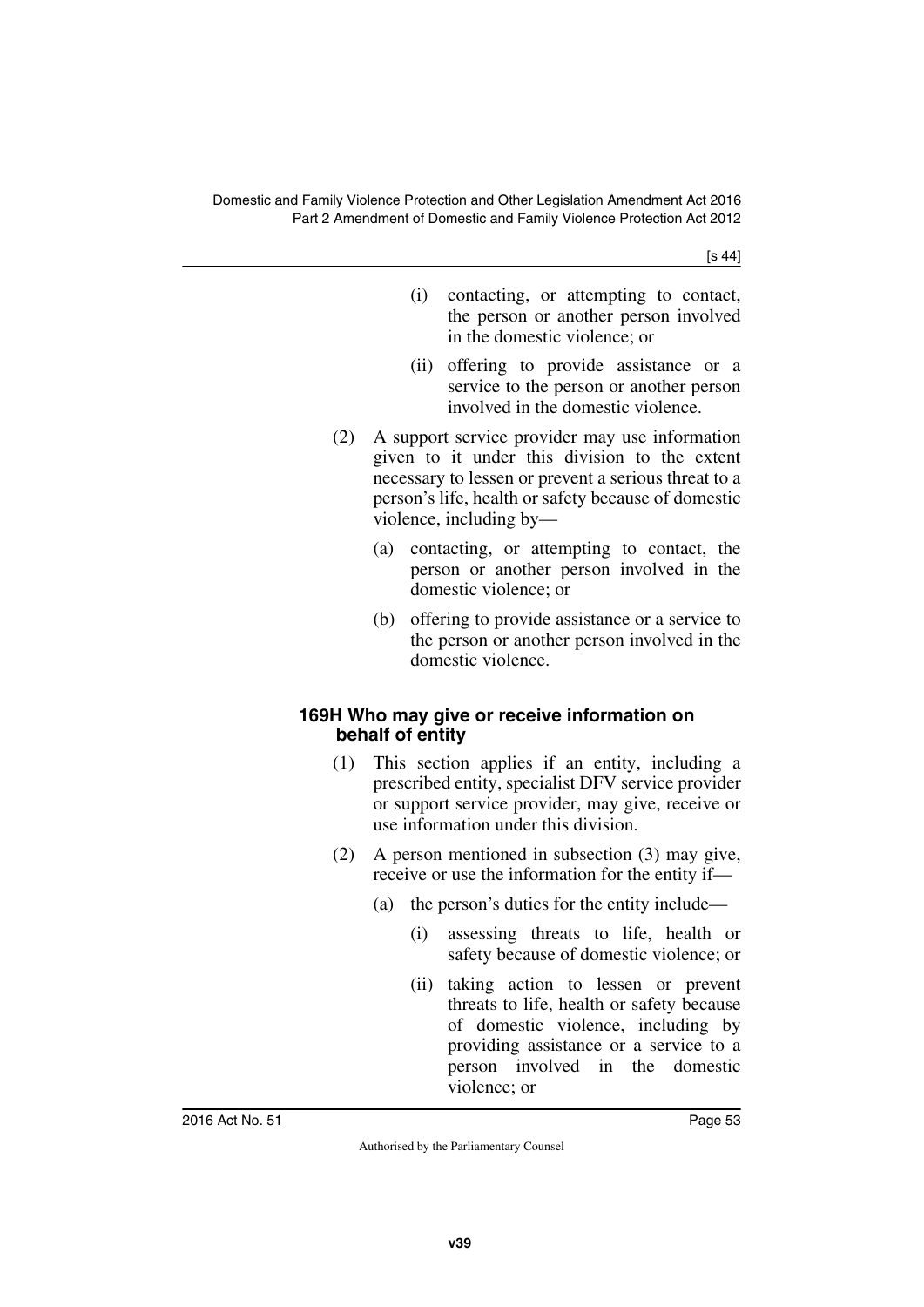(i) contacting, or attempting to contact, the person or another person involved in the domestic violence; or

(ii) offering to provide assistance or a service to the person or another person involved in the domestic violence.

(2) A support service provider may use information given to it under this division to the extent necessary to lessen or prevent a serious threat to a person's life, health or safety because of domestic violence, including by—

(a) contacting, or attempting to contact, the person or another person involved in the domestic violence; or

(b) offering to provide assistance or a service to the person or another person involved in the domestic violence.

### 169H Who may give or receive information on behalf of entity

(1) This section applies if an entity, including a prescribed entity, specialist DFV service provider or support service provider, may give, receive or use information under this division.

(2) A person mentioned in subsection (3) may give, receive or use the information for the entity if—

(a) the person's duties for the entity include—

(i) assessing threats to life, health or safety because of domestic violence; or

(ii) taking action to lessen or prevent threats to life, health or safety because of domestic violence, including by providing assistance or a service to a person involved in the domestic violence; or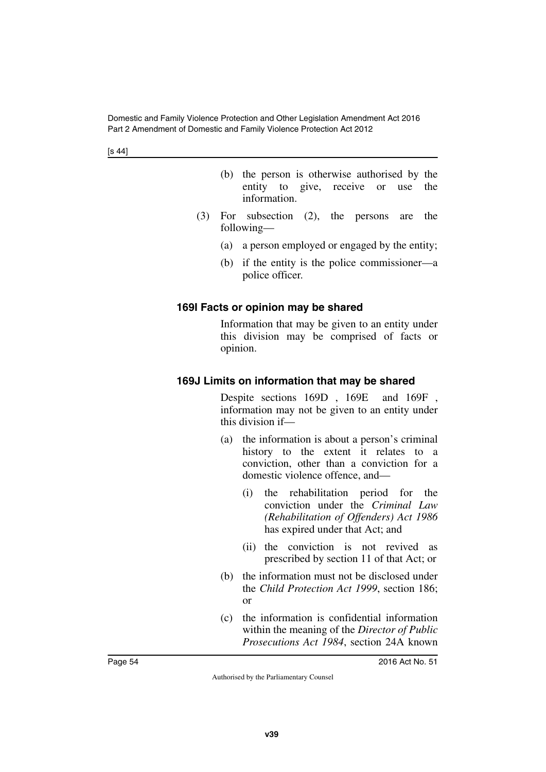(b) the person is otherwise authorised by the entity to give, receive or use the information.

(3) For subsection (2), the persons are the following—

(a) a person employed or engaged by the entity;

(b) if the entity is the police commissioner—a police officer.

### 169I Facts or opinion may be shared

Information that may be given to an entity under this division may be comprised of facts or opinion.

### 169J Limits on information that may be shared

Despite sections 169D , 169E and 169F , information may not be given to an entity under this division if—

(a) the information is about a person's criminal history to the extent it relates to a conviction, other than a conviction for a domestic violence offence, and—

(i) the rehabilitation period for the conviction under the *Criminal Law (Rehabilitation of Offenders) Act 1986* has expired under that Act; and

(ii) the conviction is not revived as prescribed by section 11 of that Act; or

(b) the information must not be disclosed under the *Child Protection Act 1999*, section 186; or

(c) the information is confidential information within the meaning of the *Director of Public Prosecutions Act 1984*, section 24A known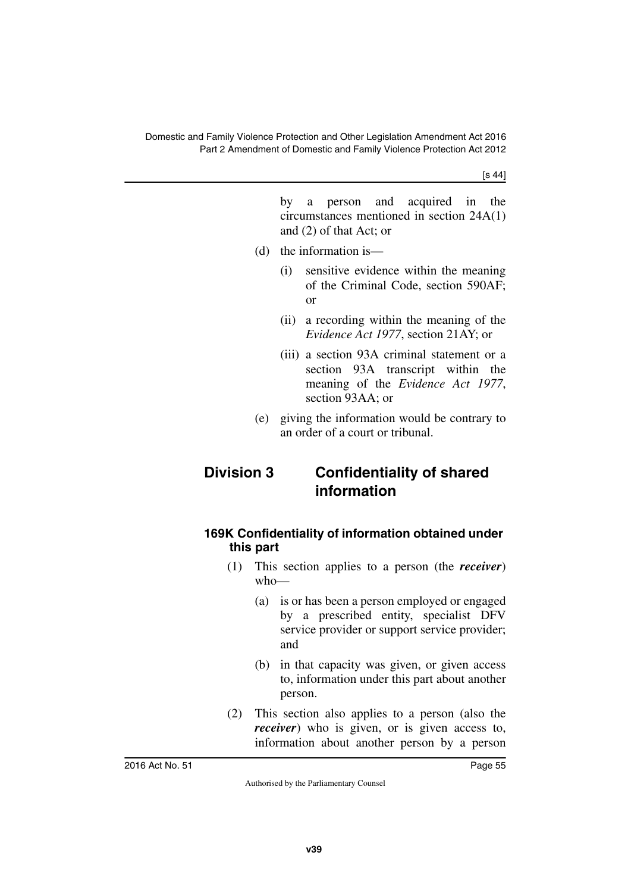by a person and acquired in the circumstances mentioned in section 24A(1) and (2) of that Act; or

(d) the information is—

(i) sensitive evidence within the meaning of the Criminal Code, section 590AF; or

(ii) a recording within the meaning of the *Evidence Act 1977*, section 21AY; or

(iii) a section 93A criminal statement or a section 93A transcript within the meaning of the *Evidence Act 1977*, section 93AA; or

(e) giving the information would be contrary to an order of a court or tribunal.

## Division 3 Confidentiality of shared information

### 169K Confidentiality of information obtained under this part

(1) This section applies to a person (the ***receiver***) who—

(a) is or has been a person employed or engaged by a prescribed entity, specialist DFV service provider or support service provider; and

(b) in that capacity was given, or given access to, information under this part about another person.

(2) This section also applies to a person (also the ***receiver***) who is given, or is given access to, information about another person by a person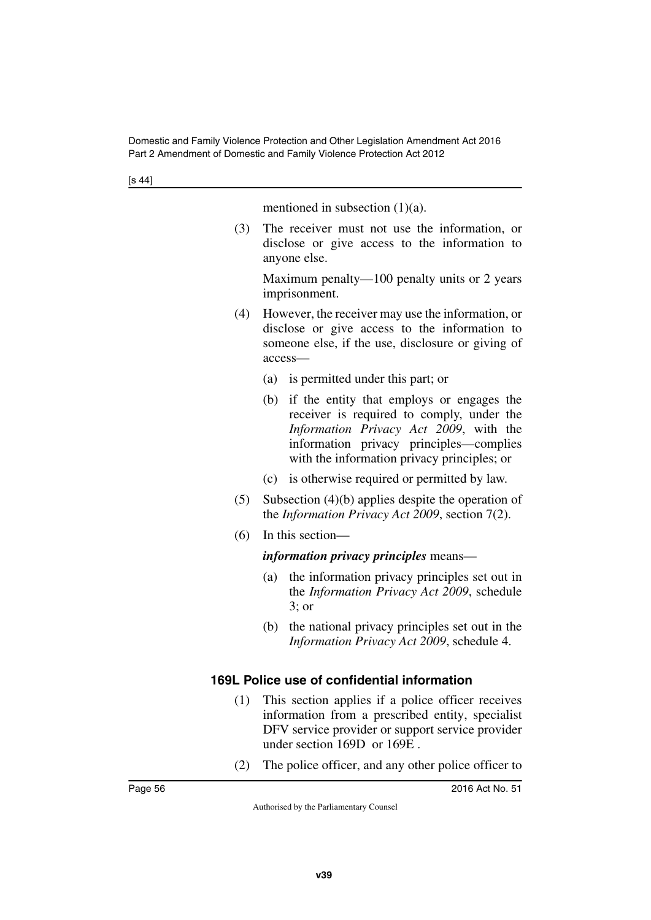mentioned in subsection (1)(a).

(3) The receiver must not use the information, or disclose or give access to the information to anyone else.

Maximum penalty—100 penalty units or 2 years imprisonment.

(4) However, the receiver may use the information, or disclose or give access to the information to someone else, if the use, disclosure or giving of access—

(a) is permitted under this part; or

(b) if the entity that employs or engages the receiver is required to comply, under the *Information Privacy Act 2009*, with the information privacy principles—complies with the information privacy principles; or

(c) is otherwise required or permitted by law.

(5) Subsection (4)(b) applies despite the operation of the *Information Privacy Act 2009*, section 7(2).

(6) In this section—

***information privacy principles*** means—

(a) the information privacy principles set out in the *Information Privacy Act 2009*, schedule 3; or

(b) the national privacy principles set out in the *Information Privacy Act 2009*, schedule 4.

### 169L Police use of confidential information

(1) This section applies if a police officer receives information from a prescribed entity, specialist DFV service provider or support service provider under section 169D or 169E .

(2) The police officer, and any other police officer to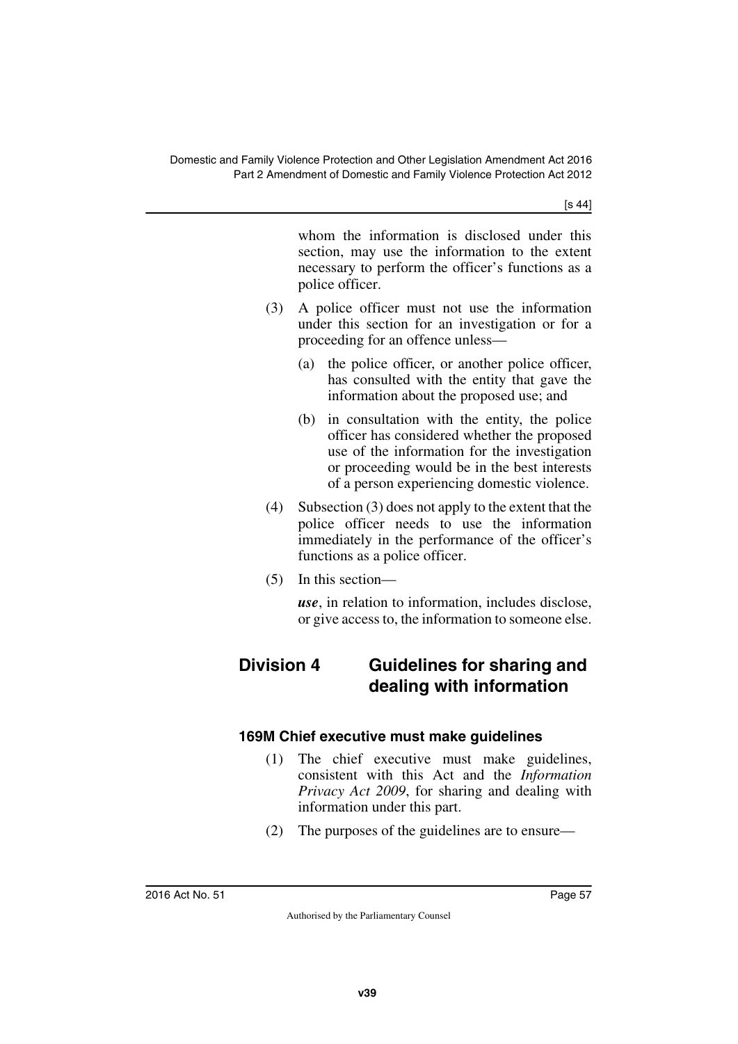whom the information is disclosed under this section, may use the information to the extent necessary to perform the officer's functions as a police officer.

(3) A police officer must not use the information under this section for an investigation or for a proceeding for an offence unless—

(a) the police officer, or another police officer, has consulted with the entity that gave the information about the proposed use; and

(b) in consultation with the entity, the police officer has considered whether the proposed use of the information for the investigation or proceeding would be in the best interests of a person experiencing domestic violence.

(4) Subsection (3) does not apply to the extent that the police officer needs to use the information immediately in the performance of the officer's functions as a police officer.

(5) In this section—

***use***, in relation to information, includes disclose, or give access to, the information to someone else.

## Division 4 Guidelines for sharing and dealing with information

### 169M Chief executive must make guidelines

(1) The chief executive must make guidelines, consistent with this Act and the *Information Privacy Act 2009*, for sharing and dealing with information under this part.

(2) The purposes of the guidelines are to ensure—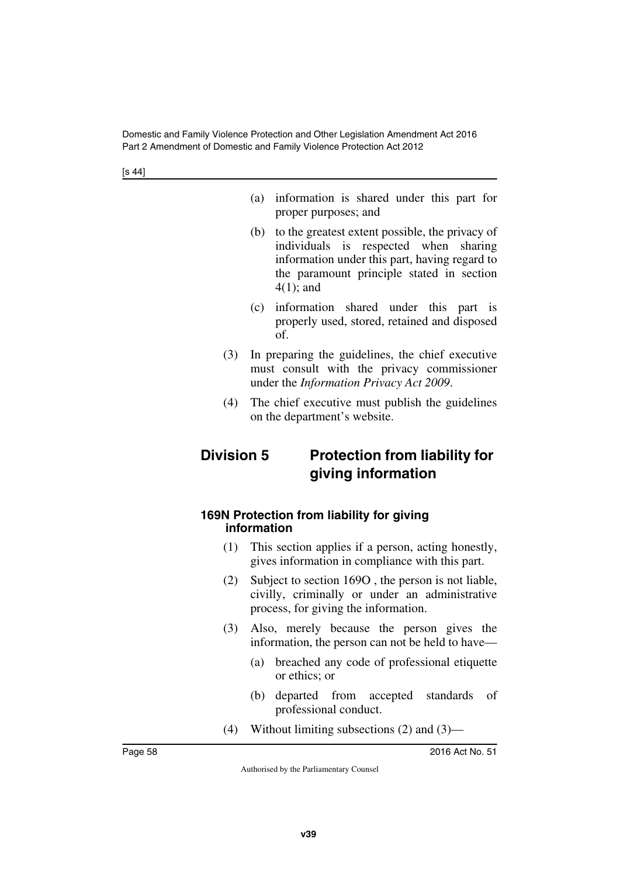(a) information is shared under this part for proper purposes; and

(b) to the greatest extent possible, the privacy of individuals is respected when sharing information under this part, having regard to the paramount principle stated in section 4(1); and

(c) information shared under this part is properly used, stored, retained and disposed of.

(3) In preparing the guidelines, the chief executive must consult with the privacy commissioner under the *Information Privacy Act 2009*.

(4) The chief executive must publish the guidelines on the department's website.

## Division 5 Protection from liability for giving information

### 169N Protection from liability for giving information

(1) This section applies if a person, acting honestly, gives information in compliance with this part.

(2) Subject to section 169O , the person is not liable, civilly, criminally or under an administrative process, for giving the information.

(3) Also, merely because the person gives the information, the person can not be held to have—

(a) breached any code of professional etiquette or ethics; or

(b) departed from accepted standards of professional conduct.

(4) Without limiting subsections (2) and (3)—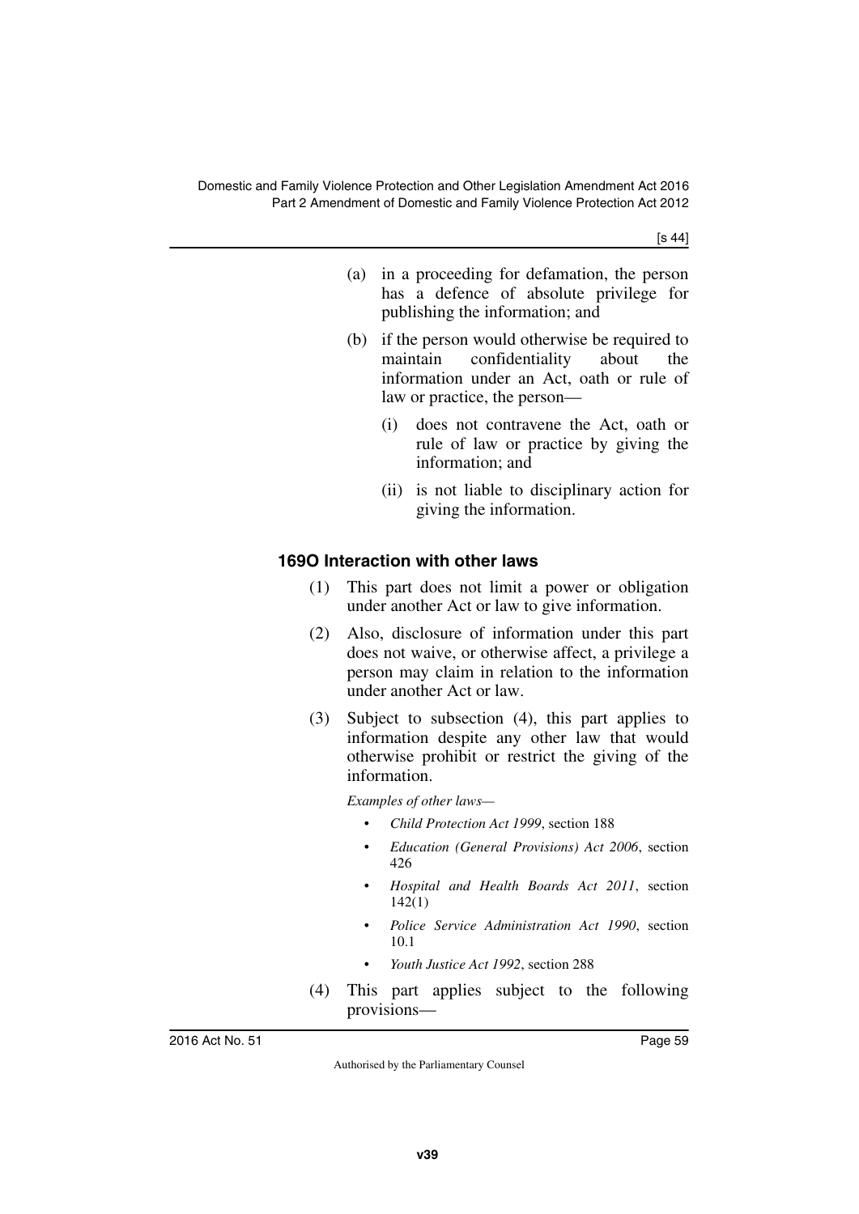(a) in a proceeding for defamation, the person has a defence of absolute privilege for publishing the information; and

(b) if the person would otherwise be required to maintain confidentiality about the information under an Act, oath or rule of law or practice, the person—

(i) does not contravene the Act, oath or rule of law or practice by giving the information; and

(ii) is not liable to disciplinary action for giving the information.

### 169O Interaction with other laws

(1) This part does not limit a power or obligation under another Act or law to give information.

(2) Also, disclosure of information under this part does not waive, or otherwise affect, a privilege a person may claim in relation to the information under another Act or law.

(3) Subject to subsection (4), this part applies to information despite any other law that would otherwise prohibit or restrict the giving of the information.

*Examples of other laws—*

- *Child Protection Act 1999*, section 188
- *Education (General Provisions) Act 2006*, section 426
- *Hospital and Health Boards Act 2011*, section 142(1)
- *Police Service Administration Act 1990*, section 10.1
- *Youth Justice Act 1992*, section 288

(4) This part applies subject to the following provisions—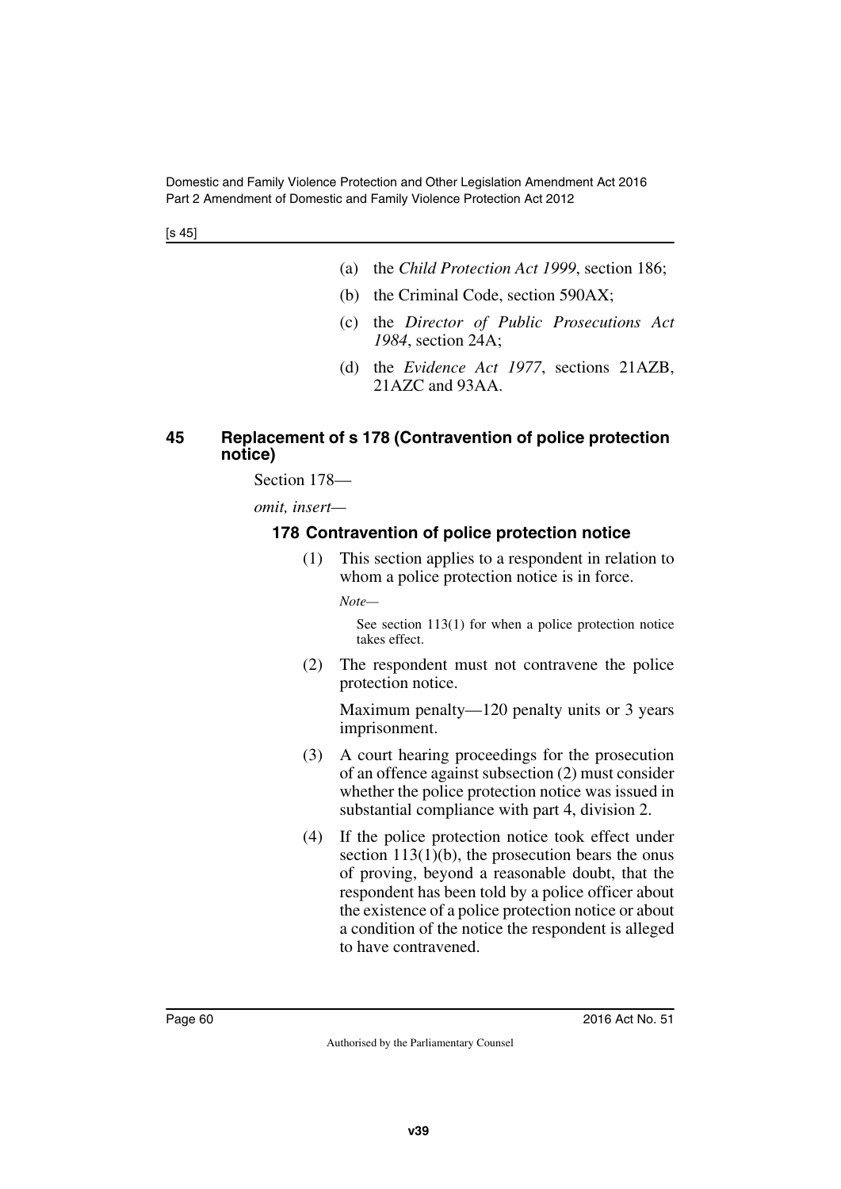(a) the *Child Protection Act 1999*, section 186;

(b) the Criminal Code, section 590AX;

(c) the *Director of Public Prosecutions Act 1984*, section 24A;

(d) the *Evidence Act 1977*, sections 21AZB, 21AZC and 93AA.

## 45 Replacement of s 178 (Contravention of police protection notice)

Section 178—

*omit, insert—*

### 178 Contravention of police protection notice

(1) This section applies to a respondent in relation to whom a police protection notice is in force.

*Note—*

See section 113(1) for when a police protection notice takes effect.

(2) The respondent must not contravene the police protection notice.

Maximum penalty—120 penalty units or 3 years imprisonment.

(3) A court hearing proceedings for the prosecution of an offence against subsection (2) must consider whether the police protection notice was issued in substantial compliance with part 4, division 2.

(4) If the police protection notice took effect under section 113(1)(b), the prosecution bears the onus of proving, beyond a reasonable doubt, that the respondent has been told by a police officer about the existence of a police protection notice or about a condition of the notice the respondent is alleged to have contravened.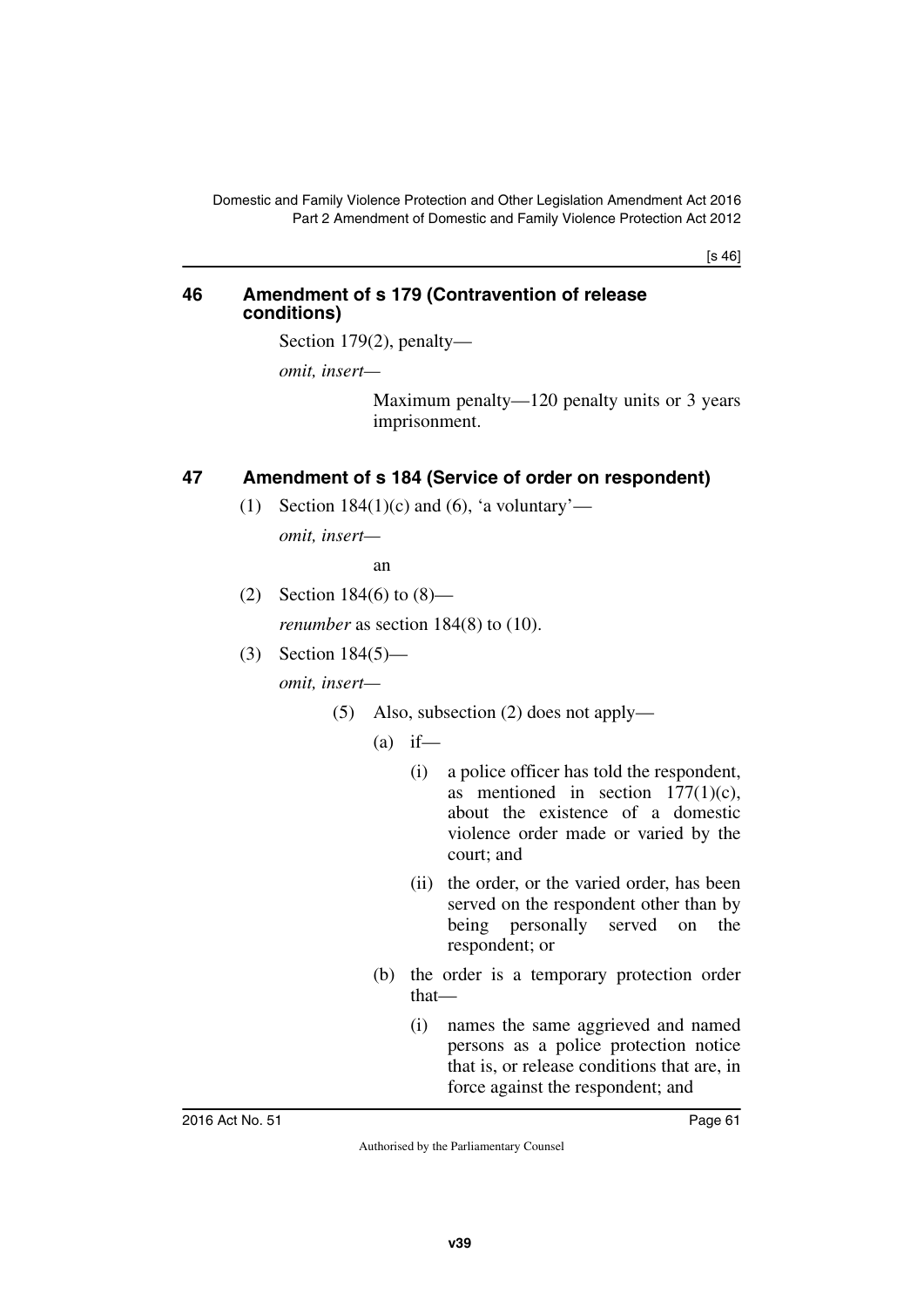## 46 Amendment of s 179 (Contravention of release conditions)

Section 179(2), penalty—

*omit, insert—*

> Maximum penalty—120 penalty units or 3 years imprisonment.

## 47 Amendment of s 184 (Service of order on respondent)

(1) Section 184(1)(c) and (6), 'a voluntary'—

*omit, insert—*

> an

(2) Section 184(6) to (8)—

*renumber* as section 184(8) to (10).

(3) Section 184(5)—

*omit, insert—*

> (5) Also, subsection (2) does not apply—
>
> (a) if—
>
> (i) a police officer has told the respondent, as mentioned in section 177(1)(c), about the existence of a domestic violence order made or varied by the court; and
>
> (ii) the order, or the varied order, has been served on the respondent other than by being personally served on the respondent; or
>
> (b) the order is a temporary protection order that—
>
> (i) names the same aggrieved and named persons as a police protection notice that is, or release conditions that are, in force against the respondent; and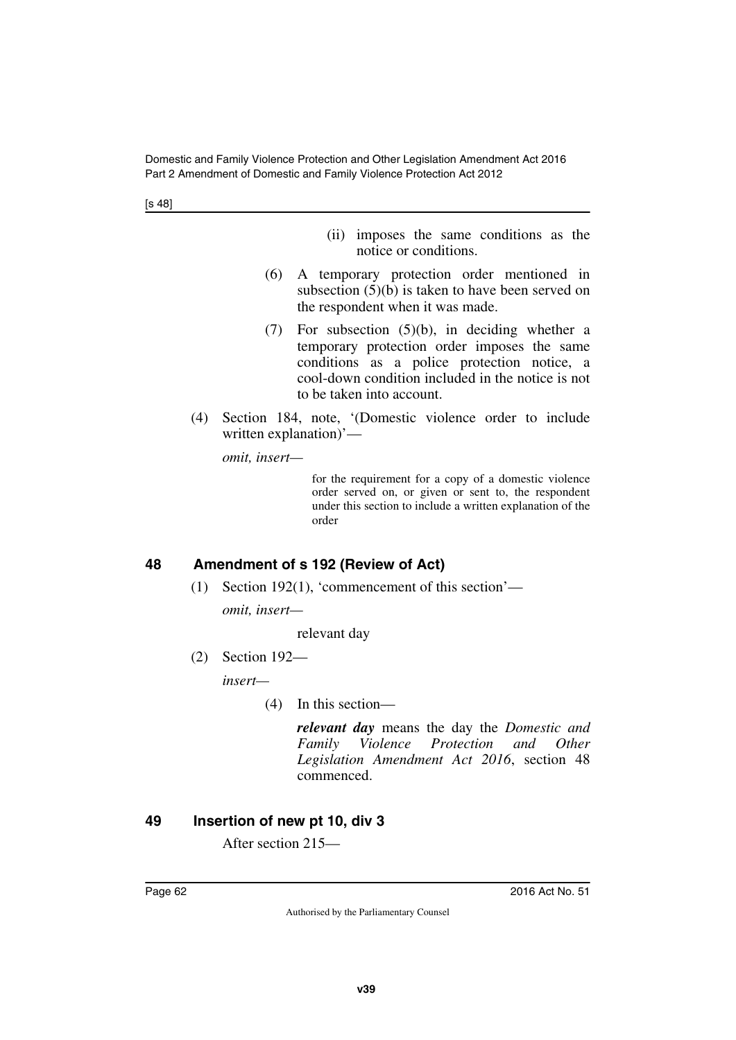(ii) imposes the same conditions as the notice or conditions.

(6) A temporary protection order mentioned in subsection (5)(b) is taken to have been served on the respondent when it was made.

(7) For subsection (5)(b), in deciding whether a temporary protection order imposes the same conditions as a police protection notice, a cool-down condition included in the notice is not to be taken into account.

(4) Section 184, note, '(Domestic violence order to include written explanation)'—

*omit, insert—*

for the requirement for a copy of a domestic violence order served on, or given or sent to, the respondent under this section to include a written explanation of the order

## 48 Amendment of s 192 (Review of Act)

(1) Section 192(1), 'commencement of this section'—

*omit, insert—*

relevant day

(2) Section 192—

*insert—*

(4) In this section—

***relevant day*** means the day the *Domestic and Family Violence Protection and Other Legislation Amendment Act 2016*, section 48 commenced.

## 49 Insertion of new pt 10, div 3

After section 215—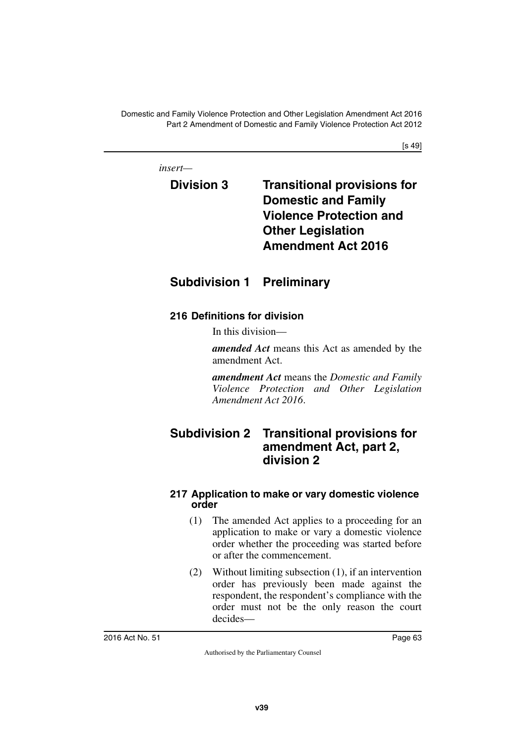*insert—*

# Division 3 Transitional provisions for Domestic and Family Violence Protection and Other Legislation Amendment Act 2016

## Subdivision 1 Preliminary

### 216 Definitions for division

In this division—

***amended Act*** means this Act as amended by the amendment Act.

***amendment Act*** means the *Domestic and Family Violence Protection and Other Legislation Amendment Act 2016*.

## Subdivision 2 Transitional provisions for amendment Act, part 2, division 2

### 217 Application to make or vary domestic violence order

(1) The amended Act applies to a proceeding for an application to make or vary a domestic violence order whether the proceeding was started before or after the commencement.

(2) Without limiting subsection (1), if an intervention order has previously been made against the respondent, the respondent's compliance with the order must not be the only reason the court decides—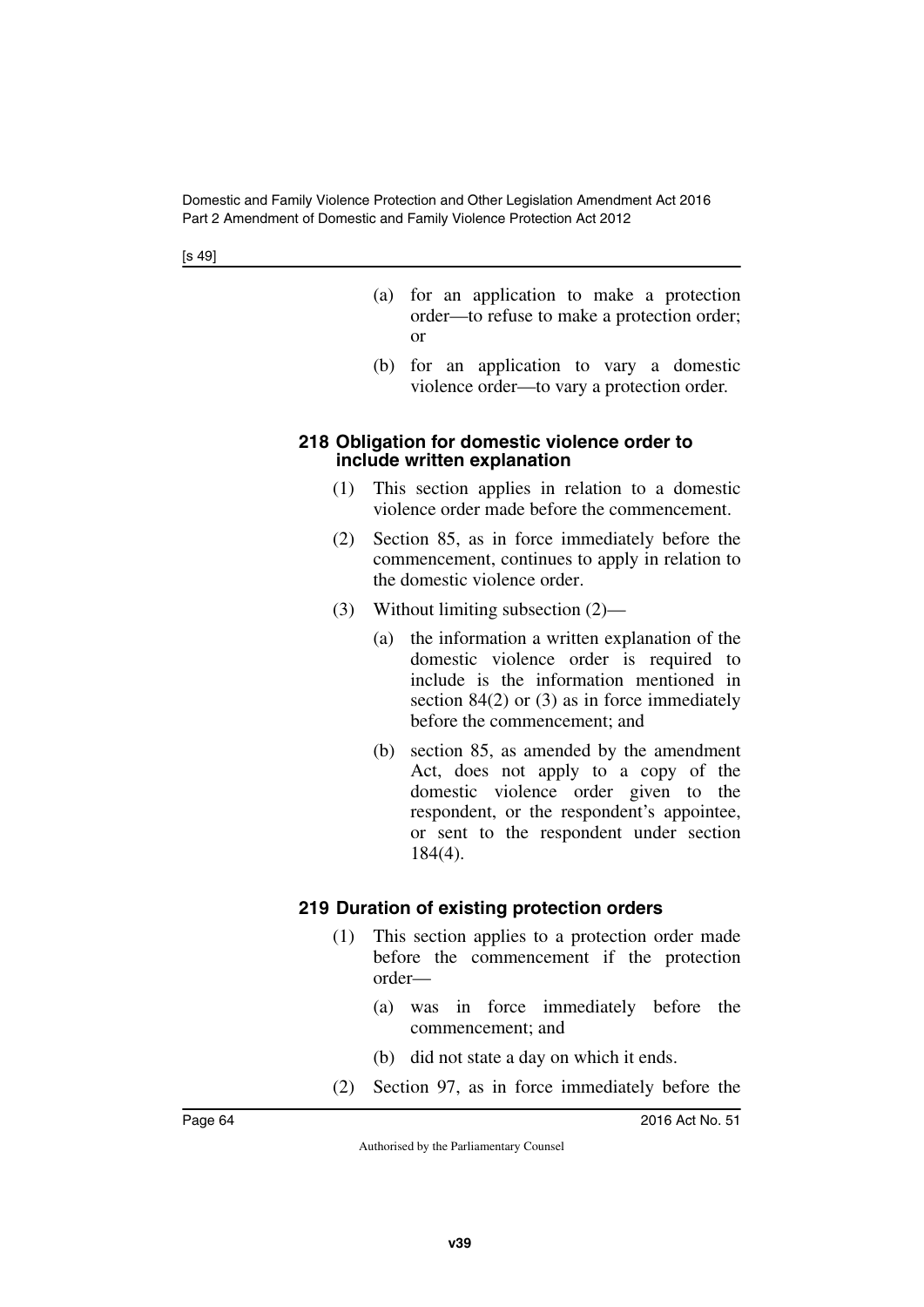(a) for an application to make a protection order—to refuse to make a protection order; or

(b) for an application to vary a domestic violence order—to vary a protection order.

### 218 Obligation for domestic violence order to include written explanation

(1) This section applies in relation to a domestic violence order made before the commencement.

(2) Section 85, as in force immediately before the commencement, continues to apply in relation to the domestic violence order.

(3) Without limiting subsection (2)—

(a) the information a written explanation of the domestic violence order is required to include is the information mentioned in section 84(2) or (3) as in force immediately before the commencement; and

(b) section 85, as amended by the amendment Act, does not apply to a copy of the domestic violence order given to the respondent, or the respondent's appointee, or sent to the respondent under section 184(4).

### 219 Duration of existing protection orders

(1) This section applies to a protection order made before the commencement if the protection order—

(a) was in force immediately before the commencement; and

(b) did not state a day on which it ends.

(2) Section 97, as in force immediately before the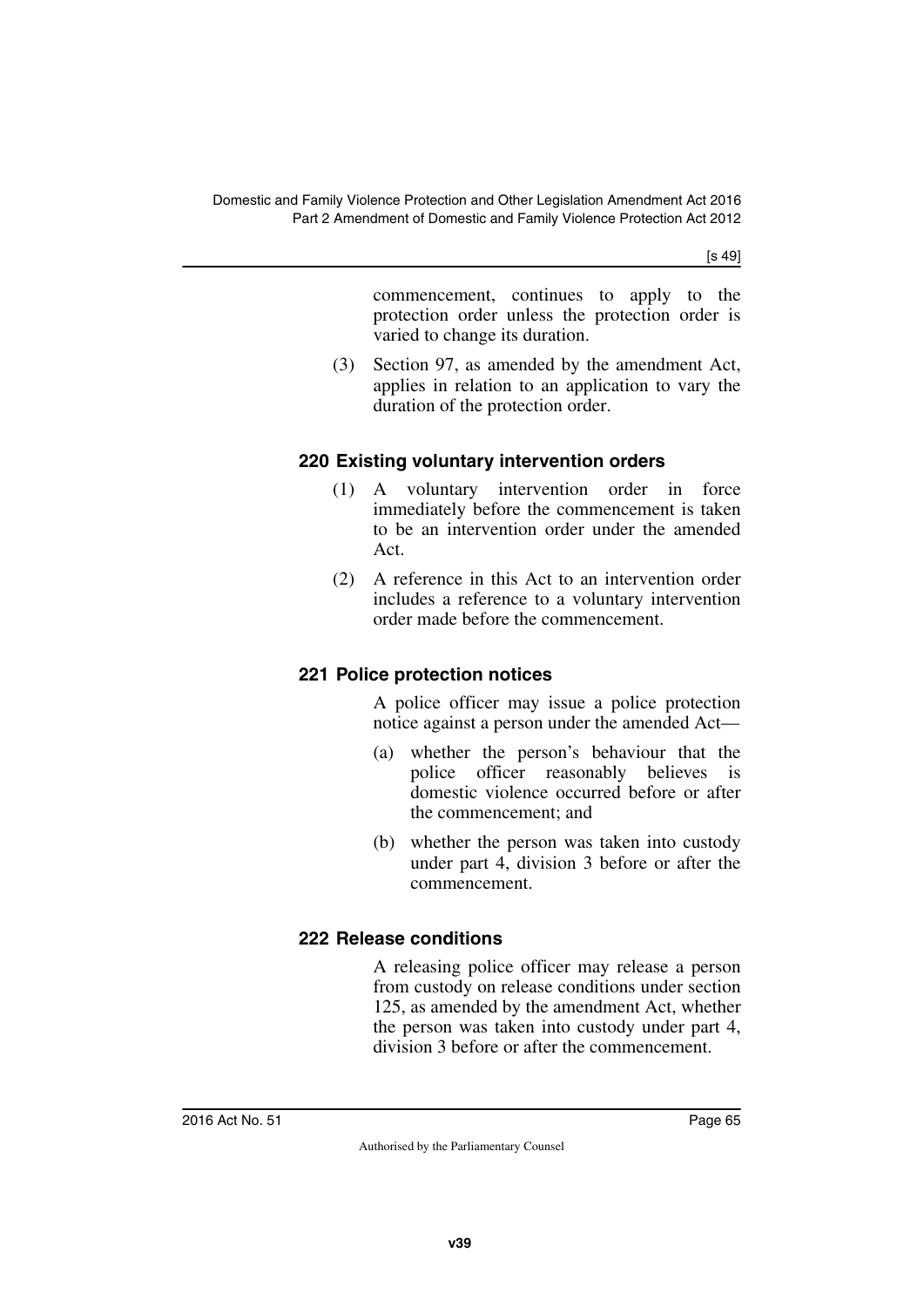commencement, continues to apply to the protection order unless the protection order is varied to change its duration.

(3) Section 97, as amended by the amendment Act, applies in relation to an application to vary the duration of the protection order.

### 220 Existing voluntary intervention orders

(1) A voluntary intervention order in force immediately before the commencement is taken to be an intervention order under the amended Act.

(2) A reference in this Act to an intervention order includes a reference to a voluntary intervention order made before the commencement.

### 221 Police protection notices

A police officer may issue a police protection notice against a person under the amended Act—

(a) whether the person's behaviour that the police officer reasonably believes is domestic violence occurred before or after the commencement; and

(b) whether the person was taken into custody under part 4, division 3 before or after the commencement.

### 222 Release conditions

A releasing police officer may release a person from custody on release conditions under section 125, as amended by the amendment Act, whether the person was taken into custody under part 4, division 3 before or after the commencement.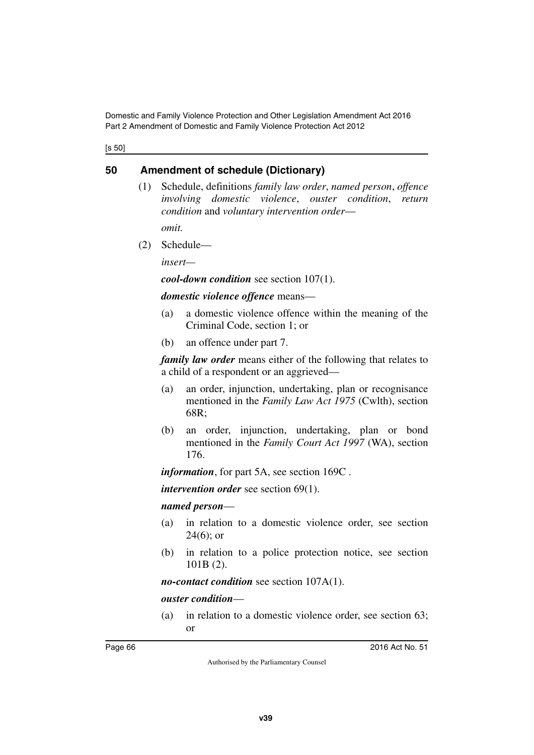[s 50]

## 50 Amendment of schedule (Dictionary)

(1) Schedule, definitions *family law order*, *named person*, *offence involving domestic violence*, *ouster condition*, *return condition* and *voluntary intervention order*—

*omit.*

(2) Schedule—

*insert—*

***cool-down condition*** see section 107(1).

***domestic violence offence*** means—

(a) a domestic violence offence within the meaning of the Criminal Code, section 1; or

(b) an offence under part 7.

***family law order*** means either of the following that relates to a child of a respondent or an aggrieved—

(a) an order, injunction, undertaking, plan or recognisance mentioned in the *Family Law Act 1975* (Cwlth), section 68R;

(b) an order, injunction, undertaking, plan or bond mentioned in the *Family Court Act 1997* (WA), section 176.

***information***, for part 5A, see section 169C .

***intervention order*** see section 69(1).

***named person***—

(a) in relation to a domestic violence order, see section 24(6); or

(b) in relation to a police protection notice, see section 101B (2).

***no-contact condition*** see section 107A(1).

***ouster condition***—

(a) in relation to a domestic violence order, see section 63; or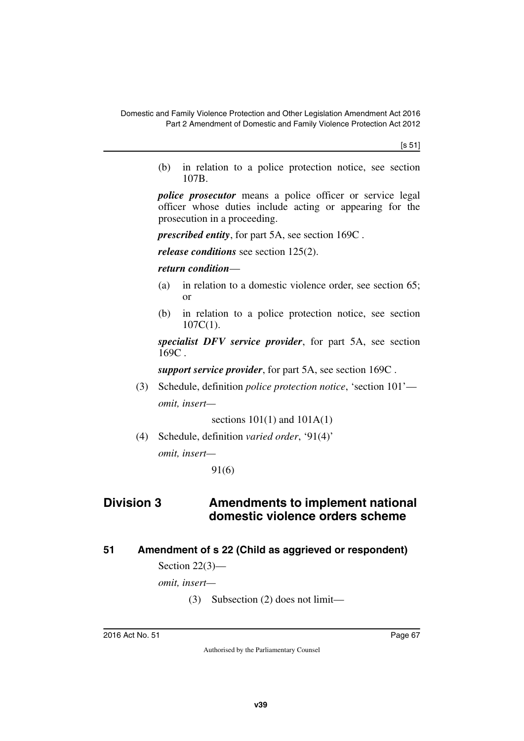(b) in relation to a police protection notice, see section 107B.

***police prosecutor*** means a police officer or service legal officer whose duties include acting or appearing for the prosecution in a proceeding.

***prescribed entity***, for part 5A, see section 169C .

***release conditions*** see section 125(2).

***return condition***—

(a) in relation to a domestic violence order, see section 65; or

(b) in relation to a police protection notice, see section 107C(1).

***specialist DFV service provider***, for part 5A, see section 169C .

***support service provider***, for part 5A, see section 169C .

(3) Schedule, definition *police protection notice*, 'section 101'—

*omit, insert—*

sections 101(1) and 101A(1)

(4) Schedule, definition *varied order*, '91(4)'

*omit, insert—*

91(6)

## Division 3 Amendments to implement national domestic violence orders scheme

### 51 Amendment of s 22 (Child as aggrieved or respondent)

Section 22(3)—

*omit, insert—*

(3) Subsection (2) does not limit—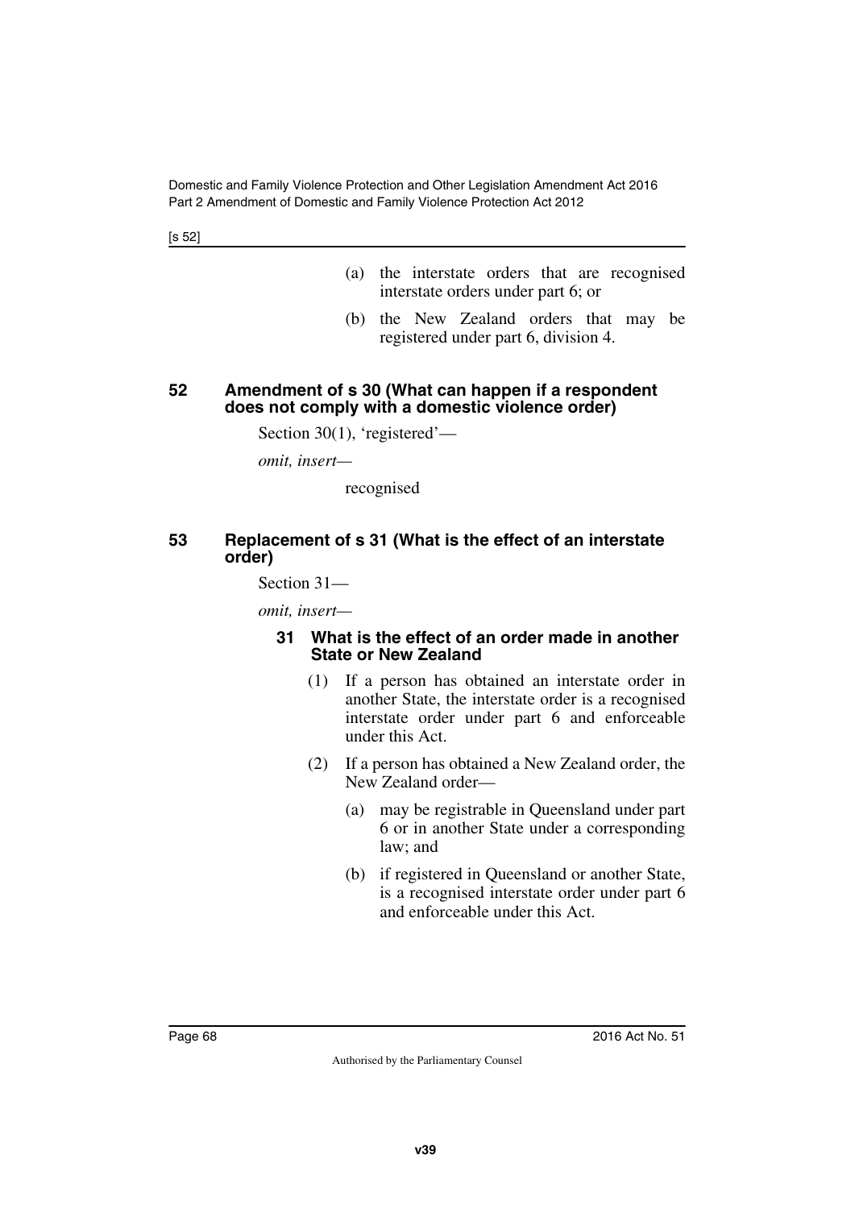(a) the interstate orders that are recognised interstate orders under part 6; or

(b) the New Zealand orders that may be registered under part 6, division 4.

### 52 Amendment of s 30 (What can happen if a respondent does not comply with a domestic violence order)

Section 30(1), 'registered'—

*omit, insert—*

recognised

### 53 Replacement of s 31 (What is the effect of an interstate order)

Section 31—

*omit, insert—*

#### 31 What is the effect of an order made in another State or New Zealand

(1) If a person has obtained an interstate order in another State, the interstate order is a recognised interstate order under part 6 and enforceable under this Act.

(2) If a person has obtained a New Zealand order, the New Zealand order—

(a) may be registrable in Queensland under part 6 or in another State under a corresponding law; and

(b) if registered in Queensland or another State, is a recognised interstate order under part 6 and enforceable under this Act.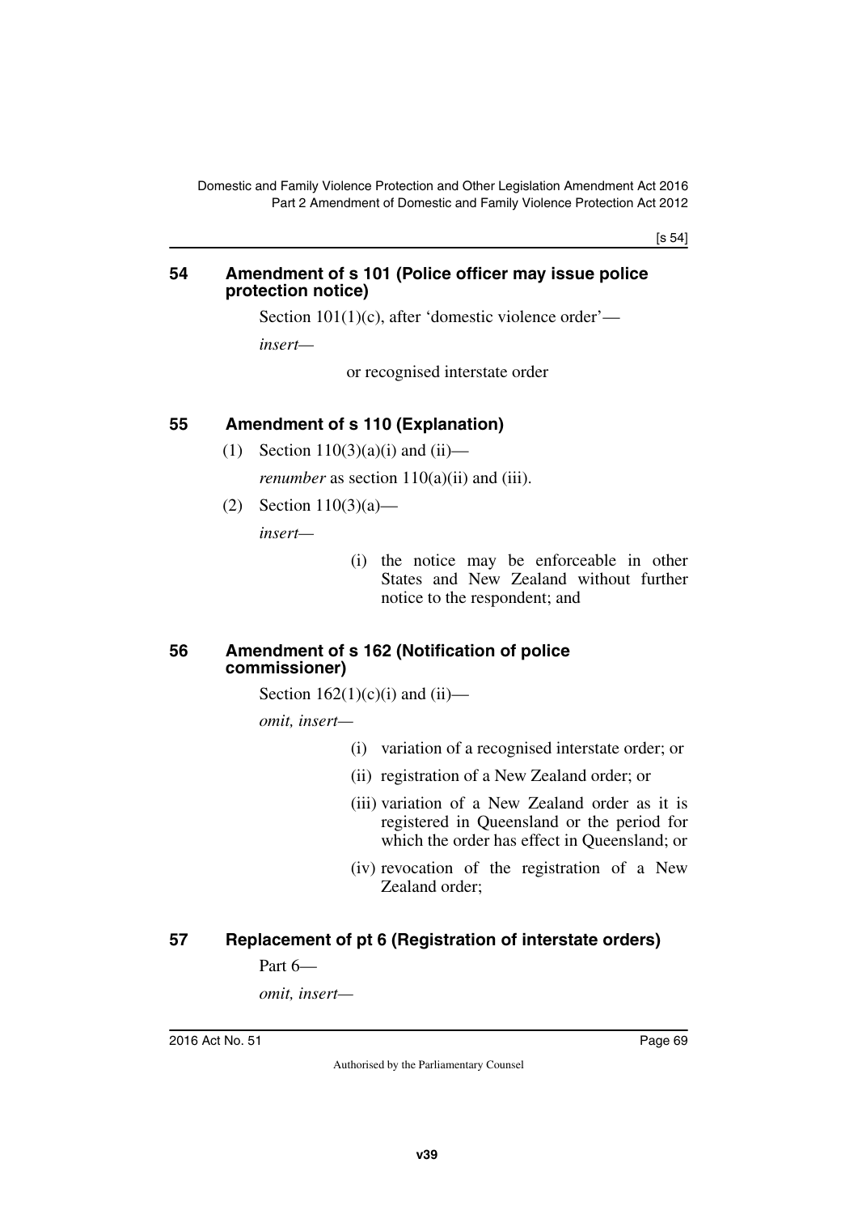## 54 Amendment of s 101 (Police officer may issue police protection notice)

Section 101(1)(c), after 'domestic violence order'—

*insert*—

or recognised interstate order

## 55 Amendment of s 110 (Explanation)

(1) Section 110(3)(a)(i) and (ii)—

*renumber* as section 110(a)(ii) and (iii).

(2) Section 110(3)(a)—

*insert*—

(i) the notice may be enforceable in other States and New Zealand without further notice to the respondent; and

## 56 Amendment of s 162 (Notification of police commissioner)

Section 162(1)(c)(i) and (ii)—

*omit, insert*—

(i) variation of a recognised interstate order; or

(ii) registration of a New Zealand order; or

(iii) variation of a New Zealand order as it is registered in Queensland or the period for which the order has effect in Queensland; or

(iv) revocation of the registration of a New Zealand order;

## 57 Replacement of pt 6 (Registration of interstate orders)

Part 6—

*omit, insert*—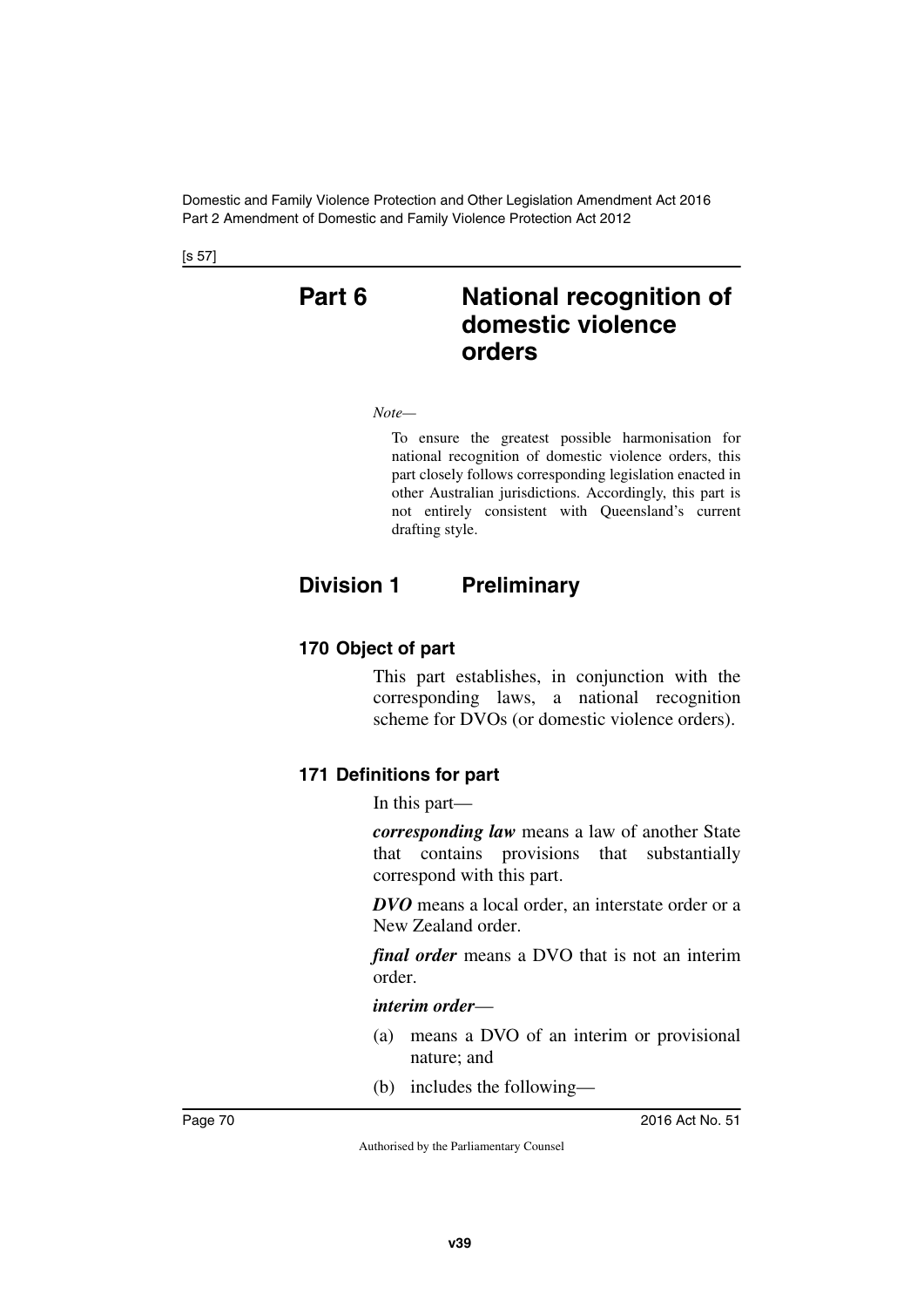# Part 6 National recognition of domestic violence orders

*Note—*

To ensure the greatest possible harmonisation for national recognition of domestic violence orders, this part closely follows corresponding legislation enacted in other Australian jurisdictions. Accordingly, this part is not entirely consistent with Queensland's current drafting style.

## Division 1 Preliminary

### 170 Object of part

This part establishes, in conjunction with the corresponding laws, a national recognition scheme for DVOs (or domestic violence orders).

### 171 Definitions for part

In this part—

***corresponding law*** means a law of another State that contains provisions that substantially correspond with this part.

***DVO*** means a local order, an interstate order or a New Zealand order.

***final order*** means a DVO that is not an interim order.

***interim order***—

(a) means a DVO of an interim or provisional nature; and

(b) includes the following—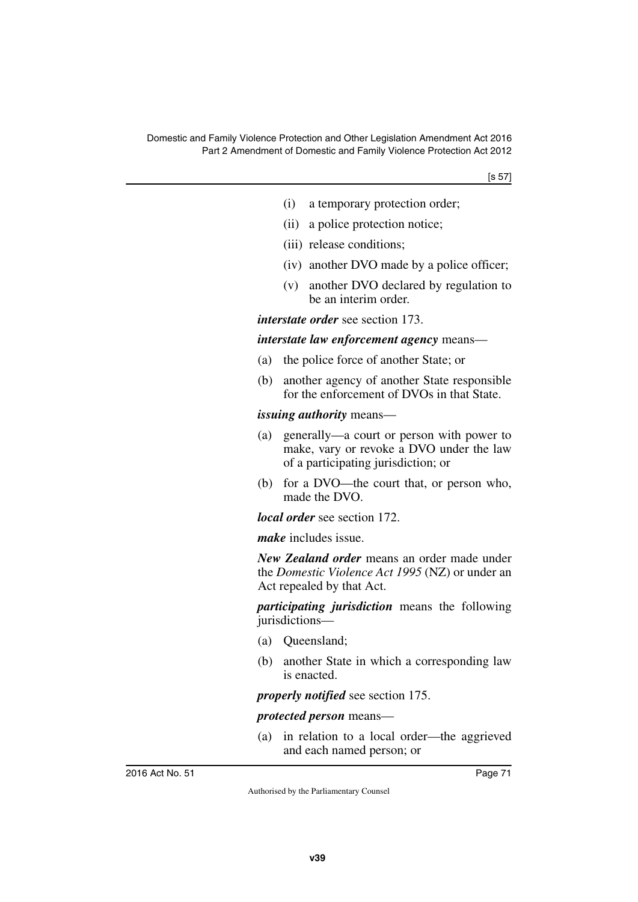(i) a temporary protection order;

(ii) a police protection notice;

(iii) release conditions;

(iv) another DVO made by a police officer;

(v) another DVO declared by regulation to be an interim order.

***interstate order*** see section 173.

***interstate law enforcement agency*** means—

(a) the police force of another State; or

(b) another agency of another State responsible for the enforcement of DVOs in that State.

***issuing authority*** means—

(a) generally—a court or person with power to make, vary or revoke a DVO under the law of a participating jurisdiction; or

(b) for a DVO—the court that, or person who, made the DVO.

***local order*** see section 172.

***make*** includes issue.

***New Zealand order*** means an order made under the *Domestic Violence Act 1995* (NZ) or under an Act repealed by that Act.

***participating jurisdiction*** means the following jurisdictions—

(a) Queensland;

(b) another State in which a corresponding law is enacted.

***properly notified*** see section 175.

***protected person*** means—

(a) in relation to a local order—the aggrieved and each named person; or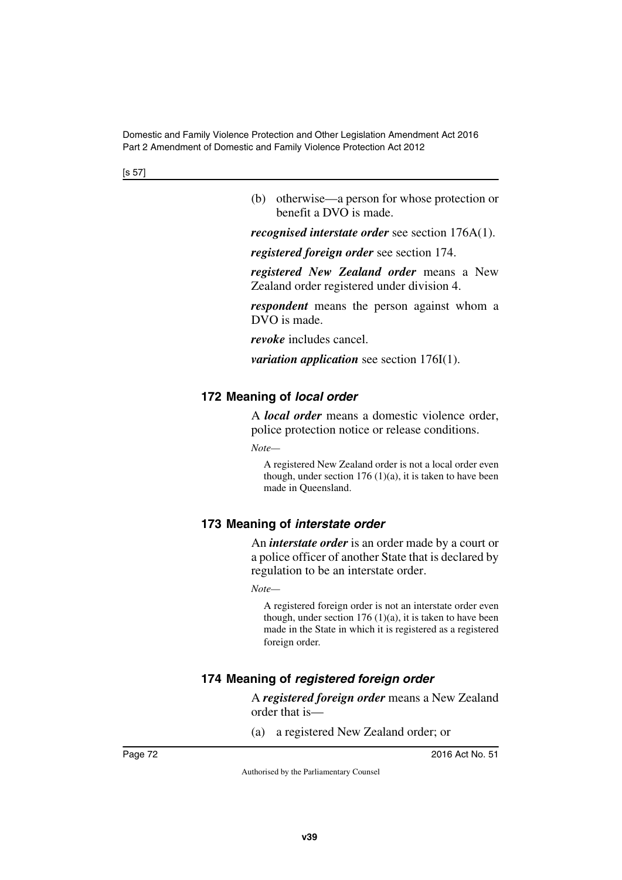(b) otherwise—a person for whose protection or benefit a DVO is made.

***recognised interstate order*** see section 176A(1).

***registered foreign order*** see section 174.

***registered New Zealand order*** means a New Zealand order registered under division 4.

***respondent*** means the person against whom a DVO is made.

***revoke*** includes cancel.

***variation application*** see section 176I(1).

### 172 Meaning of *local order*

A ***local order*** means a domestic violence order, police protection notice or release conditions.

*Note—*

A registered New Zealand order is not a local order even though, under section 176 (1)(a), it is taken to have been made in Queensland.

### 173 Meaning of *interstate order*

An ***interstate order*** is an order made by a court or a police officer of another State that is declared by regulation to be an interstate order.

*Note—*

A registered foreign order is not an interstate order even though, under section 176 (1)(a), it is taken to have been made in the State in which it is registered as a registered foreign order.

### 174 Meaning of *registered foreign order*

A ***registered foreign order*** means a New Zealand order that is—

(a) a registered New Zealand order; or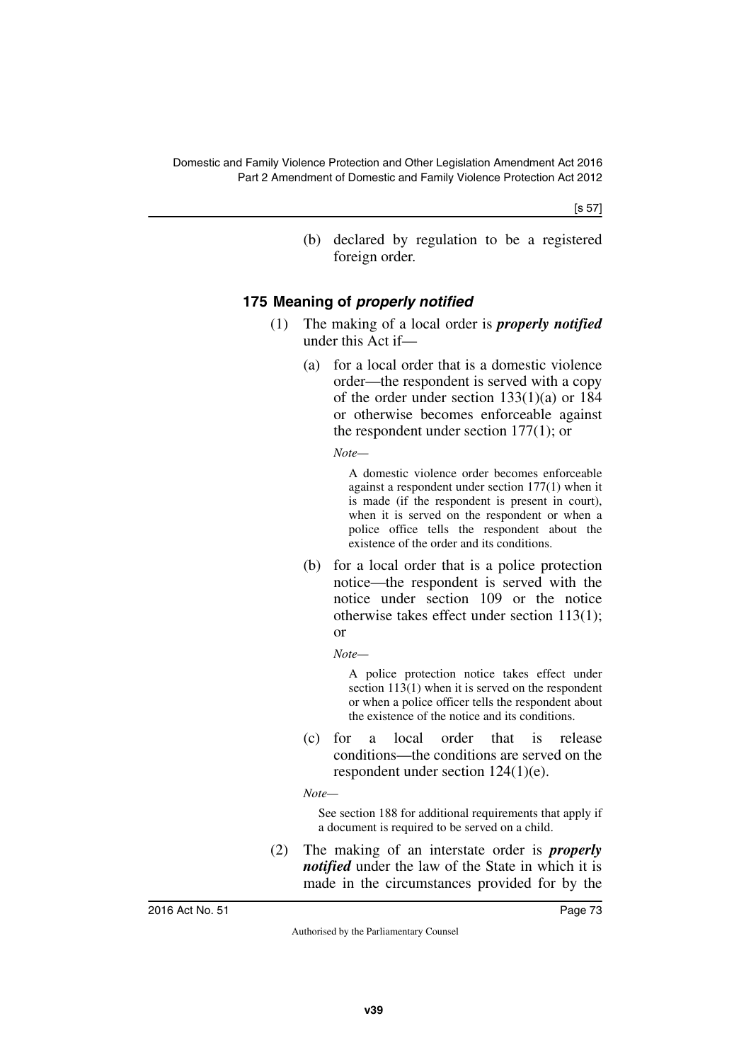(b) declared by regulation to be a registered foreign order.

### 175 Meaning of ***properly notified***

(1) The making of a local order is ***properly notified*** under this Act if—

(a) for a local order that is a domestic violence order—the respondent is served with a copy of the order under section 133(1)(a) or 184 or otherwise becomes enforceable against the respondent under section 177(1); or

*Note—*

A domestic violence order becomes enforceable against a respondent under section 177(1) when it is made (if the respondent is present in court), when it is served on the respondent or when a police office tells the respondent about the existence of the order and its conditions.

(b) for a local order that is a police protection notice—the respondent is served with the notice under section 109 or the notice otherwise takes effect under section 113(1); or

*Note—*

A police protection notice takes effect under section 113(1) when it is served on the respondent or when a police officer tells the respondent about the existence of the notice and its conditions.

(c) for a local order that is release conditions—the conditions are served on the respondent under section 124(1)(e).

*Note—*

See section 188 for additional requirements that apply if a document is required to be served on a child.

(2) The making of an interstate order is ***properly notified*** under the law of the State in which it is made in the circumstances provided for by the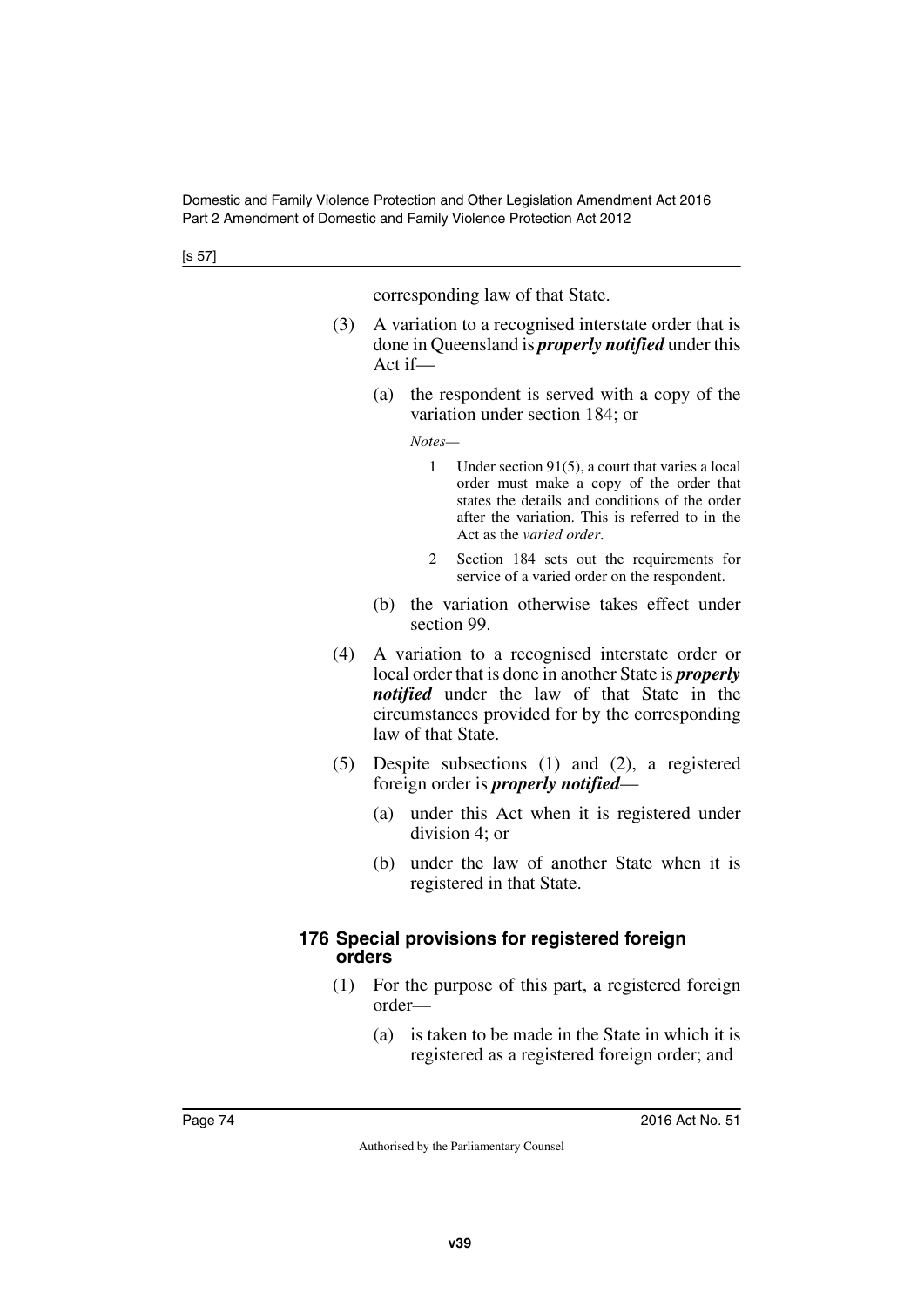corresponding law of that State.

(3) A variation to a recognised interstate order that is done in Queensland is ***properly notified*** under this Act if—

(a) the respondent is served with a copy of the variation under section 184; or

*Notes—*

1 Under section 91(5), a court that varies a local order must make a copy of the order that states the details and conditions of the order after the variation. This is referred to in the Act as the *varied order*.

2 Section 184 sets out the requirements for service of a varied order on the respondent.

(b) the variation otherwise takes effect under section 99.

(4) A variation to a recognised interstate order or local order that is done in another State is ***properly notified*** under the law of that State in the circumstances provided for by the corresponding law of that State.

(5) Despite subsections (1) and (2), a registered foreign order is ***properly notified***—

(a) under this Act when it is registered under division 4; or

(b) under the law of another State when it is registered in that State.

### 176 Special provisions for registered foreign orders

(1) For the purpose of this part, a registered foreign order—

(a) is taken to be made in the State in which it is registered as a registered foreign order; and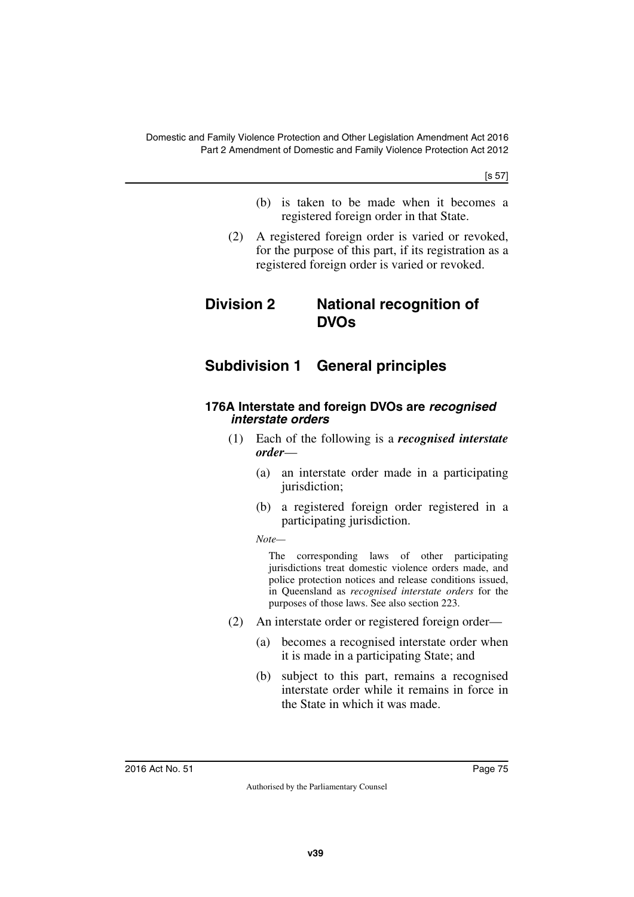(b) is taken to be made when it becomes a registered foreign order in that State.

(2) A registered foreign order is varied or revoked, for the purpose of this part, if its registration as a registered foreign order is varied or revoked.

## Division 2 National recognition of DVOs

## Subdivision 1 General principles

### 176A Interstate and foreign DVOs are *recognised interstate orders*

(1) Each of the following is a ***recognised interstate order***—

(a) an interstate order made in a participating jurisdiction;

(b) a registered foreign order registered in a participating jurisdiction.

*Note*—

The corresponding laws of other participating jurisdictions treat domestic violence orders made, and police protection notices and release conditions issued, in Queensland as *recognised interstate orders* for the purposes of those laws. See also section 223.

(2) An interstate order or registered foreign order—

(a) becomes a recognised interstate order when it is made in a participating State; and

(b) subject to this part, remains a recognised interstate order while it remains in force in the State in which it was made.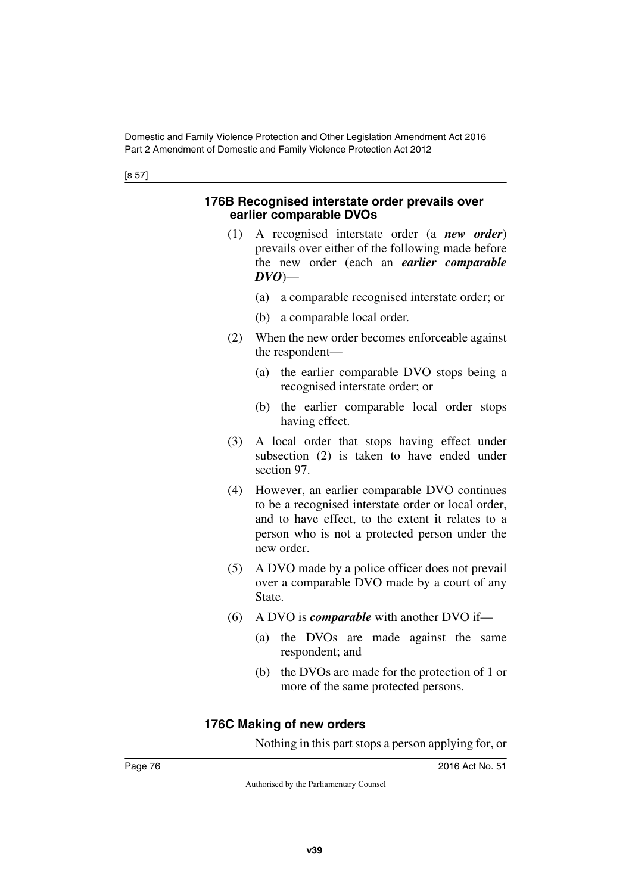### 176B Recognised interstate order prevails over earlier comparable DVOs

(1) A recognised interstate order (a ***new order***) prevails over either of the following made before the new order (each an ***earlier comparable DVO***)—

(a) a comparable recognised interstate order; or

(b) a comparable local order.

(2) When the new order becomes enforceable against the respondent—

(a) the earlier comparable DVO stops being a recognised interstate order; or

(b) the earlier comparable local order stops having effect.

(3) A local order that stops having effect under subsection (2) is taken to have ended under section 97.

(4) However, an earlier comparable DVO continues to be a recognised interstate order or local order, and to have effect, to the extent it relates to a person who is not a protected person under the new order.

(5) A DVO made by a police officer does not prevail over a comparable DVO made by a court of any State.

(6) A DVO is ***comparable*** with another DVO if—

(a) the DVOs are made against the same respondent; and

(b) the DVOs are made for the protection of 1 or more of the same protected persons.

### 176C Making of new orders

Nothing in this part stops a person applying for, or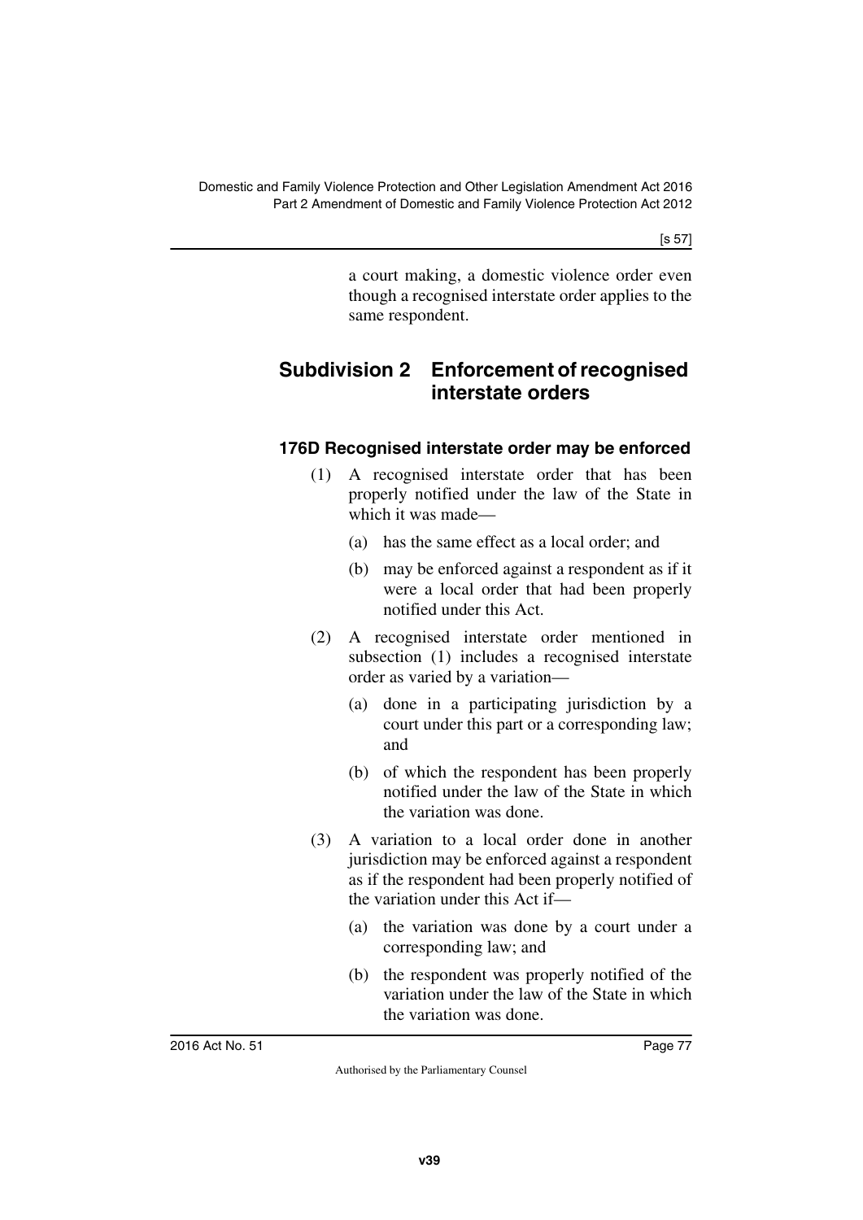a court making, a domestic violence order even though a recognised interstate order applies to the same respondent.

## Subdivision 2 Enforcement of recognised interstate orders

### 176D Recognised interstate order may be enforced

(1) A recognised interstate order that has been properly notified under the law of the State in which it was made—

(a) has the same effect as a local order; and

(b) may be enforced against a respondent as if it were a local order that had been properly notified under this Act.

(2) A recognised interstate order mentioned in subsection (1) includes a recognised interstate order as varied by a variation—

(a) done in a participating jurisdiction by a court under this part or a corresponding law; and

(b) of which the respondent has been properly notified under the law of the State in which the variation was done.

(3) A variation to a local order done in another jurisdiction may be enforced against a respondent as if the respondent had been properly notified of the variation under this Act if—

(a) the variation was done by a court under a corresponding law; and

(b) the respondent was properly notified of the variation under the law of the State in which the variation was done.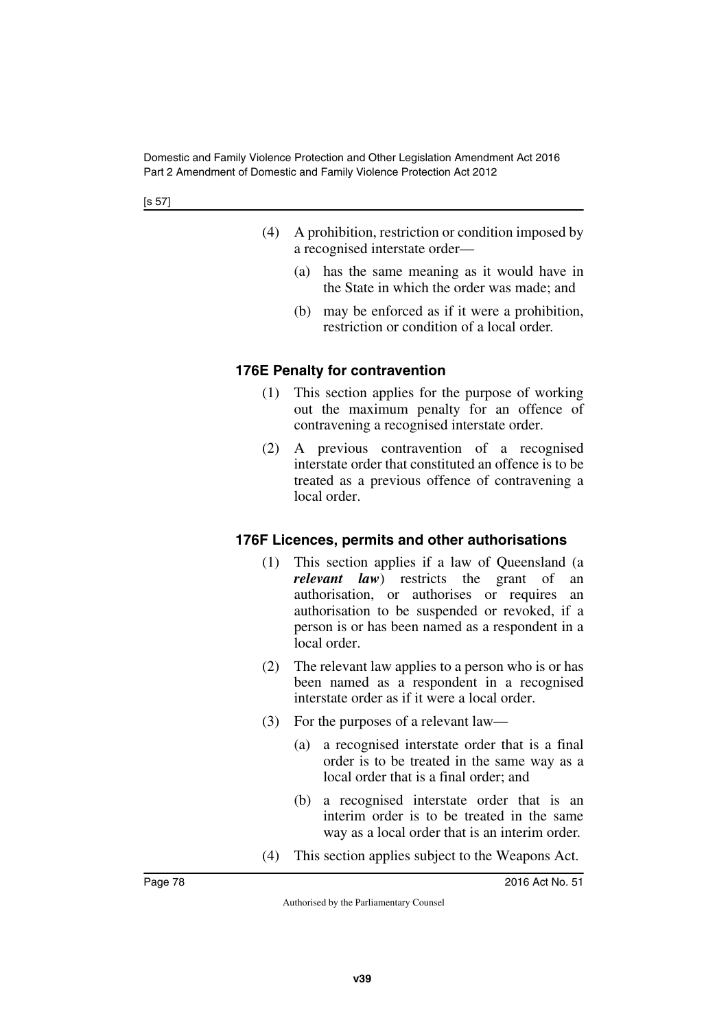(4) A prohibition, restriction or condition imposed by a recognised interstate order—

(a) has the same meaning as it would have in the State in which the order was made; and

(b) may be enforced as if it were a prohibition, restriction or condition of a local order.

### 176E Penalty for contravention

(1) This section applies for the purpose of working out the maximum penalty for an offence of contravening a recognised interstate order.

(2) A previous contravention of a recognised interstate order that constituted an offence is to be treated as a previous offence of contravening a local order.

### 176F Licences, permits and other authorisations

(1) This section applies if a law of Queensland (a ***relevant law***) restricts the grant of an authorisation, or authorises or requires an authorisation to be suspended or revoked, if a person is or has been named as a respondent in a local order.

(2) The relevant law applies to a person who is or has been named as a respondent in a recognised interstate order as if it were a local order.

(3) For the purposes of a relevant law—

(a) a recognised interstate order that is a final order is to be treated in the same way as a local order that is a final order; and

(b) a recognised interstate order that is an interim order is to be treated in the same way as a local order that is an interim order.

(4) This section applies subject to the Weapons Act.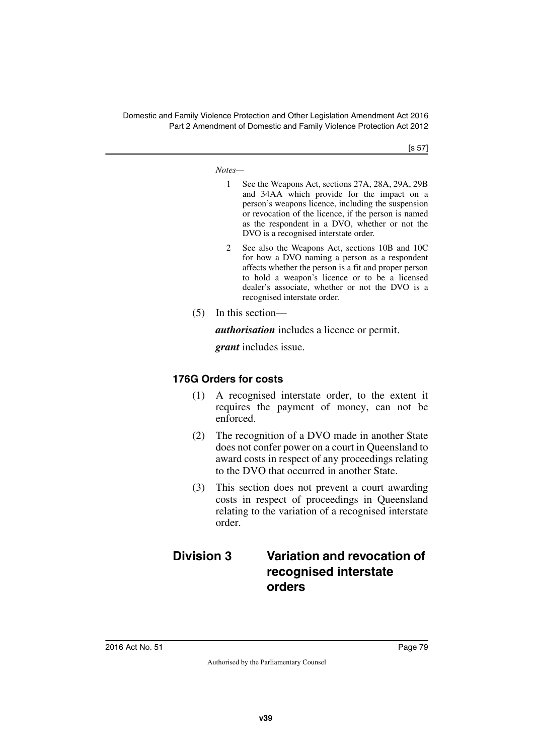*Notes—*

1 See the Weapons Act, sections 27A, 28A, 29A, 29B and 34AA which provide for the impact on a person's weapons licence, including the suspension or revocation of the licence, if the person is named as the respondent in a DVO, whether or not the DVO is a recognised interstate order.

2 See also the Weapons Act, sections 10B and 10C for how a DVO naming a person as a respondent affects whether the person is a fit and proper person to hold a weapon's licence or to be a licensed dealer's associate, whether or not the DVO is a recognised interstate order.

(5) In this section—

***authorisation*** includes a licence or permit.

***grant*** includes issue.

### 176G Orders for costs

(1) A recognised interstate order, to the extent it requires the payment of money, can not be enforced.

(2) The recognition of a DVO made in another State does not confer power on a court in Queensland to award costs in respect of any proceedings relating to the DVO that occurred in another State.

(3) This section does not prevent a court awarding costs in respect of proceedings in Queensland relating to the variation of a recognised interstate order.

## Division 3 Variation and revocation of recognised interstate orders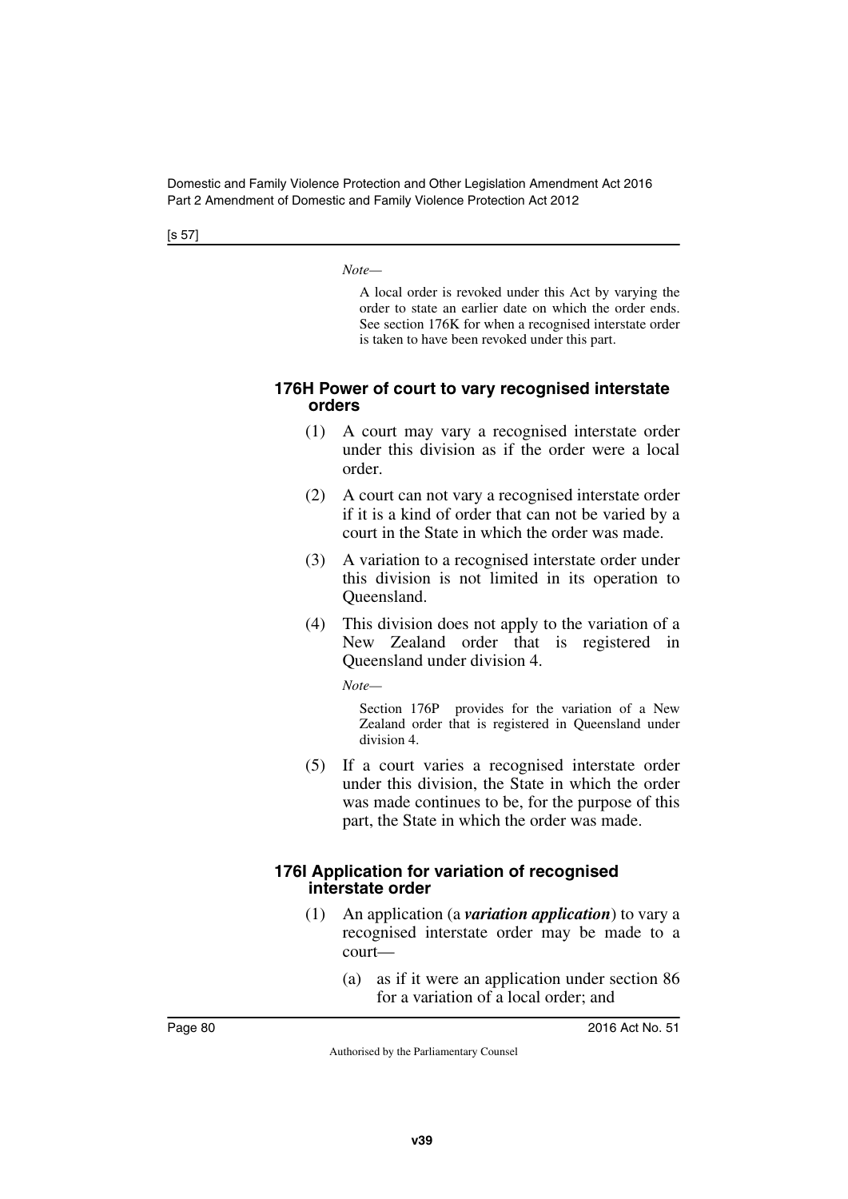*Note—*

A local order is revoked under this Act by varying the order to state an earlier date on which the order ends. See section 176K for when a recognised interstate order is taken to have been revoked under this part.

#### 176H Power of court to vary recognised interstate orders

(1) A court may vary a recognised interstate order under this division as if the order were a local order.

(2) A court can not vary a recognised interstate order if it is a kind of order that can not be varied by a court in the State in which the order was made.

(3) A variation to a recognised interstate order under this division is not limited in its operation to Queensland.

(4) This division does not apply to the variation of a New Zealand order that is registered in Queensland under division 4.

*Note—*

Section 176P provides for the variation of a New Zealand order that is registered in Queensland under division 4.

(5) If a court varies a recognised interstate order under this division, the State in which the order was made continues to be, for the purpose of this part, the State in which the order was made.

#### 176I Application for variation of recognised interstate order

(1) An application (a ***variation application***) to vary a recognised interstate order may be made to a court—

(a) as if it were an application under section 86 for a variation of a local order; and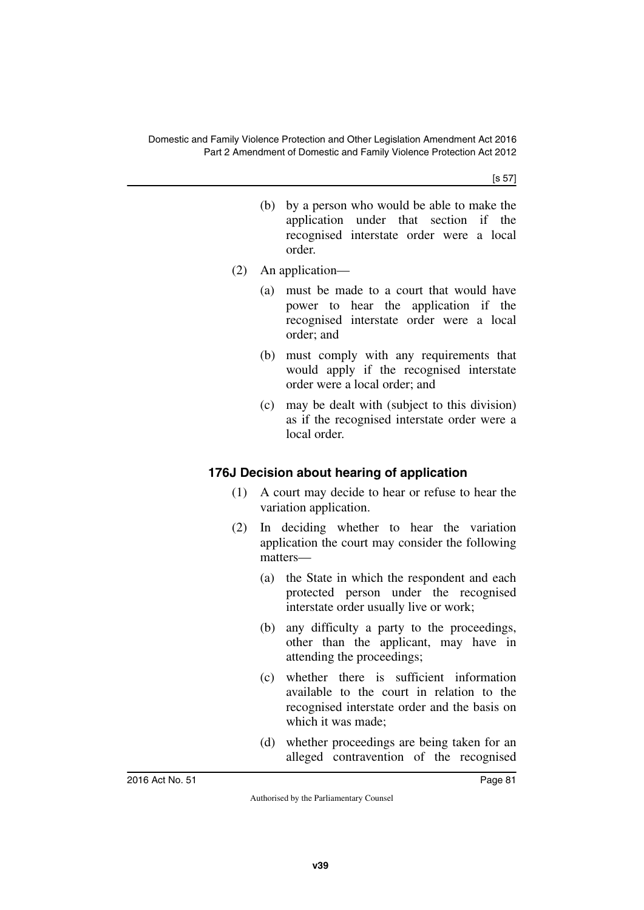(b) by a person who would be able to make the application under that section if the recognised interstate order were a local order.

(2) An application—

(a) must be made to a court that would have power to hear the application if the recognised interstate order were a local order; and

(b) must comply with any requirements that would apply if the recognised interstate order were a local order; and

(c) may be dealt with (subject to this division) as if the recognised interstate order were a local order.

### 176J Decision about hearing of application

(1) A court may decide to hear or refuse to hear the variation application.

(2) In deciding whether to hear the variation application the court may consider the following matters—

(a) the State in which the respondent and each protected person under the recognised interstate order usually live or work;

(b) any difficulty a party to the proceedings, other than the applicant, may have in attending the proceedings;

(c) whether there is sufficient information available to the court in relation to the recognised interstate order and the basis on which it was made;

(d) whether proceedings are being taken for an alleged contravention of the recognised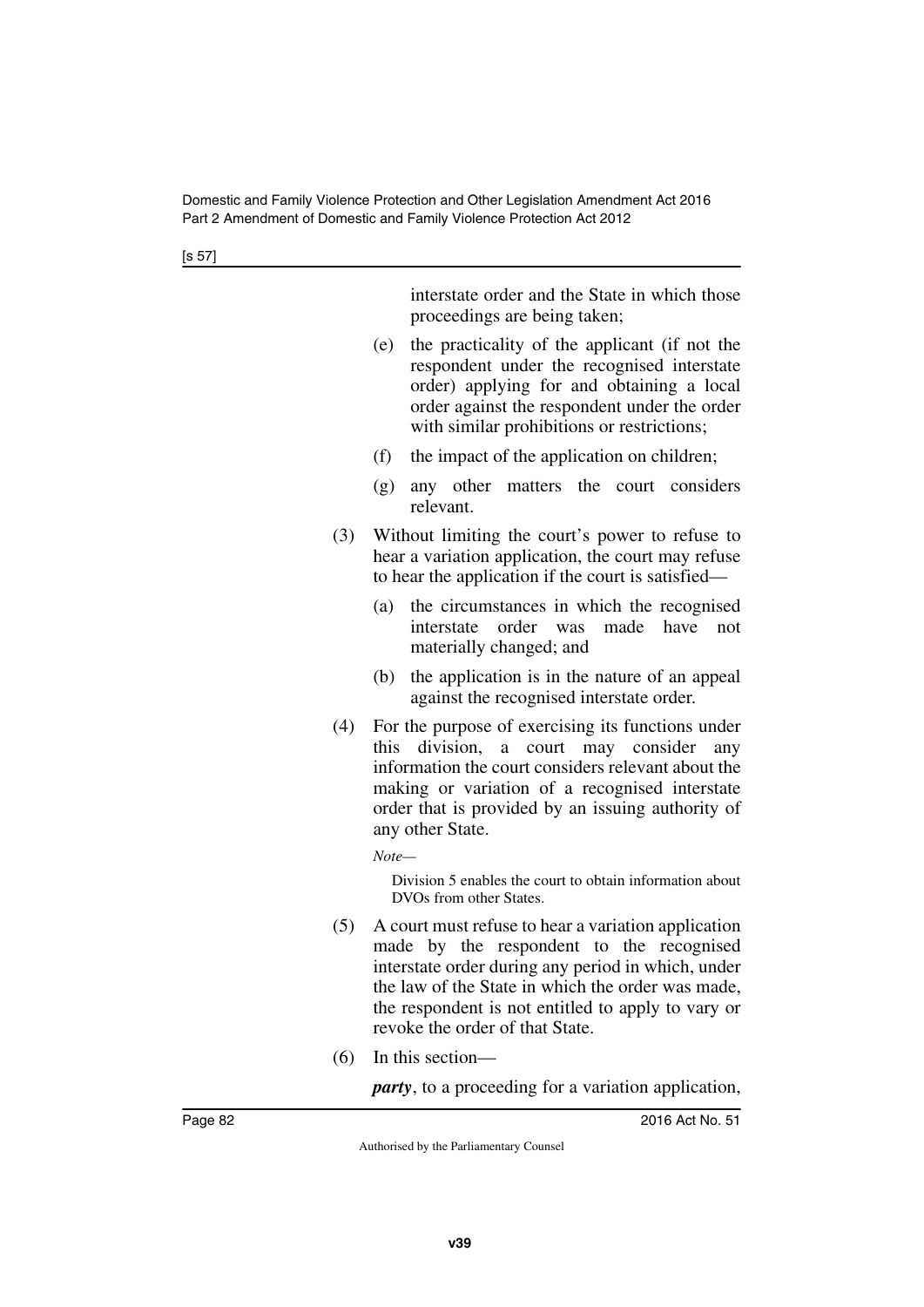interstate order and the State in which those proceedings are being taken;

(e) the practicality of the applicant (if not the respondent under the recognised interstate order) applying for and obtaining a local order against the respondent under the order with similar prohibitions or restrictions;

(f) the impact of the application on children;

(g) any other matters the court considers relevant.

(3) Without limiting the court's power to refuse to hear a variation application, the court may refuse to hear the application if the court is satisfied—

(a) the circumstances in which the recognised interstate order was made have not materially changed; and

(b) the application is in the nature of an appeal against the recognised interstate order.

(4) For the purpose of exercising its functions under this division, a court may consider any information the court considers relevant about the making or variation of a recognised interstate order that is provided by an issuing authority of any other State.

*Note—*

Division 5 enables the court to obtain information about DVOs from other States.

(5) A court must refuse to hear a variation application made by the respondent to the recognised interstate order during any period in which, under the law of the State in which the order was made, the respondent is not entitled to apply to vary or revoke the order of that State.

(6) In this section—

***party***, to a proceeding for a variation application,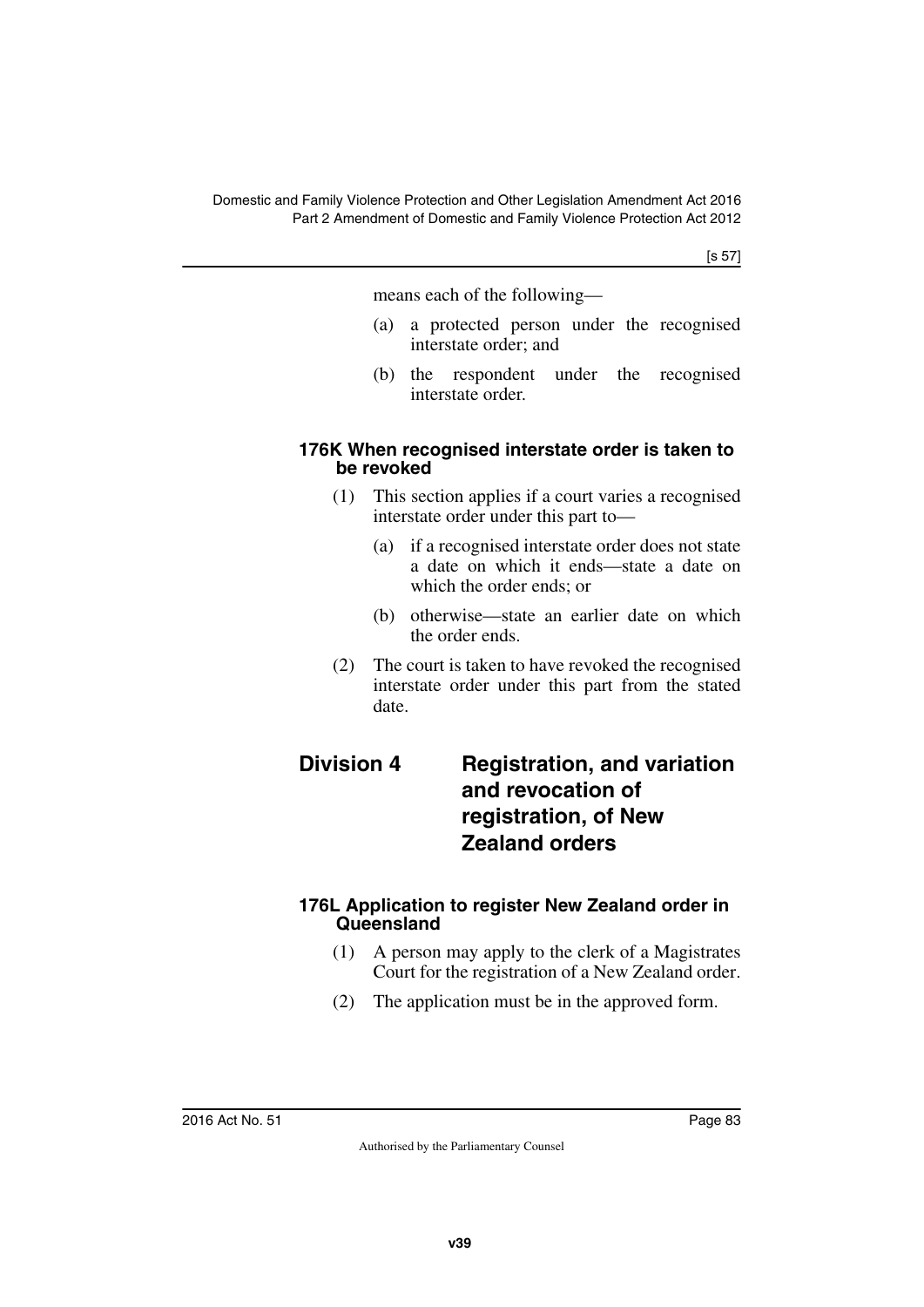means each of the following—

(a) a protected person under the recognised interstate order; and

(b) the respondent under the recognised interstate order.

#### 176K When recognised interstate order is taken to be revoked

(1) This section applies if a court varies a recognised interstate order under this part to—

(a) if a recognised interstate order does not state a date on which it ends—state a date on which the order ends; or

(b) otherwise—state an earlier date on which the order ends.

(2) The court is taken to have revoked the recognised interstate order under this part from the stated date.

### Division 4 Registration, and variation and revocation of registration, of New Zealand orders

#### 176L Application to register New Zealand order in Queensland

(1) A person may apply to the clerk of a Magistrates Court for the registration of a New Zealand order.

(2) The application must be in the approved form.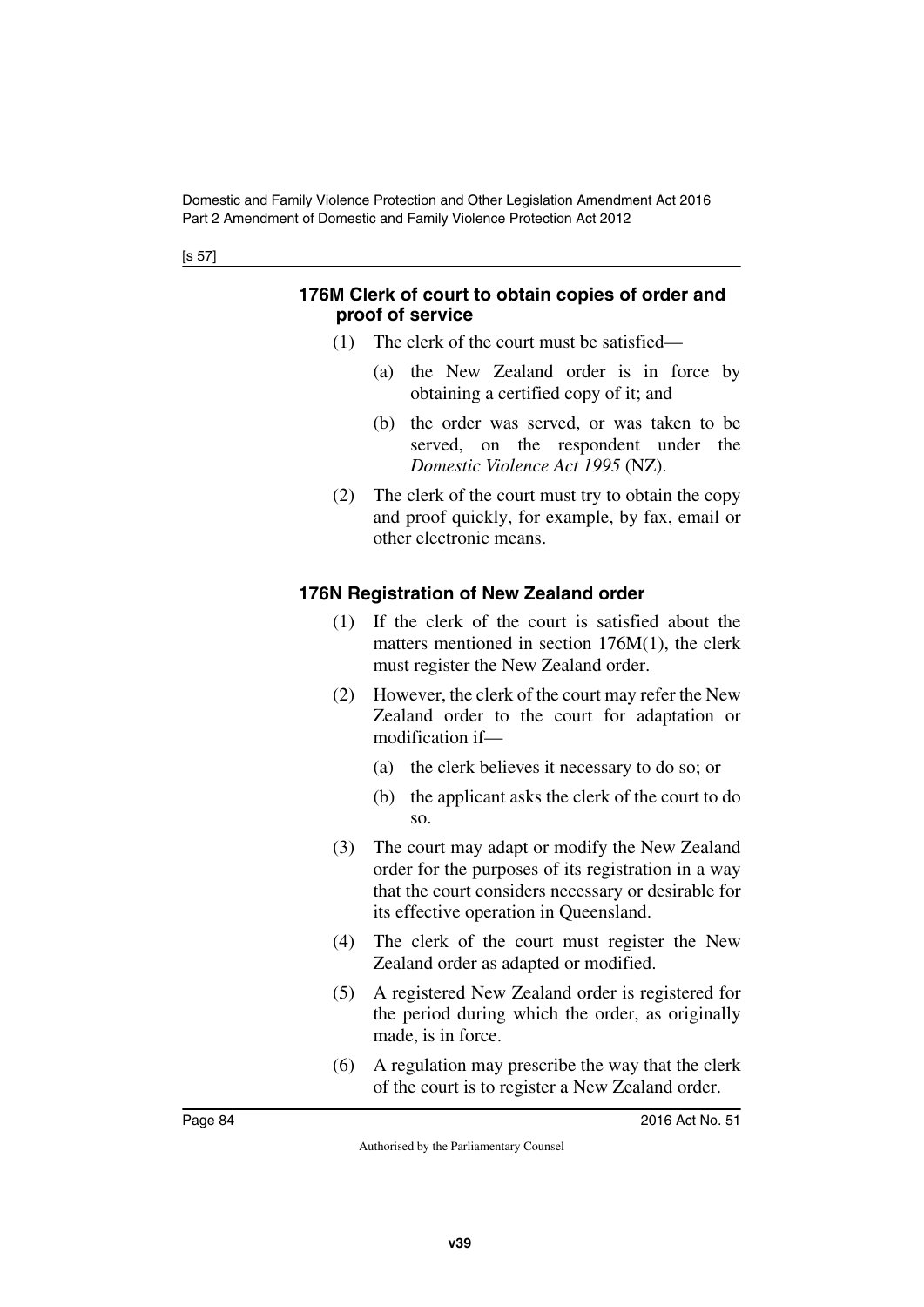### 176M Clerk of court to obtain copies of order and proof of service

(1) The clerk of the court must be satisfied—

(a) the New Zealand order is in force by obtaining a certified copy of it; and

(b) the order was served, or was taken to be served, on the respondent under the *Domestic Violence Act 1995* (NZ).

(2) The clerk of the court must try to obtain the copy and proof quickly, for example, by fax, email or other electronic means.

### 176N Registration of New Zealand order

(1) If the clerk of the court is satisfied about the matters mentioned in section 176M(1), the clerk must register the New Zealand order.

(2) However, the clerk of the court may refer the New Zealand order to the court for adaptation or modification if—

(a) the clerk believes it necessary to do so; or

(b) the applicant asks the clerk of the court to do so.

(3) The court may adapt or modify the New Zealand order for the purposes of its registration in a way that the court considers necessary or desirable for its effective operation in Queensland.

(4) The clerk of the court must register the New Zealand order as adapted or modified.

(5) A registered New Zealand order is registered for the period during which the order, as originally made, is in force.

(6) A regulation may prescribe the way that the clerk of the court is to register a New Zealand order.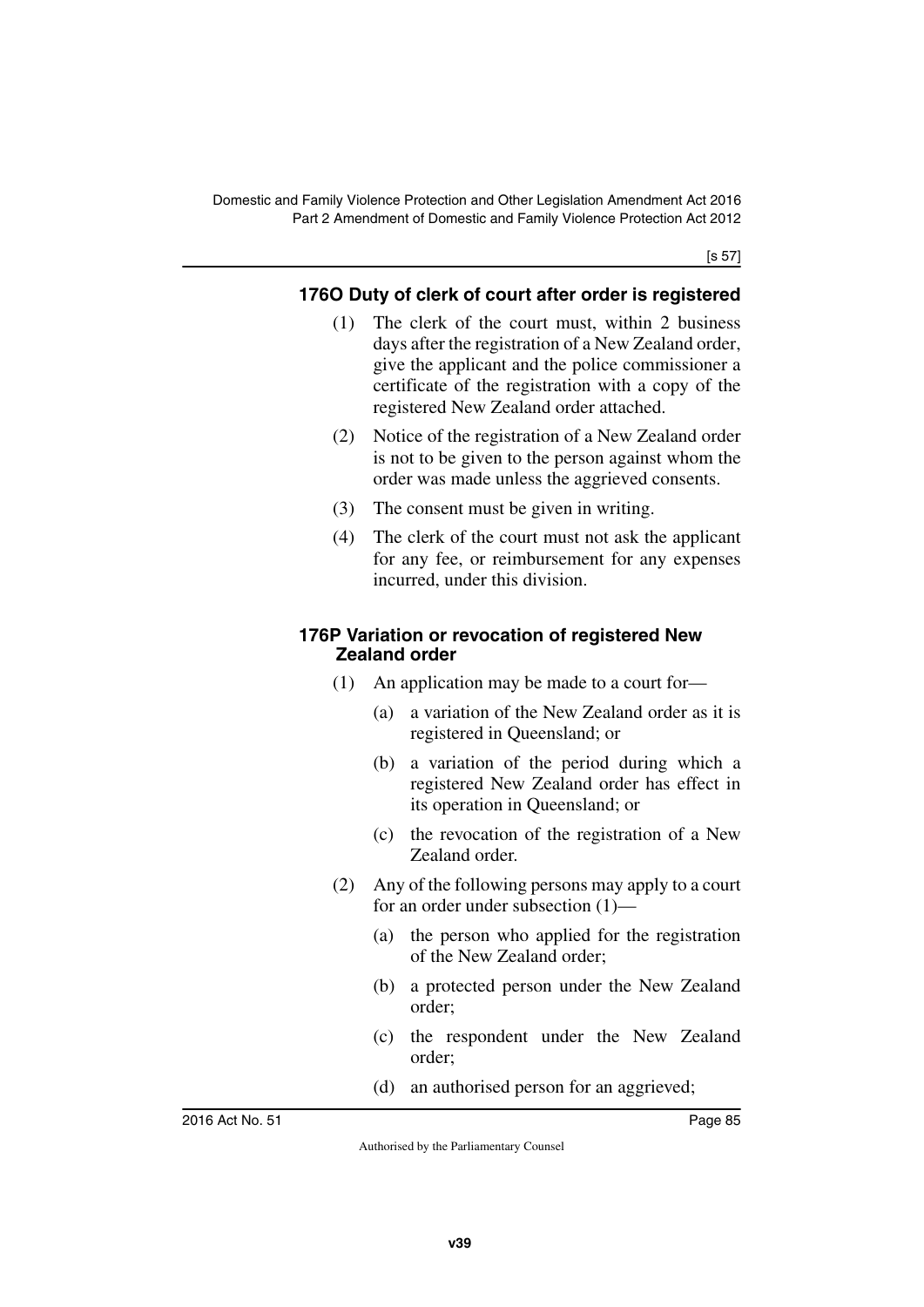### 176O Duty of clerk of court after order is registered

(1) The clerk of the court must, within 2 business days after the registration of a New Zealand order, give the applicant and the police commissioner a certificate of the registration with a copy of the registered New Zealand order attached.

(2) Notice of the registration of a New Zealand order is not to be given to the person against whom the order was made unless the aggrieved consents.

(3) The consent must be given in writing.

(4) The clerk of the court must not ask the applicant for any fee, or reimbursement for any expenses incurred, under this division.

### 176P Variation or revocation of registered New Zealand order

(1) An application may be made to a court for—

(a) a variation of the New Zealand order as it is registered in Queensland; or

(b) a variation of the period during which a registered New Zealand order has effect in its operation in Queensland; or

(c) the revocation of the registration of a New Zealand order.

(2) Any of the following persons may apply to a court for an order under subsection (1)—

(a) the person who applied for the registration of the New Zealand order;

(b) a protected person under the New Zealand order;

(c) the respondent under the New Zealand order;

(d) an authorised person for an aggrieved;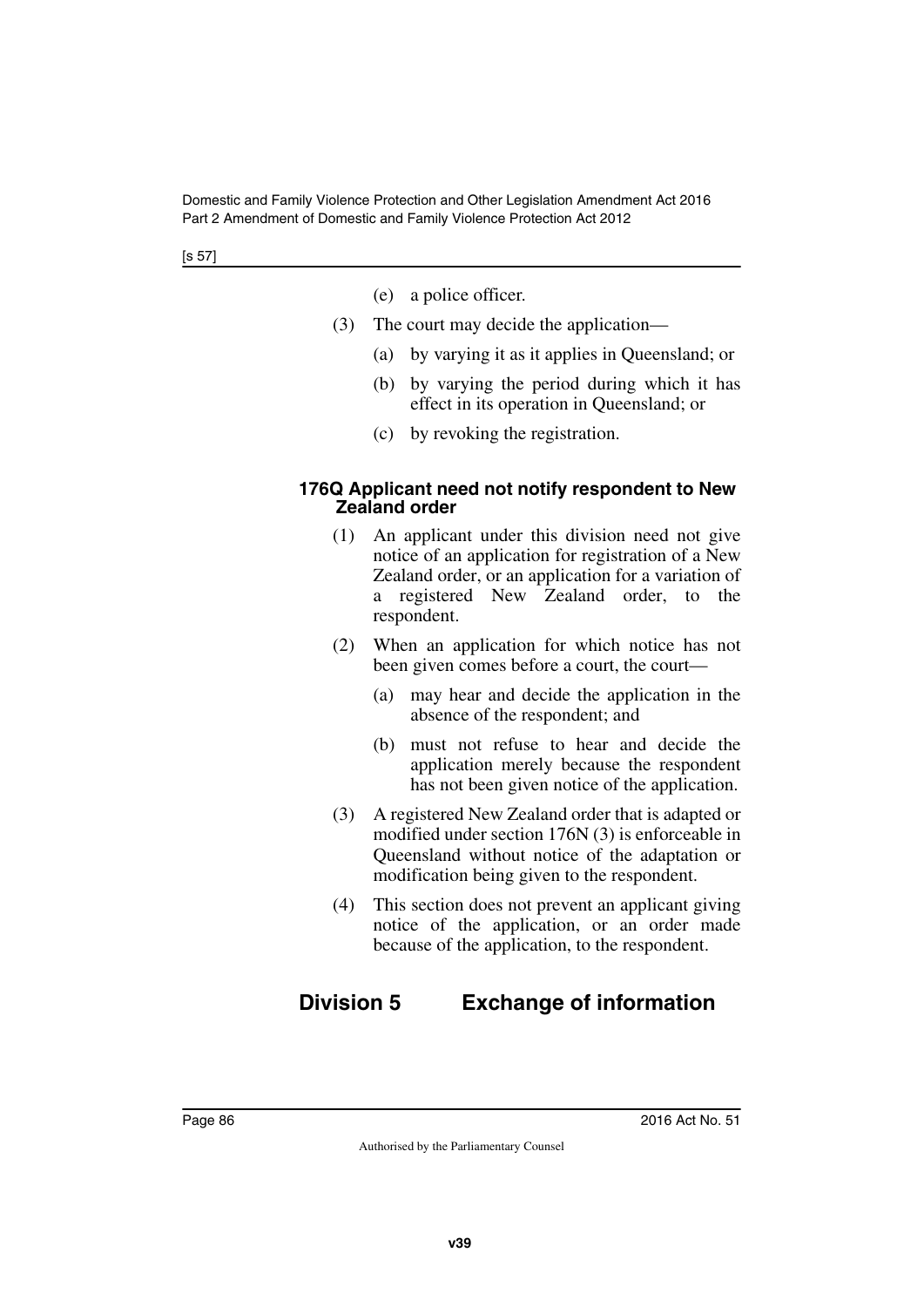(e) a police officer.

(3) The court may decide the application—

(a) by varying it as it applies in Queensland; or

(b) by varying the period during which it has effect in its operation in Queensland; or

(c) by revoking the registration.

### 176Q Applicant need not notify respondent to New Zealand order

(1) An applicant under this division need not give notice of an application for registration of a New Zealand order, or an application for a variation of a registered New Zealand order, to the respondent.

(2) When an application for which notice has not been given comes before a court, the court—

(a) may hear and decide the application in the absence of the respondent; and

(b) must not refuse to hear and decide the application merely because the respondent has not been given notice of the application.

(3) A registered New Zealand order that is adapted or modified under section 176N (3) is enforceable in Queensland without notice of the adaptation or modification being given to the respondent.

(4) This section does not prevent an applicant giving notice of the application, or an order made because of the application, to the respondent.

## Division 5 Exchange of information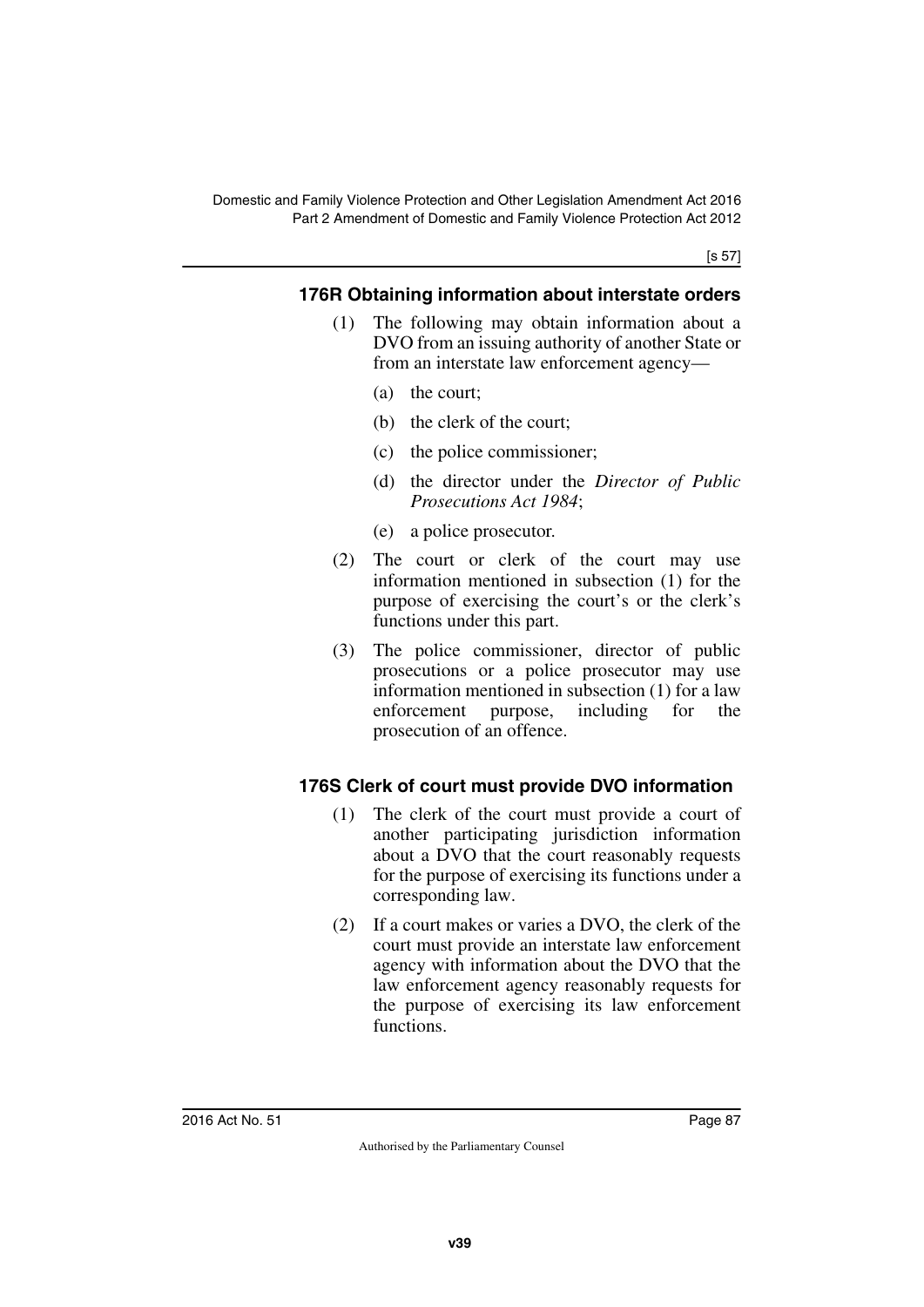## 176R Obtaining information about interstate orders

(1) The following may obtain information about a DVO from an issuing authority of another State or from an interstate law enforcement agency—

(a) the court;

(b) the clerk of the court;

(c) the police commissioner;

(d) the director under the *Director of Public Prosecutions Act 1984*;

(e) a police prosecutor.

(2) The court or clerk of the court may use information mentioned in subsection (1) for the purpose of exercising the court's or the clerk's functions under this part.

(3) The police commissioner, director of public prosecutions or a police prosecutor may use information mentioned in subsection (1) for a law enforcement purpose, including for the prosecution of an offence.

## 176S Clerk of court must provide DVO information

(1) The clerk of the court must provide a court of another participating jurisdiction information about a DVO that the court reasonably requests for the purpose of exercising its functions under a corresponding law.

(2) If a court makes or varies a DVO, the clerk of the court must provide an interstate law enforcement agency with information about the DVO that the law enforcement agency reasonably requests for the purpose of exercising its law enforcement functions.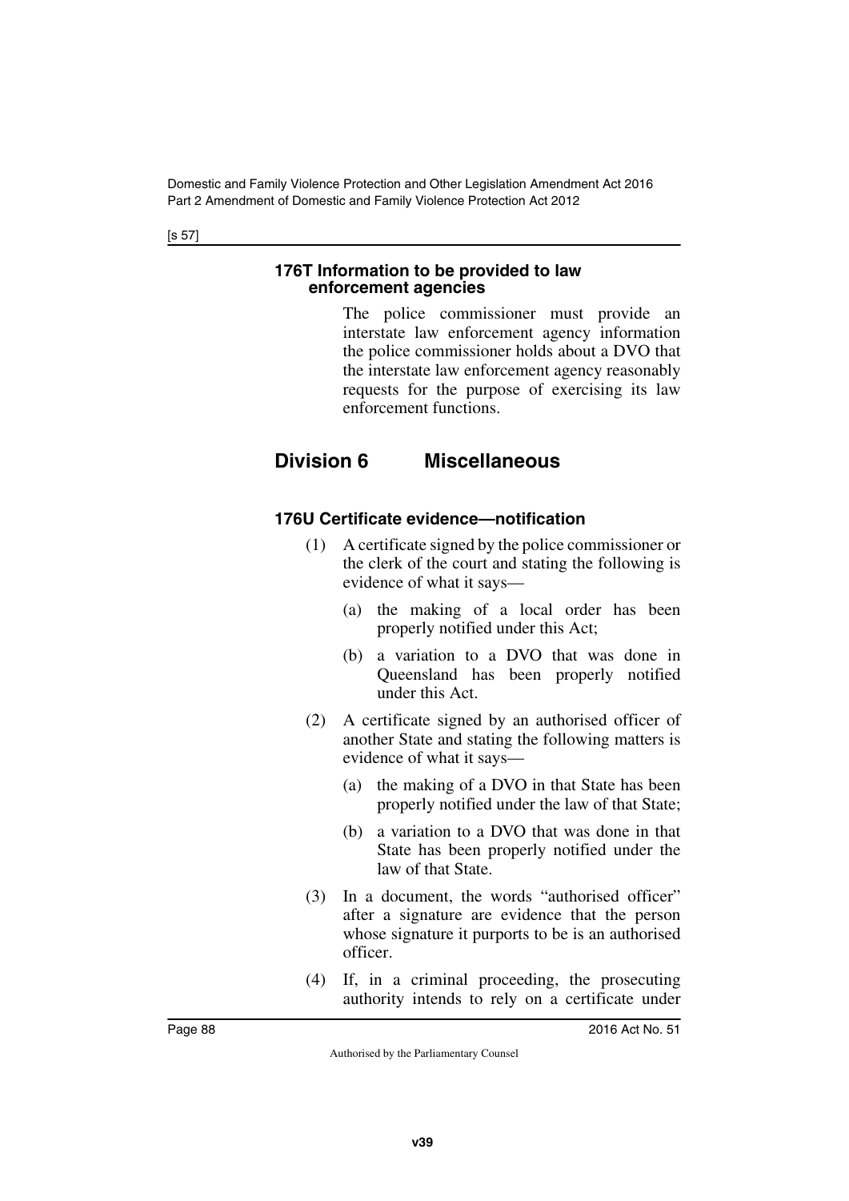### 176T Information to be provided to law enforcement agencies

The police commissioner must provide an interstate law enforcement agency information the police commissioner holds about a DVO that the interstate law enforcement agency reasonably requests for the purpose of exercising its law enforcement functions.

## Division 6 Miscellaneous

### 176U Certificate evidence—notification

(1) A certificate signed by the police commissioner or the clerk of the court and stating the following is evidence of what it says—

(a) the making of a local order has been properly notified under this Act;

(b) a variation to a DVO that was done in Queensland has been properly notified under this Act.

(2) A certificate signed by an authorised officer of another State and stating the following matters is evidence of what it says—

(a) the making of a DVO in that State has been properly notified under the law of that State;

(b) a variation to a DVO that was done in that State has been properly notified under the law of that State.

(3) In a document, the words "authorised officer" after a signature are evidence that the person whose signature it purports to be is an authorised officer.

(4) If, in a criminal proceeding, the prosecuting authority intends to rely on a certificate under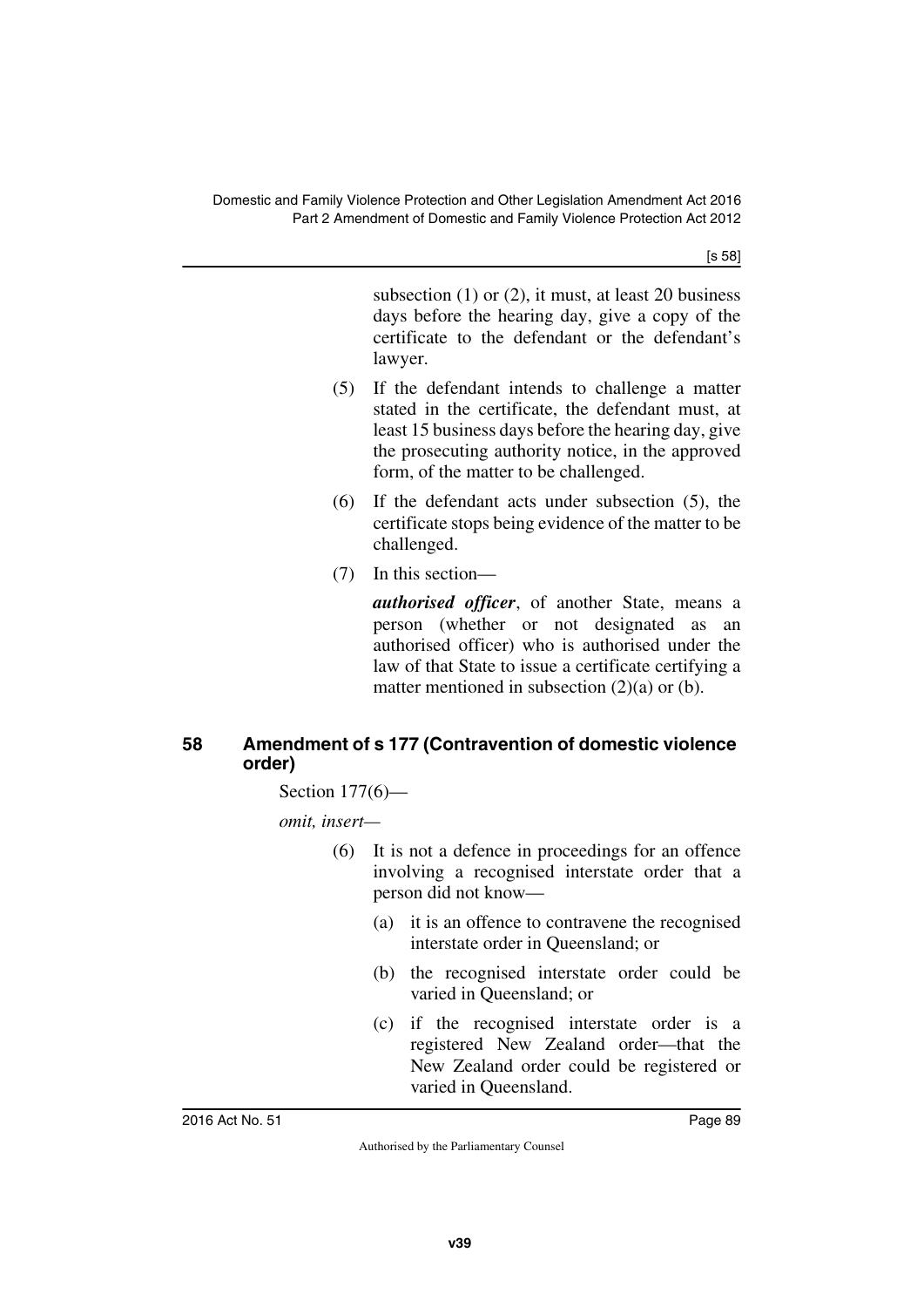subsection (1) or (2), it must, at least 20 business days before the hearing day, give a copy of the certificate to the defendant or the defendant's lawyer.

(5) If the defendant intends to challenge a matter stated in the certificate, the defendant must, at least 15 business days before the hearing day, give the prosecuting authority notice, in the approved form, of the matter to be challenged.

(6) If the defendant acts under subsection (5), the certificate stops being evidence of the matter to be challenged.

(7) In this section—

***authorised officer***, of another State, means a person (whether or not designated as an authorised officer) who is authorised under the law of that State to issue a certificate certifying a matter mentioned in subsection (2)(a) or (b).

### 58 Amendment of s 177 (Contravention of domestic violence order)

Section 177(6)—

*omit, insert—*

(6) It is not a defence in proceedings for an offence involving a recognised interstate order that a person did not know—

(a) it is an offence to contravene the recognised interstate order in Queensland; or

(b) the recognised interstate order could be varied in Queensland; or

(c) if the recognised interstate order is a registered New Zealand order—that the New Zealand order could be registered or varied in Queensland.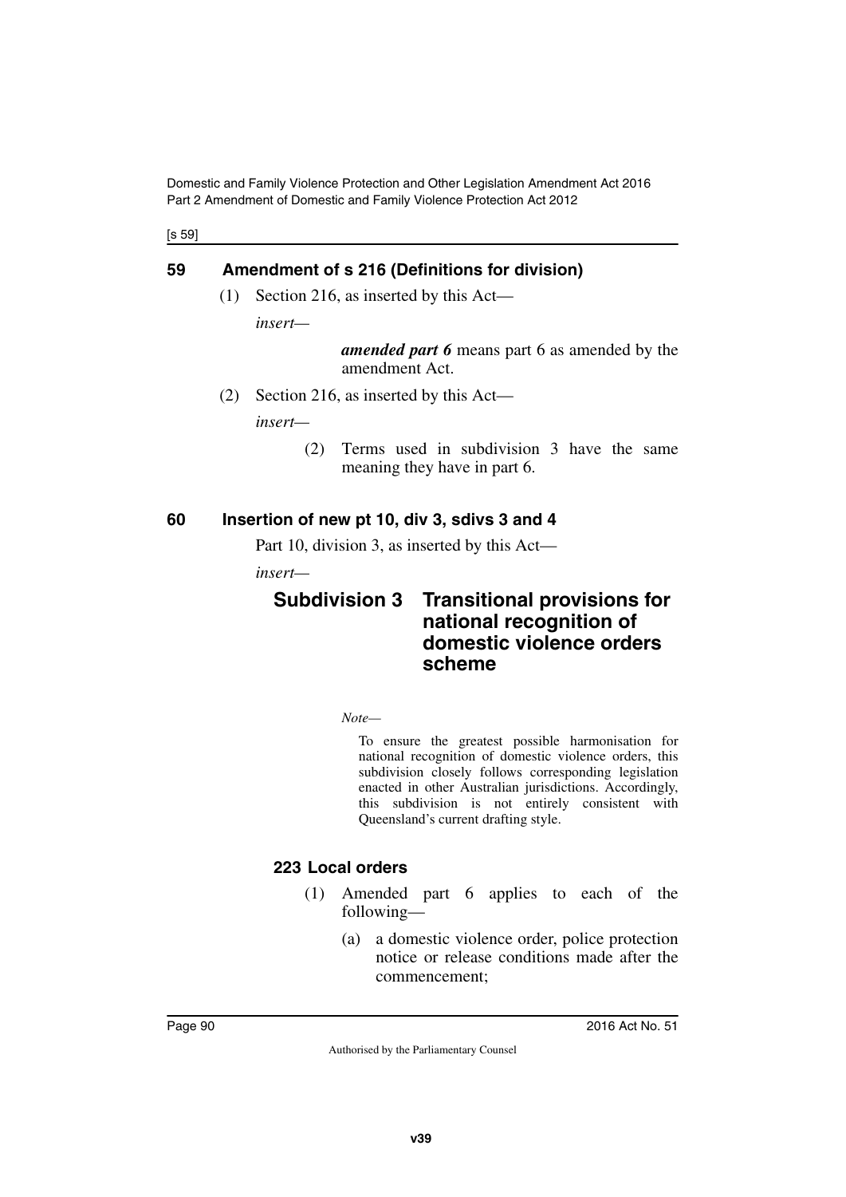## 59 Amendment of s 216 (Definitions for division)

(1) Section 216, as inserted by this Act—

*insert—*

> ***amended part 6*** means part 6 as amended by the amendment Act.

(2) Section 216, as inserted by this Act—

*insert—*

> (2) Terms used in subdivision 3 have the same meaning they have in part 6.

## 60 Insertion of new pt 10, div 3, sdivs 3 and 4

Part 10, division 3, as inserted by this Act—

*insert—*

### Subdivision 3 Transitional provisions for national recognition of domestic violence orders scheme

*Note—*

To ensure the greatest possible harmonisation for national recognition of domestic violence orders, this subdivision closely follows corresponding legislation enacted in other Australian jurisdictions. Accordingly, this subdivision is not entirely consistent with Queensland's current drafting style.

#### 223 Local orders

(1) Amended part 6 applies to each of the following—

(a) a domestic violence order, police protection notice or release conditions made after the commencement;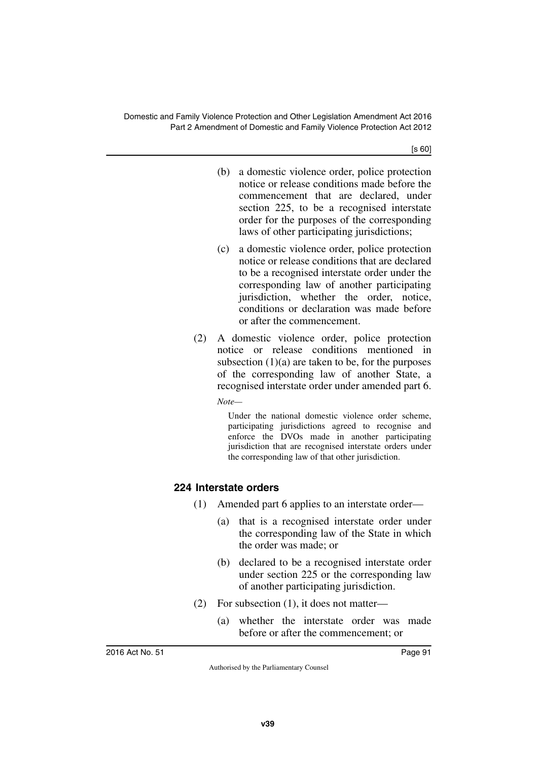(b) a domestic violence order, police protection notice or release conditions made before the commencement that are declared, under section 225, to be a recognised interstate order for the purposes of the corresponding laws of other participating jurisdictions;

(c) a domestic violence order, police protection notice or release conditions that are declared to be a recognised interstate order under the corresponding law of another participating jurisdiction, whether the order, notice, conditions or declaration was made before or after the commencement.

(2) A domestic violence order, police protection notice or release conditions mentioned in subsection (1)(a) are taken to be, for the purposes of the corresponding law of another State, a recognised interstate order under amended part 6.

*Note—*

Under the national domestic violence order scheme, participating jurisdictions agreed to recognise and enforce the DVOs made in another participating jurisdiction that are recognised interstate orders under the corresponding law of that other jurisdiction.

### 224 Interstate orders

(1) Amended part 6 applies to an interstate order—

(a) that is a recognised interstate order under the corresponding law of the State in which the order was made; or

(b) declared to be a recognised interstate order under section 225 or the corresponding law of another participating jurisdiction.

(2) For subsection (1), it does not matter—

(a) whether the interstate order was made before or after the commencement; or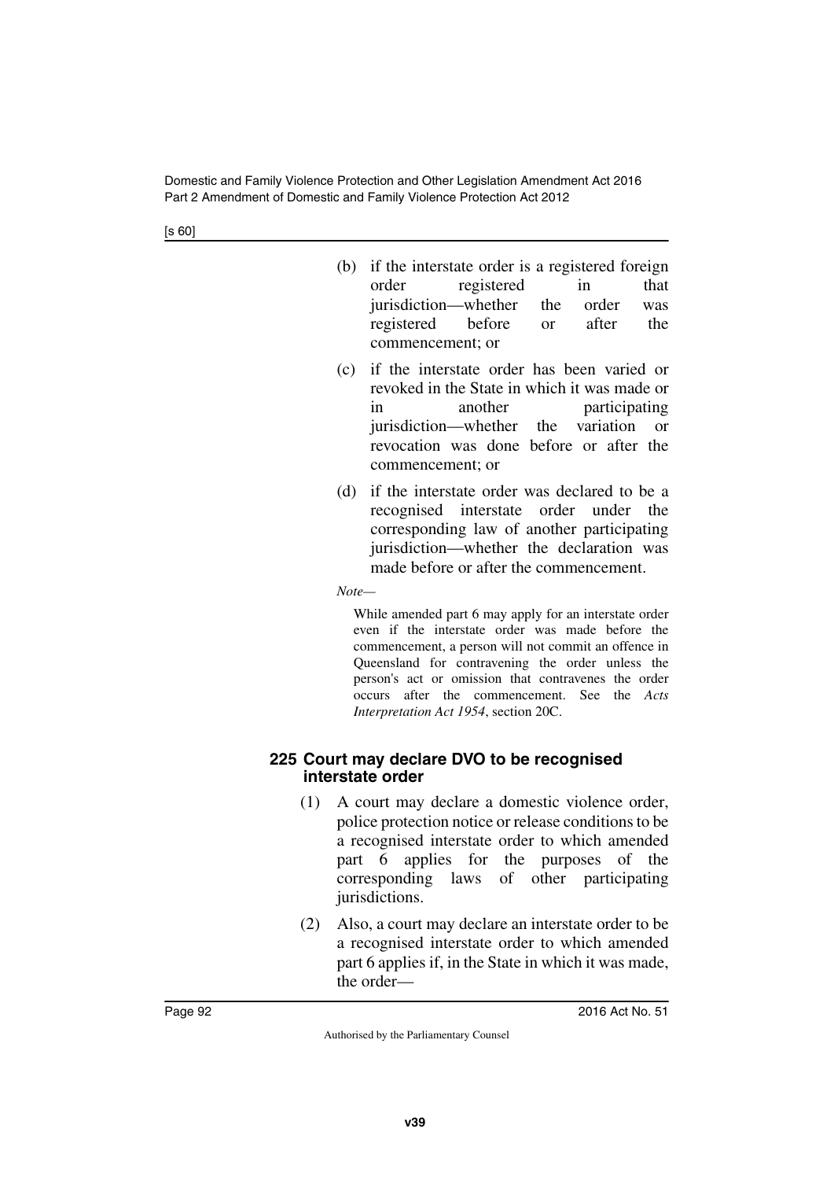(b) if the interstate order is a registered foreign order registered in that jurisdiction—whether the order was registered before or after the commencement; or

(c) if the interstate order has been varied or revoked in the State in which it was made or in another participating jurisdiction—whether the variation or revocation was done before or after the commencement; or

(d) if the interstate order was declared to be a recognised interstate order under the corresponding law of another participating jurisdiction—whether the declaration was made before or after the commencement.

*Note—*

While amended part 6 may apply for an interstate order even if the interstate order was made before the commencement, a person will not commit an offence in Queensland for contravening the order unless the person's act or omission that contravenes the order occurs after the commencement. See the *Acts Interpretation Act 1954*, section 20C.

### 225 Court may declare DVO to be recognised interstate order

(1) A court may declare a domestic violence order, police protection notice or release conditions to be a recognised interstate order to which amended part 6 applies for the purposes of the corresponding laws of other participating jurisdictions.

(2) Also, a court may declare an interstate order to be a recognised interstate order to which amended part 6 applies if, in the State in which it was made, the order—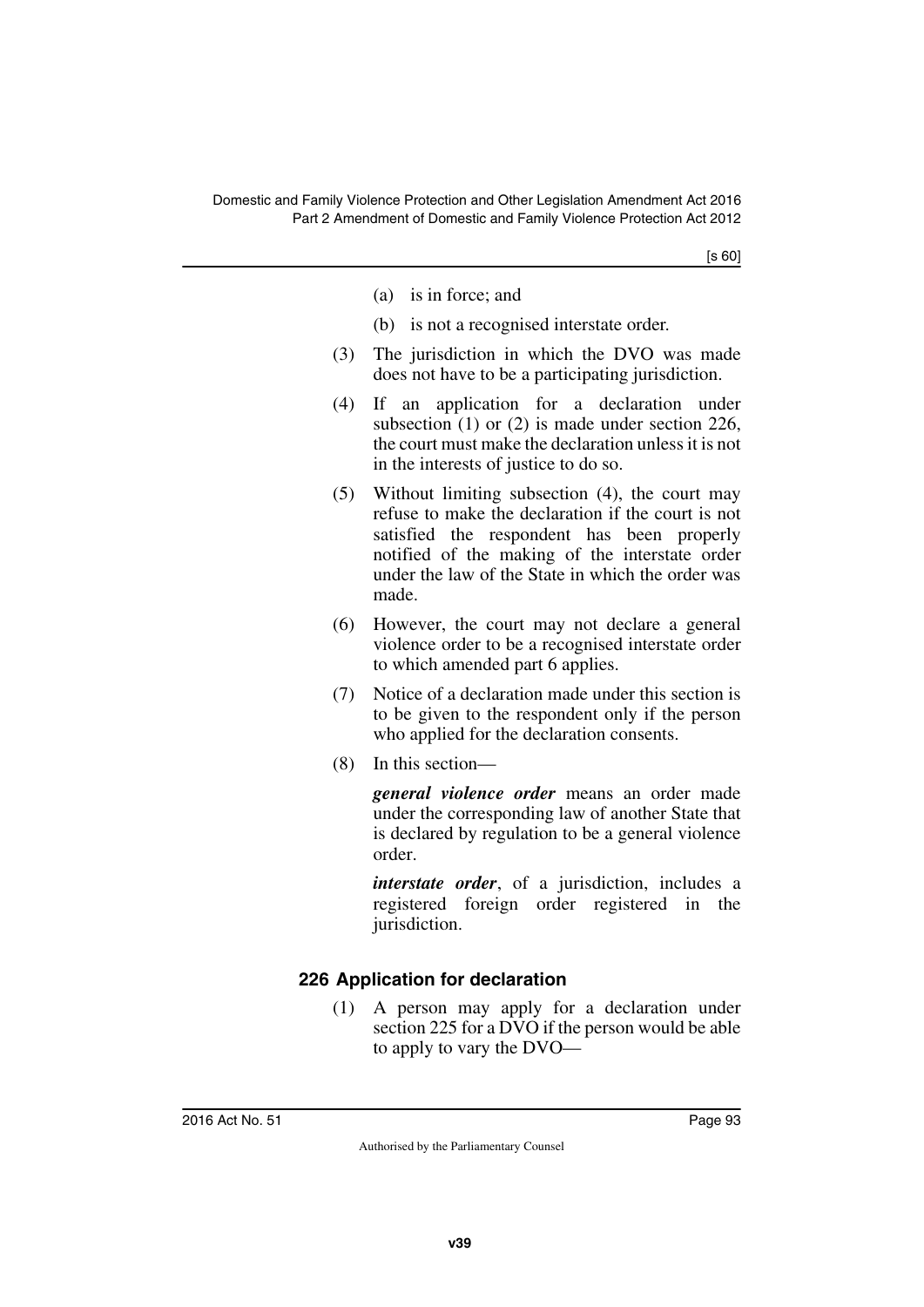(a) is in force; and

(b) is not a recognised interstate order.

(3) The jurisdiction in which the DVO was made does not have to be a participating jurisdiction.

(4) If an application for a declaration under subsection (1) or (2) is made under section 226, the court must make the declaration unless it is not in the interests of justice to do so.

(5) Without limiting subsection (4), the court may refuse to make the declaration if the court is not satisfied the respondent has been properly notified of the making of the interstate order under the law of the State in which the order was made.

(6) However, the court may not declare a general violence order to be a recognised interstate order to which amended part 6 applies.

(7) Notice of a declaration made under this section is to be given to the respondent only if the person who applied for the declaration consents.

(8) In this section—

***general violence order*** means an order made under the corresponding law of another State that is declared by regulation to be a general violence order.

***interstate order***, of a jurisdiction, includes a registered foreign order registered in the jurisdiction.

### 226 Application for declaration

(1) A person may apply for a declaration under section 225 for a DVO if the person would be able to apply to vary the DVO—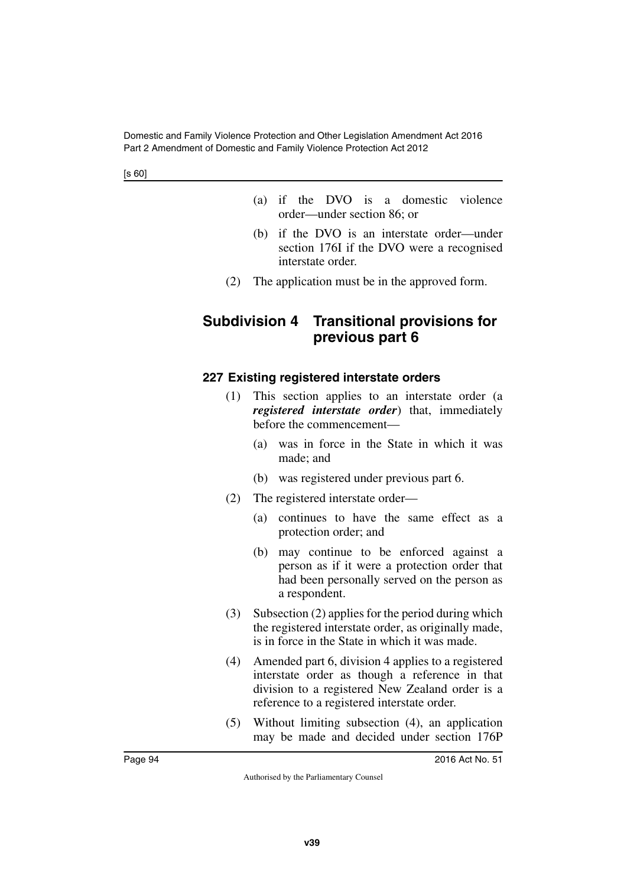(a) if the DVO is a domestic violence order—under section 86; or

(b) if the DVO is an interstate order—under section 176I if the DVO were a recognised interstate order.

(2) The application must be in the approved form.

## Subdivision 4 Transitional provisions for previous part 6

### 227 Existing registered interstate orders

(1) This section applies to an interstate order (a ***registered interstate order***) that, immediately before the commencement—

(a) was in force in the State in which it was made; and

(b) was registered under previous part 6.

(2) The registered interstate order—

(a) continues to have the same effect as a protection order; and

(b) may continue to be enforced against a person as if it were a protection order that had been personally served on the person as a respondent.

(3) Subsection (2) applies for the period during which the registered interstate order, as originally made, is in force in the State in which it was made.

(4) Amended part 6, division 4 applies to a registered interstate order as though a reference in that division to a registered New Zealand order is a reference to a registered interstate order.

(5) Without limiting subsection (4), an application may be made and decided under section 176P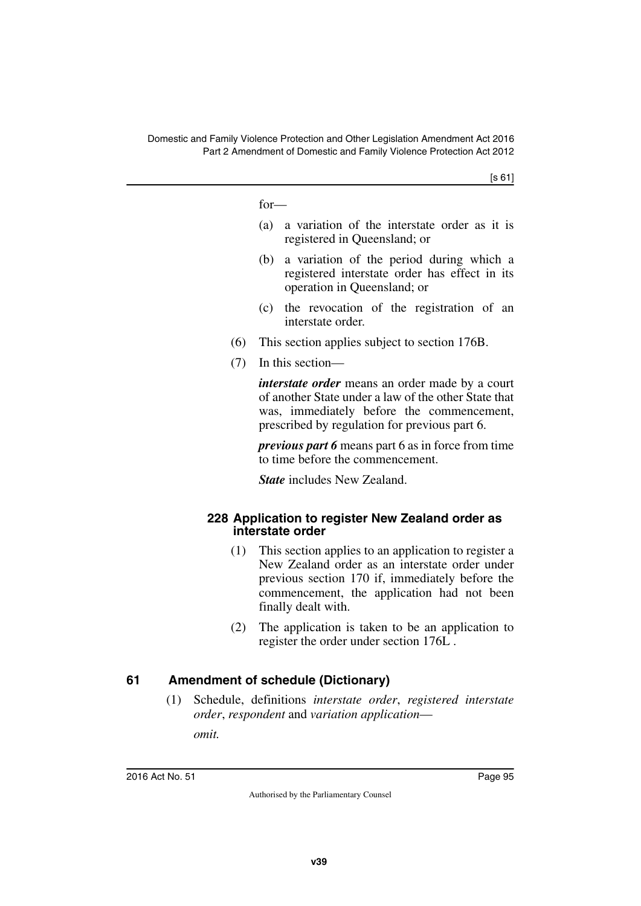for—

(a) a variation of the interstate order as it is registered in Queensland; or

(b) a variation of the period during which a registered interstate order has effect in its operation in Queensland; or

(c) the revocation of the registration of an interstate order.

(6) This section applies subject to section 176B.

(7) In this section—

***interstate order*** means an order made by a court of another State under a law of the other State that was, immediately before the commencement, prescribed by regulation for previous part 6.

***previous part 6*** means part 6 as in force from time to time before the commencement.

***State*** includes New Zealand.

#### 228 Application to register New Zealand order as interstate order

(1) This section applies to an application to register a New Zealand order as an interstate order under previous section 170 if, immediately before the commencement, the application had not been finally dealt with.

(2) The application is taken to be an application to register the order under section 176L .

### 61 Amendment of schedule (Dictionary)

(1) Schedule, definitions *interstate order*, *registered interstate order*, *respondent* and *variation application*—

*omit.*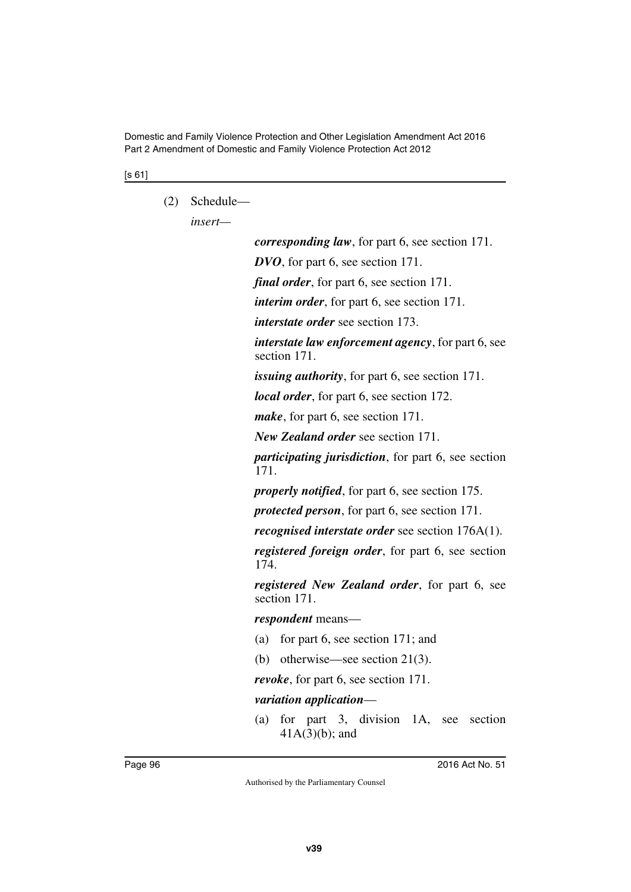[s 61]

(2) Schedule—

*insert*—

***corresponding law***, for part 6, see section 171.

***DVO***, for part 6, see section 171.

***final order***, for part 6, see section 171.

***interim order***, for part 6, see section 171.

***interstate order*** see section 173.

***interstate law enforcement agency***, for part 6, see section 171.

***issuing authority***, for part 6, see section 171.

***local order***, for part 6, see section 172.

***make***, for part 6, see section 171.

***New Zealand order*** see section 171.

***participating jurisdiction***, for part 6, see section 171.

***properly notified***, for part 6, see section 175.

***protected person***, for part 6, see section 171.

***recognised interstate order*** see section 176A(1).

***registered foreign order***, for part 6, see section 174.

***registered New Zealand order***, for part 6, see section 171.

***respondent*** means—

(a) for part 6, see section 171; and

(b) otherwise—see section 21(3).

***revoke***, for part 6, see section 171.

***variation application***—

(a) for part 3, division 1A, see section 41A(3)(b); and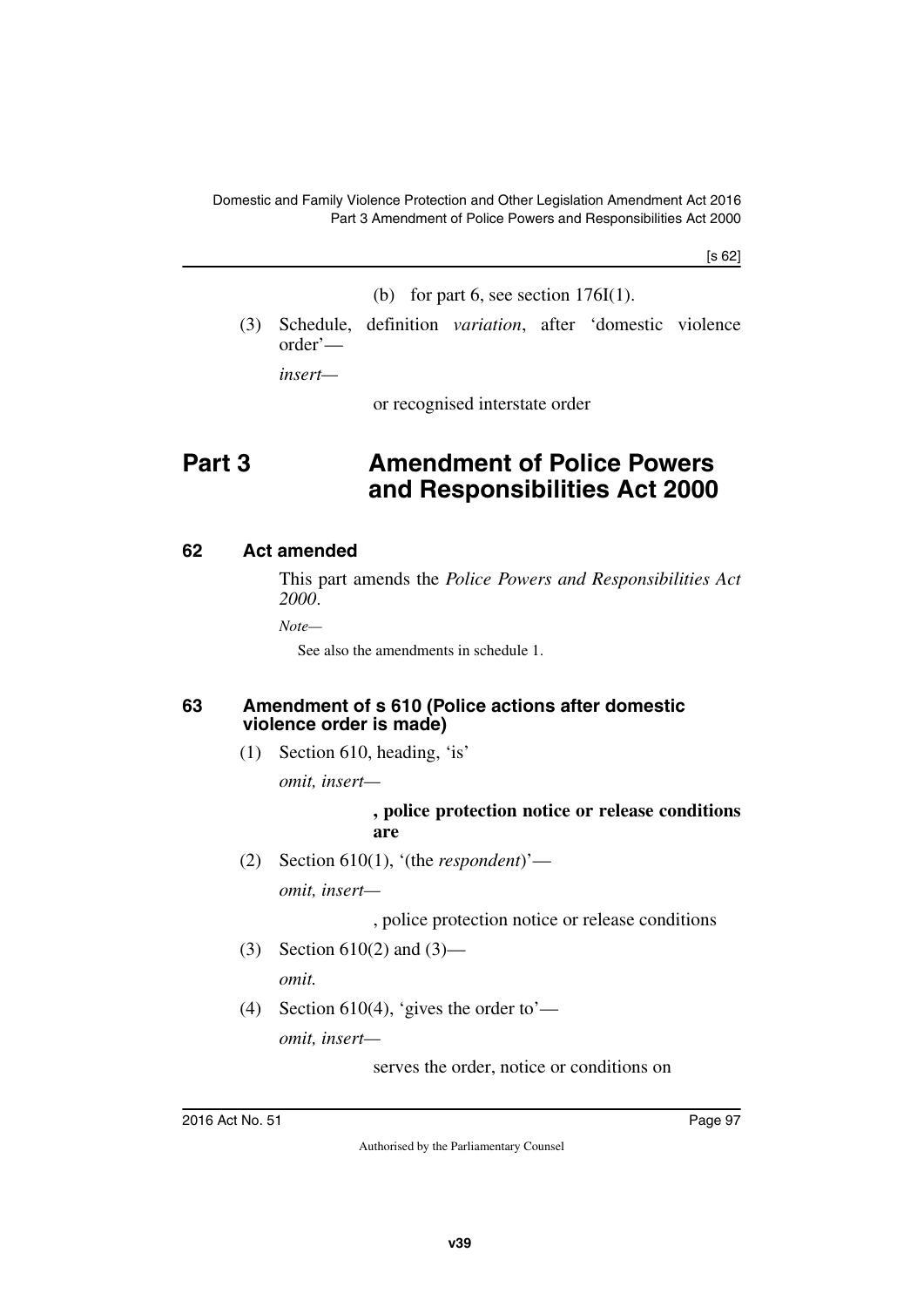(b) for part 6, see section 176I(1).

(3) Schedule, definition *variation*, after 'domestic violence order'—

*insert—*

or recognised interstate order

# Part 3 Amendment of Police Powers and Responsibilities Act 2000

## 62 Act amended

This part amends the *Police Powers and Responsibilities Act 2000*.

*Note—*

See also the amendments in schedule 1.

## 63 Amendment of s 610 (Police actions after domestic violence order is made)

(1) Section 610, heading, 'is'

*omit, insert—*

**, police protection notice or release conditions are**

(2) Section 610(1), '(the *respondent*)'—

*omit, insert—*

, police protection notice or release conditions

(3) Section 610(2) and (3)—

*omit.*

(4) Section 610(4), 'gives the order to'—

*omit, insert—*

serves the order, notice or conditions on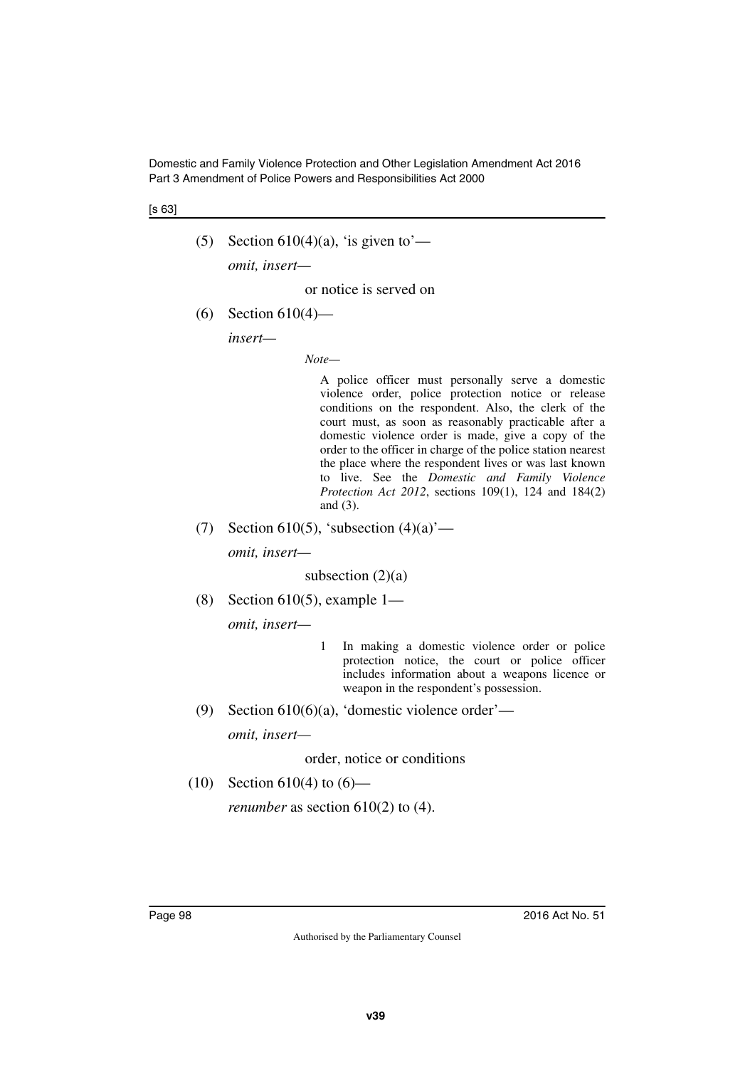(5) Section 610(4)(a), 'is given to'—

*omit, insert—*

or notice is served on

(6) Section 610(4)—

*insert—*

*Note—*

A police officer must personally serve a domestic violence order, police protection notice or release conditions on the respondent. Also, the clerk of the court must, as soon as reasonably practicable after a domestic violence order is made, give a copy of the order to the officer in charge of the police station nearest the place where the respondent lives or was last known to live. See the *Domestic and Family Violence Protection Act 2012*, sections 109(1), 124 and 184(2) and (3).

(7) Section 610(5), 'subsection (4)(a)'—

*omit, insert—*

subsection (2)(a)

(8) Section 610(5), example 1—

*omit, insert—*

1 In making a domestic violence order or police protection notice, the court or police officer includes information about a weapons licence or weapon in the respondent's possession.

(9) Section 610(6)(a), 'domestic violence order'—

*omit, insert—*

order, notice or conditions

(10) Section 610(4) to (6)—

*renumber* as section 610(2) to (4).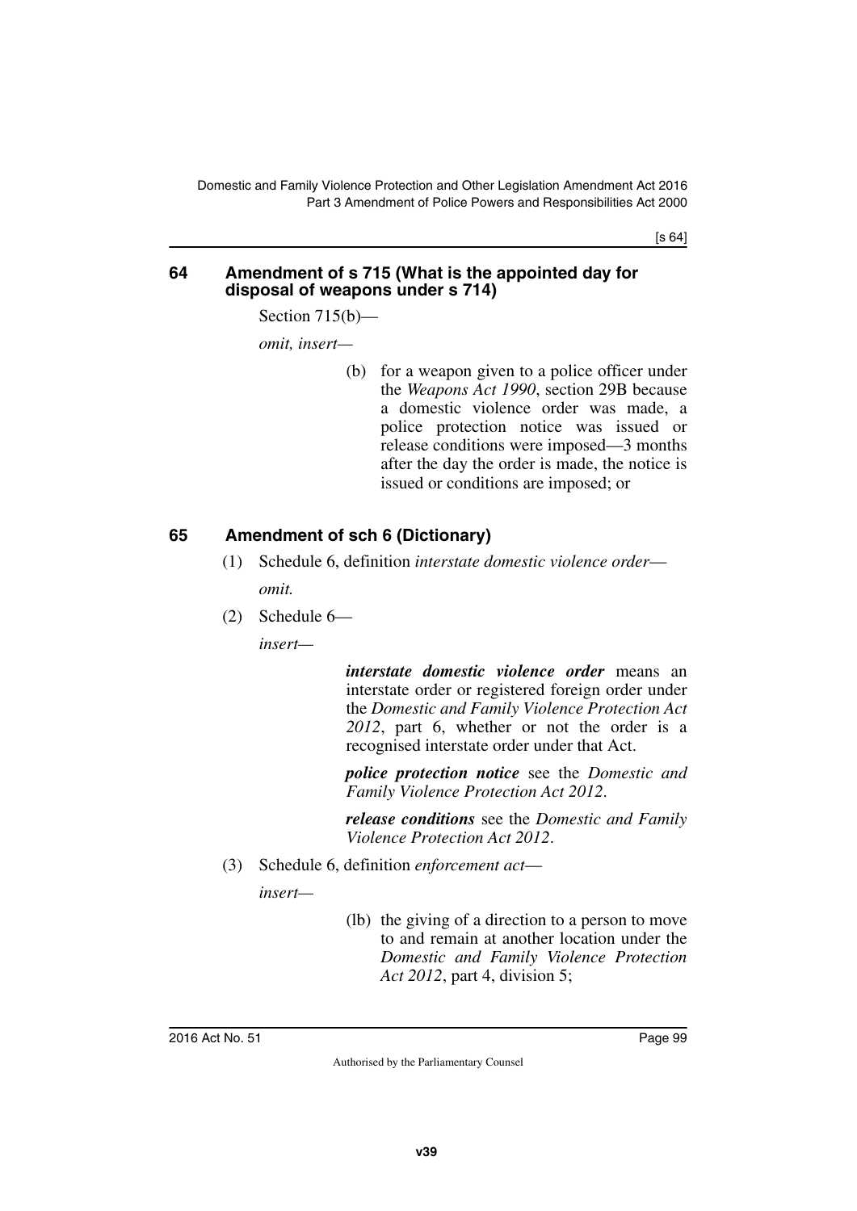### 64 Amendment of s 715 (What is the appointed day for disposal of weapons under s 714)

Section 715(b)—

*omit, insert—*

(b) for a weapon given to a police officer under the *Weapons Act 1990*, section 29B because a domestic violence order was made, a police protection notice was issued or release conditions were imposed—3 months after the day the order is made, the notice is issued or conditions are imposed; or

### 65 Amendment of sch 6 (Dictionary)

(1) Schedule 6, definition *interstate domestic violence order*—

*omit.*

(2) Schedule 6—

*insert—*

***interstate domestic violence order*** means an interstate order or registered foreign order under the *Domestic and Family Violence Protection Act 2012*, part 6, whether or not the order is a recognised interstate order under that Act.

***police protection notice*** see the *Domestic and Family Violence Protection Act 2012*.

***release conditions*** see the *Domestic and Family Violence Protection Act 2012*.

(3) Schedule 6, definition *enforcement act*—

*insert—*

(lb) the giving of a direction to a person to move to and remain at another location under the *Domestic and Family Violence Protection Act 2012*, part 4, division 5;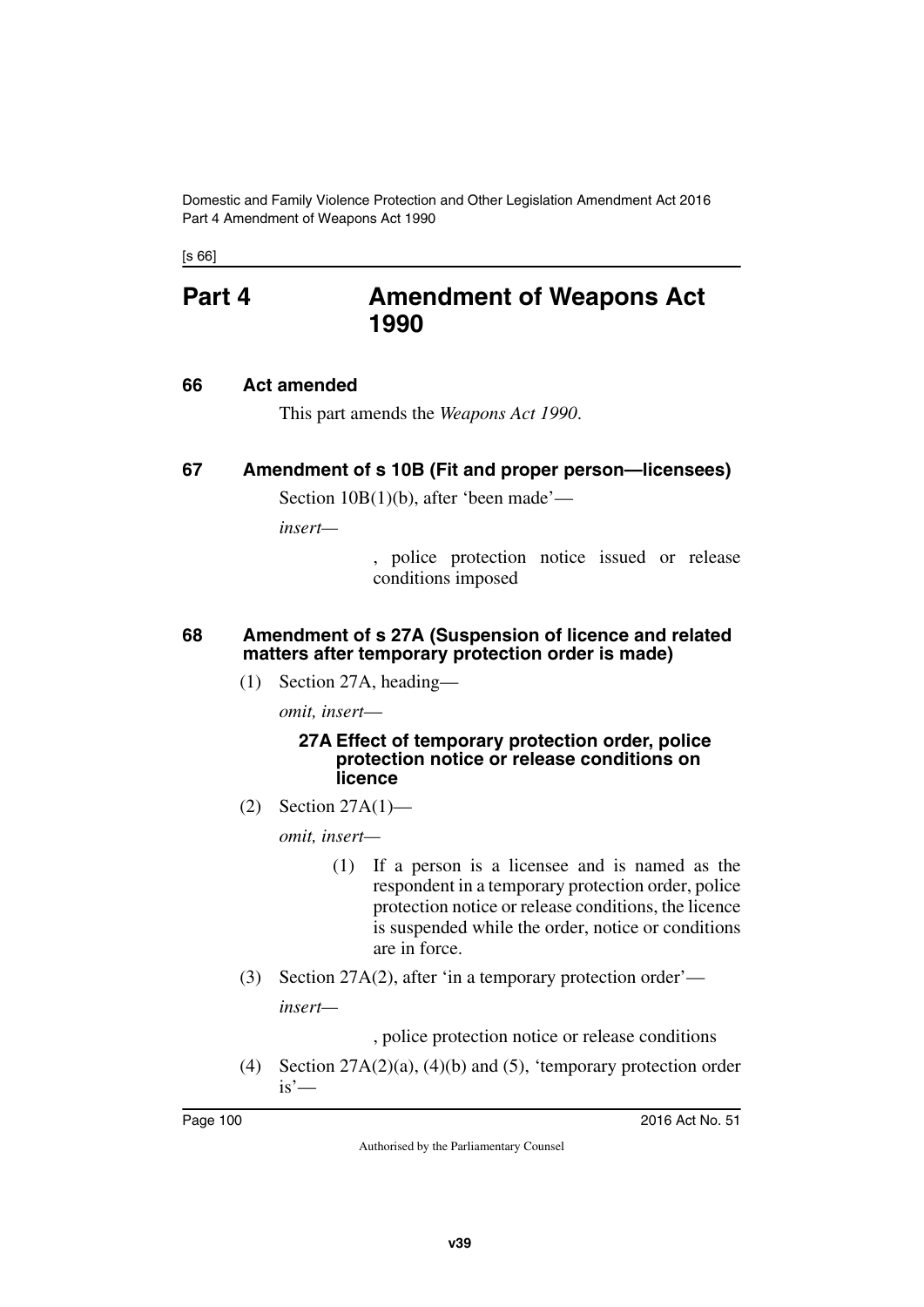# Part 4 Amendment of Weapons Act 1990

## 66 Act amended

This part amends the *Weapons Act 1990*.

## 67 Amendment of s 10B (Fit and proper person—licensees)

Section 10B(1)(b), after 'been made'—

*insert—*

> , police protection notice issued or release conditions imposed

## 68 Amendment of s 27A (Suspension of licence and related matters after temporary protection order is made)

(1) Section 27A, heading—

*omit, insert—*

> **27A Effect of temporary protection order, police protection notice or release conditions on licence**

(2) Section 27A(1)—

*omit, insert—*

> (1) If a person is a licensee and is named as the respondent in a temporary protection order, police protection notice or release conditions, the licence is suspended while the order, notice or conditions are in force.

(3) Section 27A(2), after 'in a temporary protection order'—

*insert—*

> , police protection notice or release conditions

(4) Section 27A(2)(a), (4)(b) and (5), 'temporary protection order is'—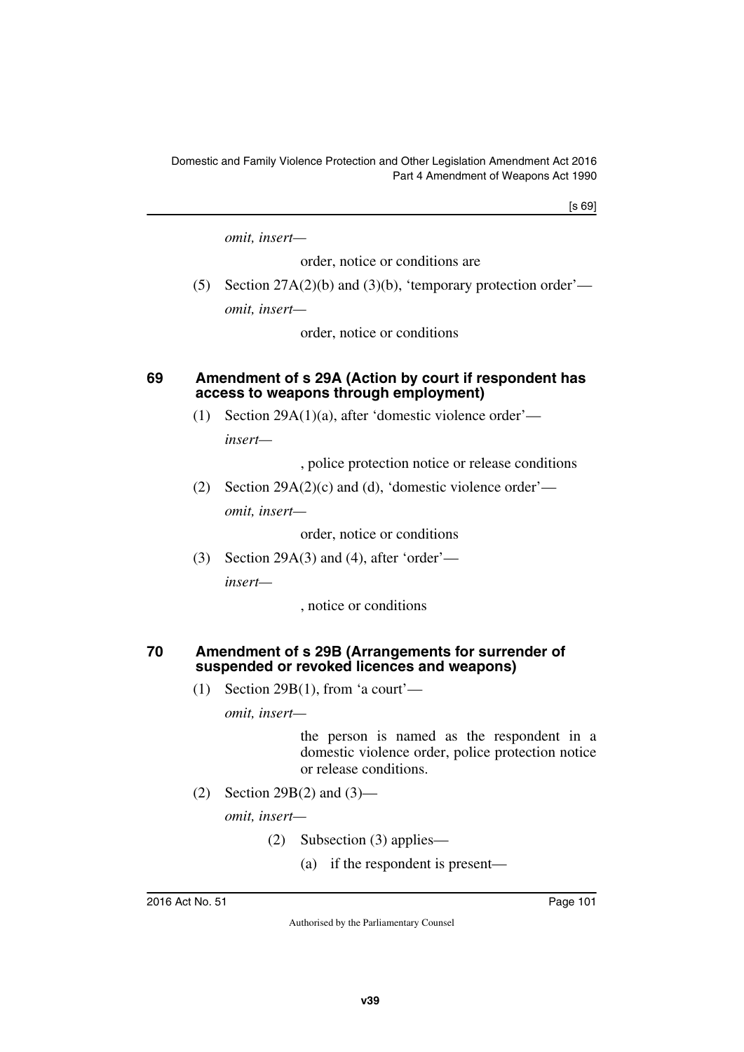*omit, insert—*

order, notice or conditions are

(5) Section 27A(2)(b) and (3)(b), 'temporary protection order'—

*omit, insert—*

order, notice or conditions

### 69 Amendment of s 29A (Action by court if respondent has access to weapons through employment)

(1) Section 29A(1)(a), after 'domestic violence order'—

*insert—*

, police protection notice or release conditions

(2) Section 29A(2)(c) and (d), 'domestic violence order'—

*omit, insert—*

order, notice or conditions

(3) Section 29A(3) and (4), after 'order'—

*insert—*

, notice or conditions

### 70 Amendment of s 29B (Arrangements for surrender of suspended or revoked licences and weapons)

(1) Section 29B(1), from 'a court'—

*omit, insert—*

the person is named as the respondent in a domestic violence order, police protection notice or release conditions.

(2) Section 29B(2) and (3)—

*omit, insert—*

(2) Subsection (3) applies—

(a) if the respondent is present—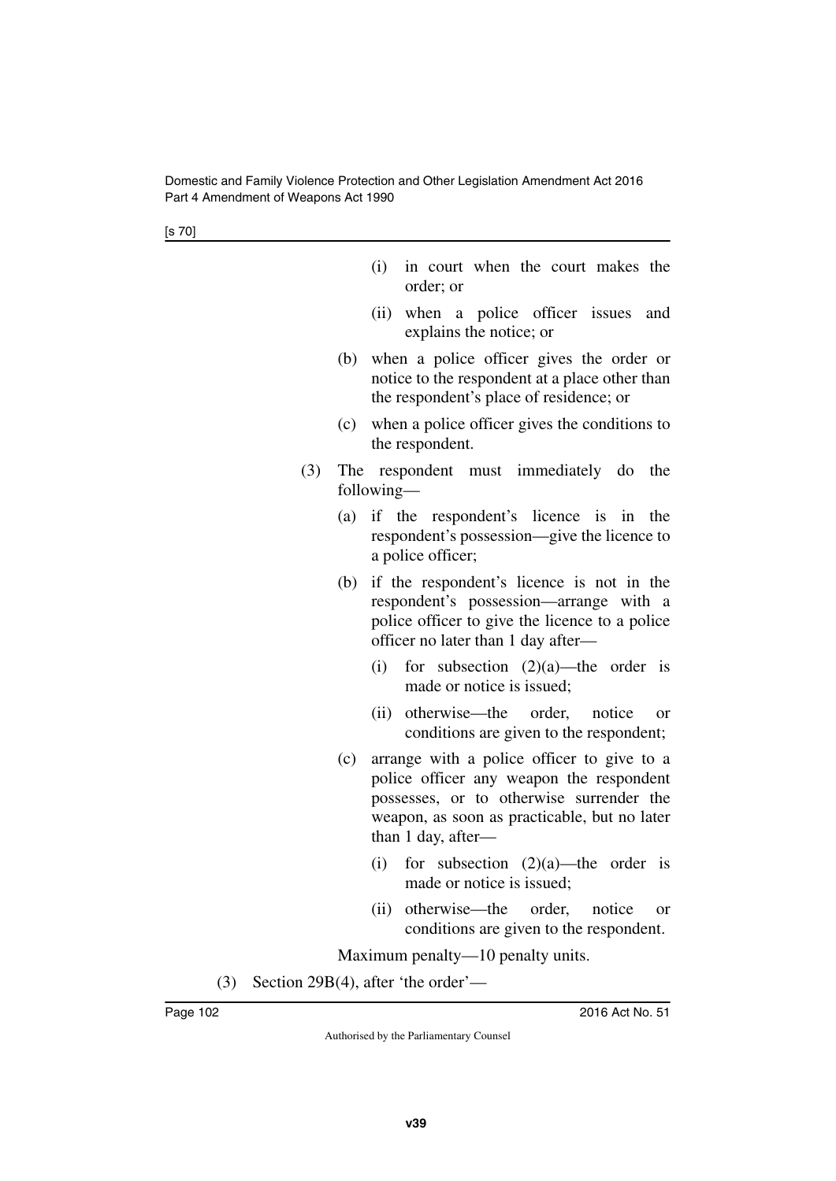(i) in court when the court makes the order; or

(ii) when a police officer issues and explains the notice; or

(b) when a police officer gives the order or notice to the respondent at a place other than the respondent's place of residence; or

(c) when a police officer gives the conditions to the respondent.

(3) The respondent must immediately do the following—

(a) if the respondent's licence is in the respondent's possession—give the licence to a police officer;

(b) if the respondent's licence is not in the respondent's possession—arrange with a police officer to give the licence to a police officer no later than 1 day after—

(i) for subsection (2)(a)—the order is made or notice is issued;

(ii) otherwise—the order, notice or conditions are given to the respondent;

(c) arrange with a police officer to give to a police officer any weapon the respondent possesses, or to otherwise surrender the weapon, as soon as practicable, but no later than 1 day, after—

(i) for subsection (2)(a)—the order is made or notice is issued;

(ii) otherwise—the order, notice or conditions are given to the respondent.

Maximum penalty—10 penalty units.

(3) Section 29B(4), after 'the order'—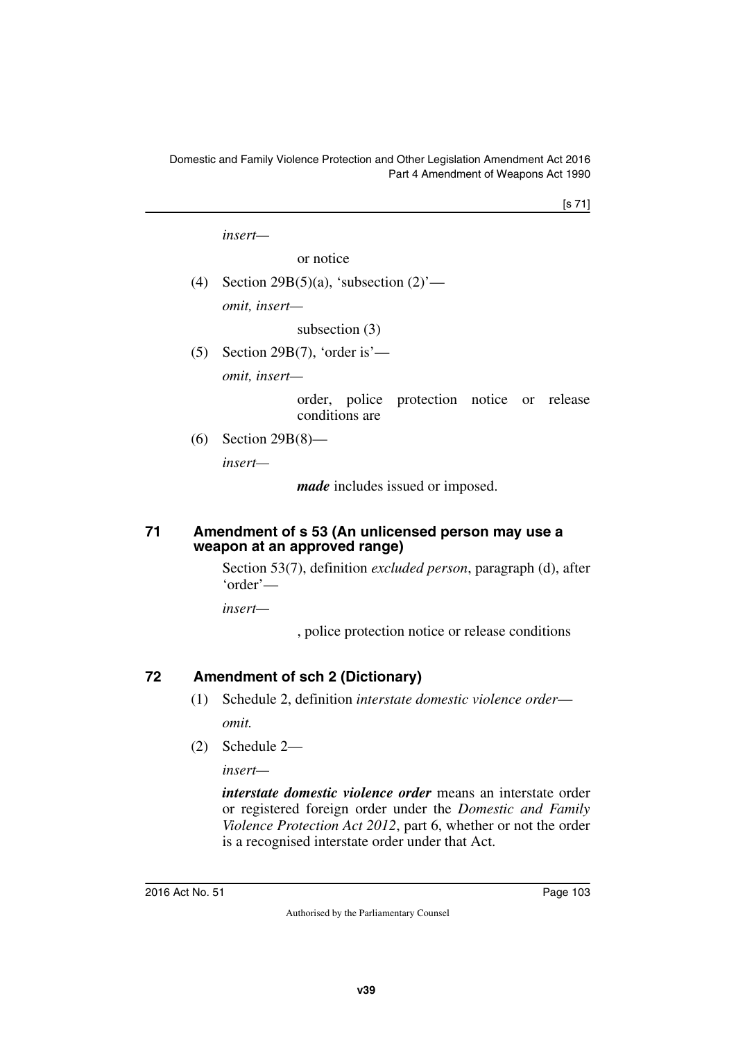*insert—*

or notice

(4) Section 29B(5)(a), 'subsection (2)'—

*omit, insert—*

subsection (3)

(5) Section 29B(7), 'order is'—

*omit, insert—*

order, police protection notice or release conditions are

(6) Section 29B(8)—

*insert—*

***made*** includes issued or imposed.

### 71 Amendment of s 53 (An unlicensed person may use a weapon at an approved range)

Section 53(7), definition *excluded person*, paragraph (d), after 'order'—

*insert—*

, police protection notice or release conditions

### 72 Amendment of sch 2 (Dictionary)

(1) Schedule 2, definition *interstate domestic violence order*—

*omit.*

(2) Schedule 2—

*insert—*

***interstate domestic violence order*** means an interstate order or registered foreign order under the *Domestic and Family Violence Protection Act 2012*, part 6, whether or not the order is a recognised interstate order under that Act.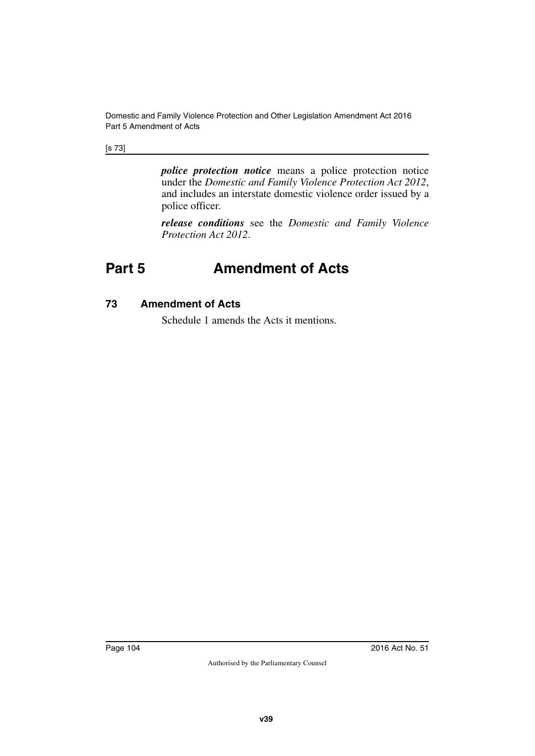***police protection notice*** means a police protection notice under the *Domestic and Family Violence Protection Act 2012*, and includes an interstate domestic violence order issued by a police officer.

***release conditions*** see the *Domestic and Family Violence Protection Act 2012*.

# Part 5 Amendment of Acts

## 73 Amendment of Acts

Schedule 1 amends the Acts it mentions.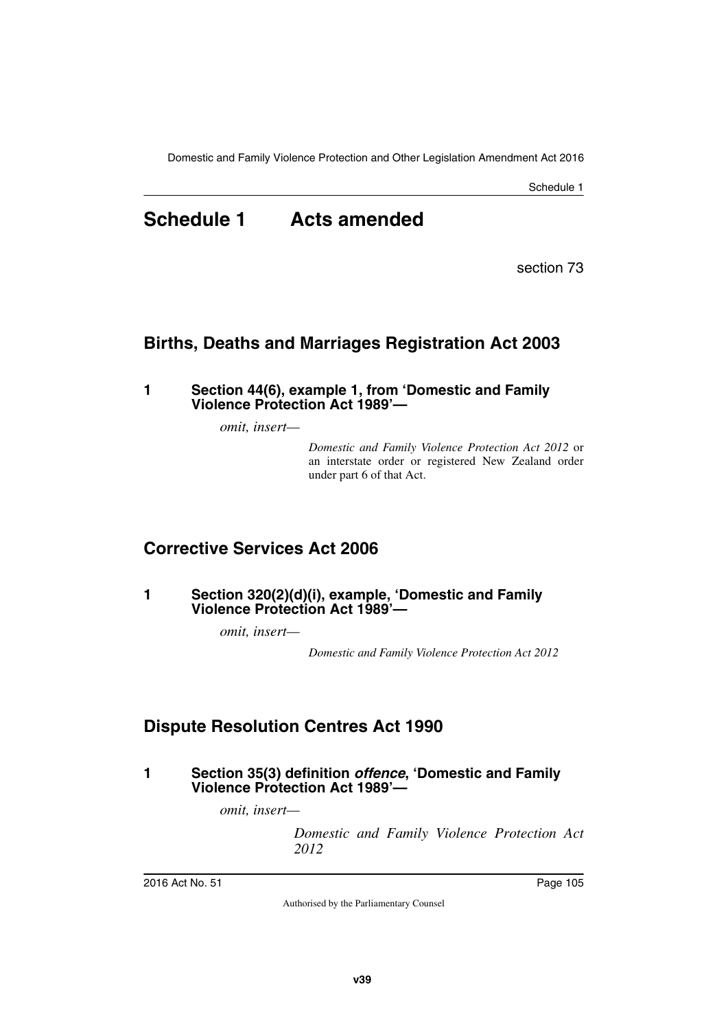# Schedule 1 Acts amended

section 73

## Births, Deaths and Marriages Registration Act 2003

**1 Section 44(6), example 1, from 'Domestic and Family Violence Protection Act 1989'—**

*omit, insert—*

*Domestic and Family Violence Protection Act 2012* or an interstate order or registered New Zealand order under part 6 of that Act.

## Corrective Services Act 2006

**1 Section 320(2)(d)(i), example, 'Domestic and Family Violence Protection Act 1989'—**

*omit, insert—*

*Domestic and Family Violence Protection Act 2012*

## Dispute Resolution Centres Act 1990

**1 Section 35(3) definition *offence*, 'Domestic and Family Violence Protection Act 1989'—**

*omit, insert—*

*Domestic and Family Violence Protection Act 2012*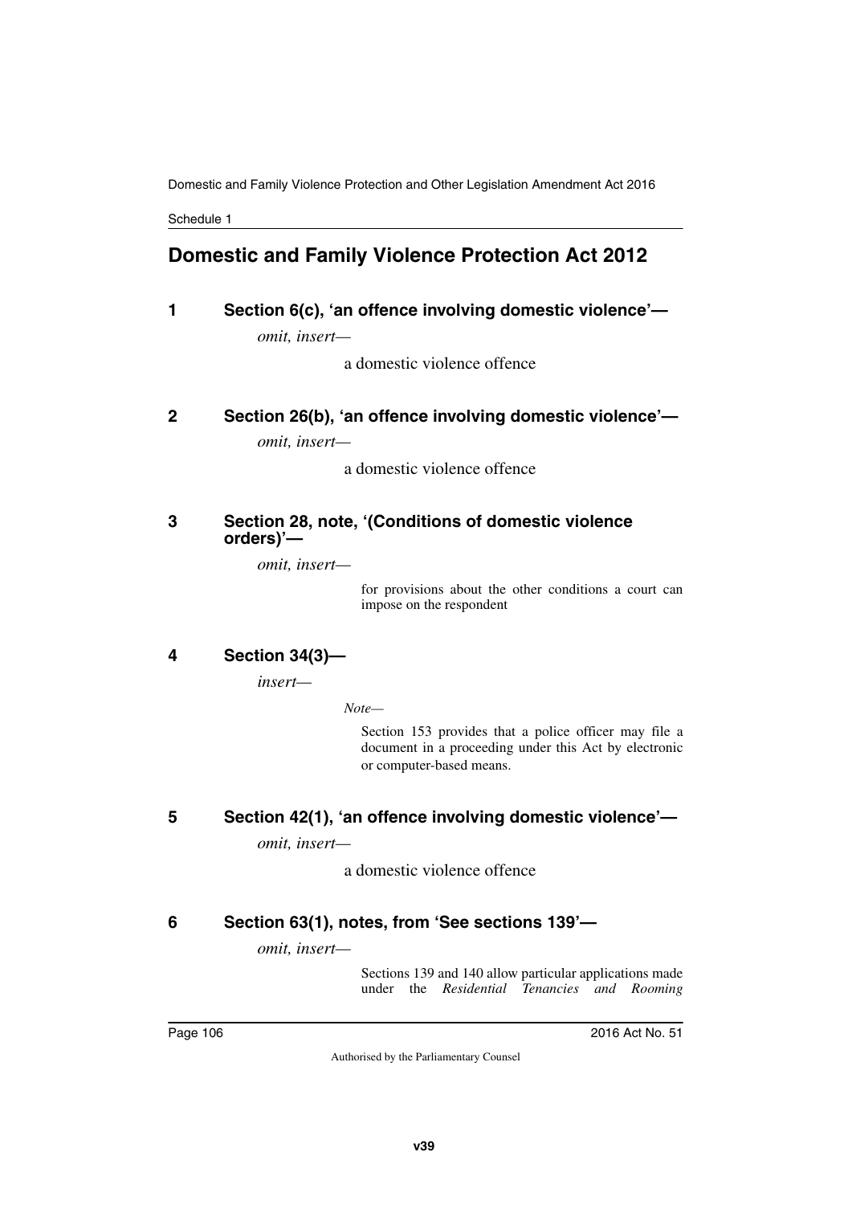## Domestic and Family Violence Protection Act 2012

### 1 Section 6(c), 'an offence involving domestic violence'—

*omit, insert—*

a domestic violence offence

### 2 Section 26(b), 'an offence involving domestic violence'—

*omit, insert—*

a domestic violence offence

### 3 Section 28, note, '(Conditions of domestic violence orders)'—

*omit, insert—*

for provisions about the other conditions a court can impose on the respondent

### 4 Section 34(3)—

*insert—*

*Note—*

Section 153 provides that a police officer may file a document in a proceeding under this Act by electronic or computer-based means.

### 5 Section 42(1), 'an offence involving domestic violence'—

*omit, insert—*

a domestic violence offence

### 6 Section 63(1), notes, from 'See sections 139'—

*omit, insert—*

Sections 139 and 140 allow particular applications made under the *Residential Tenancies and Rooming*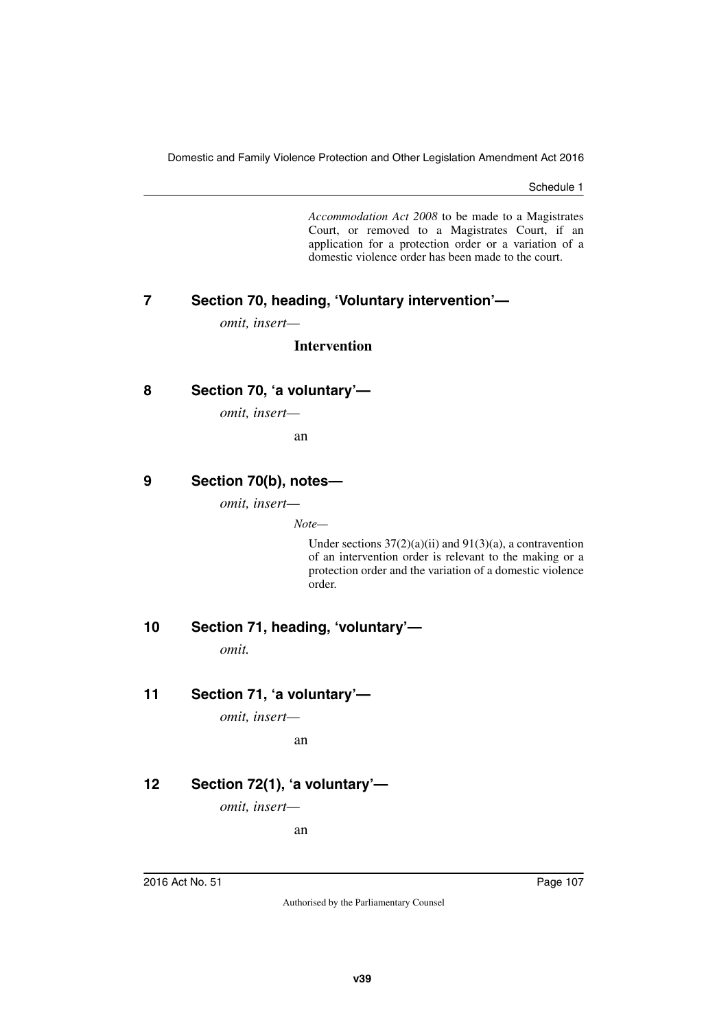*Accommodation Act 2008* to be made to a Magistrates Court, or removed to a Magistrates Court, if an application for a protection order or a variation of a domestic violence order has been made to the court.

## 7 Section 70, heading, 'Voluntary intervention'—

*omit, insert—*

**Intervention**

## 8 Section 70, 'a voluntary'—

*omit, insert—*

an

## 9 Section 70(b), notes—

*omit, insert—*

*Note—*

Under sections 37(2)(a)(ii) and 91(3)(a), a contravention of an intervention order is relevant to the making or a protection order and the variation of a domestic violence order.

## 10 Section 71, heading, 'voluntary'—

*omit.*

## 11 Section 71, 'a voluntary'—

*omit, insert—*

an

## 12 Section 72(1), 'a voluntary'—

*omit, insert—*

an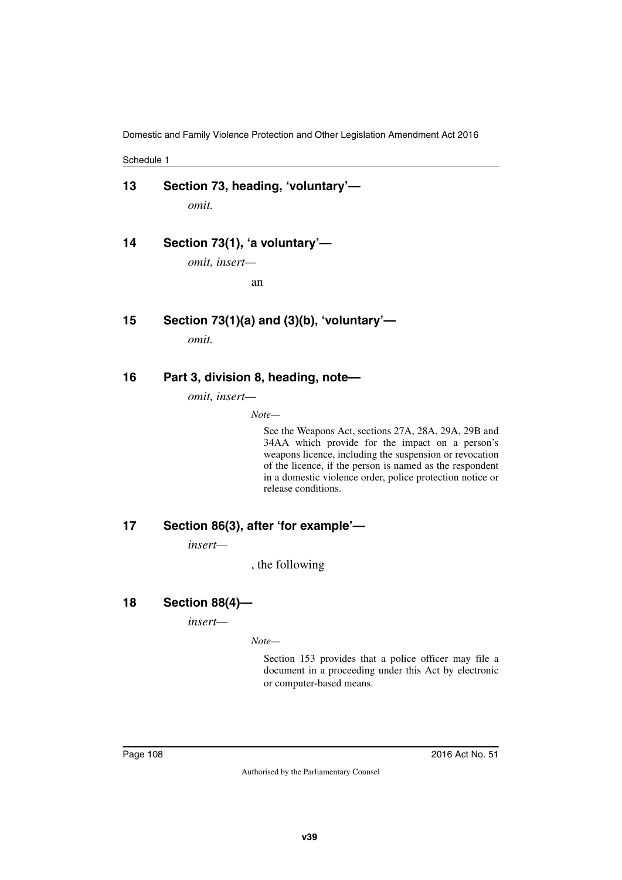## 13 Section 73, heading, 'voluntary'—

*omit.*

## 14 Section 73(1), 'a voluntary'—

*omit, insert—*

an

## 15 Section 73(1)(a) and (3)(b), 'voluntary'—

*omit.*

## 16 Part 3, division 8, heading, note—

*omit, insert—*

*Note—*

See the Weapons Act, sections 27A, 28A, 29A, 29B and 34AA which provide for the impact on a person's weapons licence, including the suspension or revocation of the licence, if the person is named as the respondent in a domestic violence order, police protection notice or release conditions.

## 17 Section 86(3), after 'for example'—

*insert—*

, the following

## 18 Section 88(4)—

*insert—*

*Note—*

Section 153 provides that a police officer may file a document in a proceeding under this Act by electronic or computer-based means.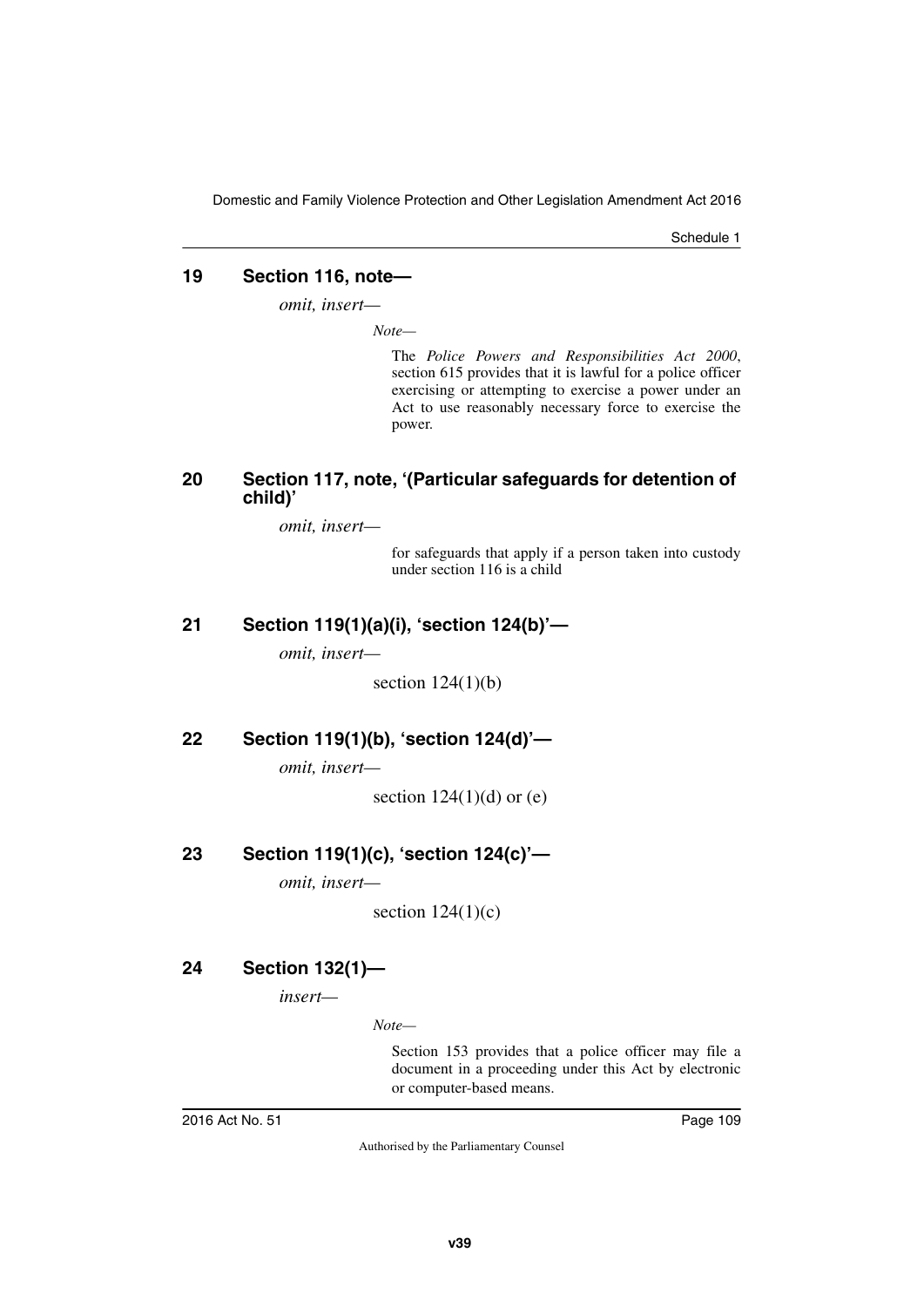## 19 Section 116, note—

*omit, insert—*

*Note—*

The *Police Powers and Responsibilities Act 2000*, section 615 provides that it is lawful for a police officer exercising or attempting to exercise a power under an Act to use reasonably necessary force to exercise the power.

## 20 Section 117, note, '(Particular safeguards for detention of child)'

*omit, insert—*

for safeguards that apply if a person taken into custody under section 116 is a child

## 21 Section 119(1)(a)(i), 'section 124(b)'—

*omit, insert—*

section 124(1)(b)

## 22 Section 119(1)(b), 'section 124(d)'—

*omit, insert—*

section 124(1)(d) or (e)

## 23 Section 119(1)(c), 'section 124(c)'—

*omit, insert—*

section 124(1)(c)

## 24 Section 132(1)—

*insert—*

*Note—*

Section 153 provides that a police officer may file a document in a proceeding under this Act by electronic or computer-based means.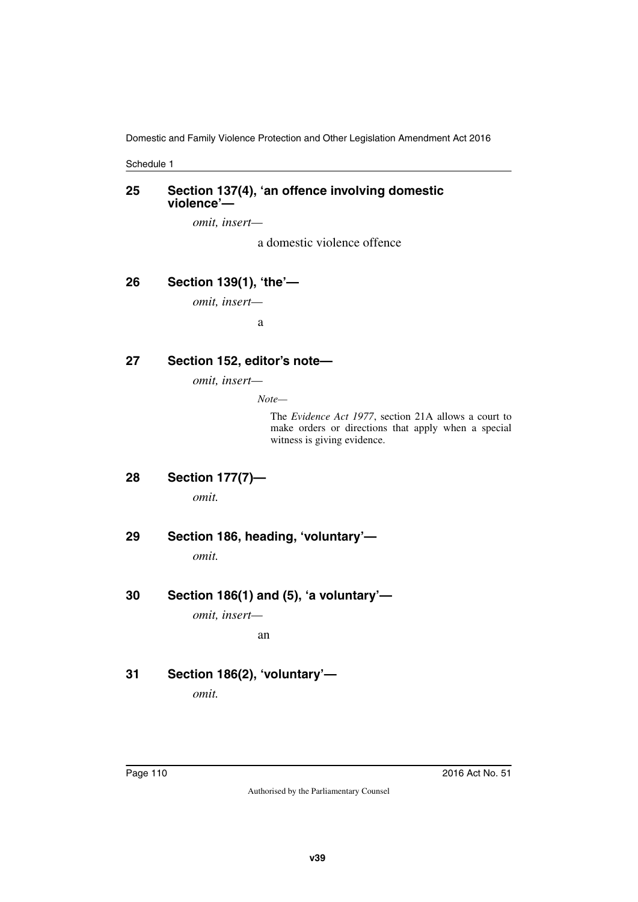## 25 Section 137(4), 'an offence involving domestic violence'—

*omit, insert—*

a domestic violence offence

## 26 Section 139(1), 'the'—

*omit, insert—*

a

## 27 Section 152, editor's note—

*omit, insert—*

*Note—*

The *Evidence Act 1977*, section 21A allows a court to make orders or directions that apply when a special witness is giving evidence.

## 28 Section 177(7)—

*omit.*

## 29 Section 186, heading, 'voluntary'—

*omit.*

## 30 Section 186(1) and (5), 'a voluntary'—

*omit, insert—*

an

## 31 Section 186(2), 'voluntary'—

*omit.*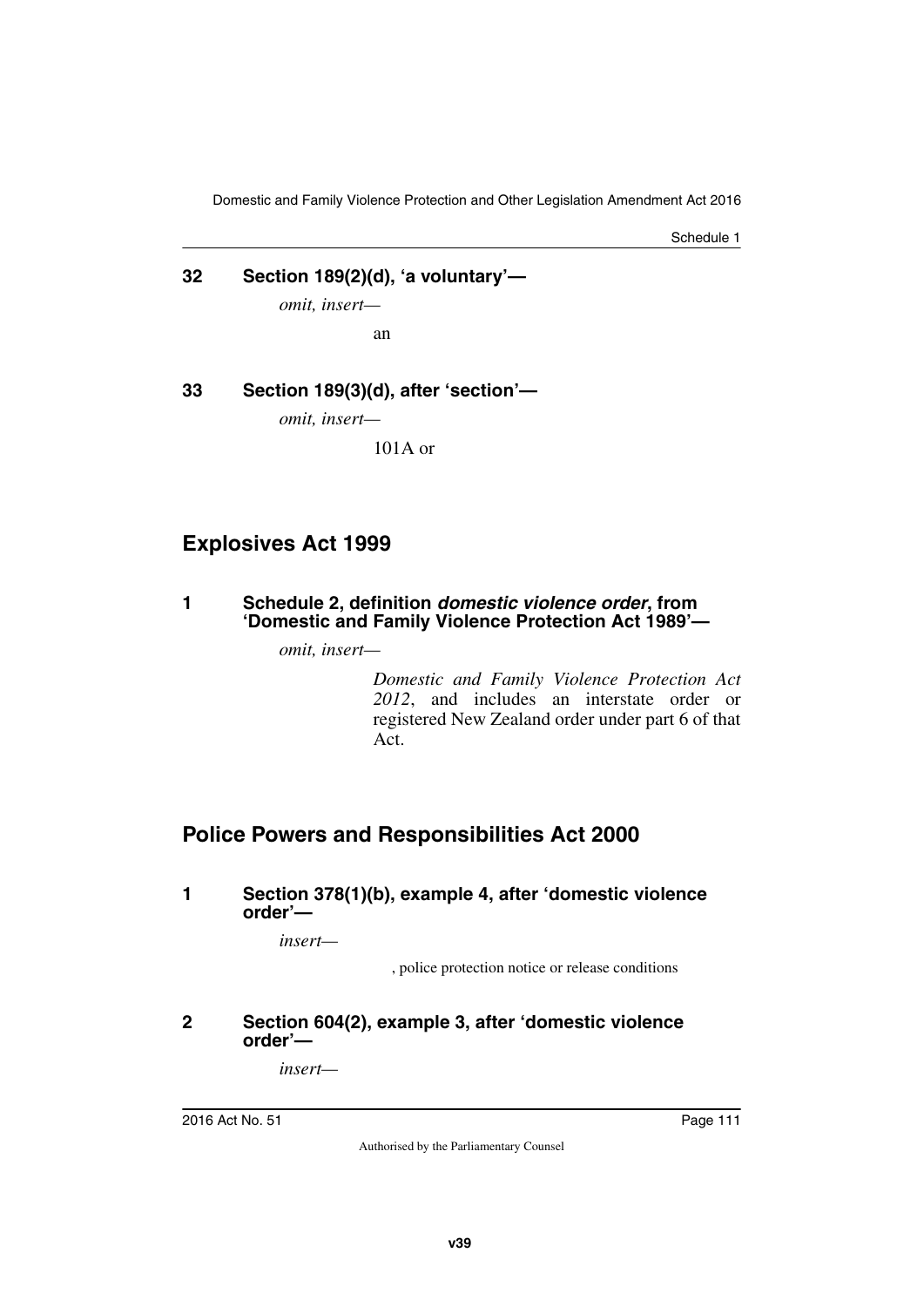**32 Section 189(2)(d), 'a voluntary'—**

*omit, insert—*

an

**33 Section 189(3)(d), after 'section'—**

*omit, insert—*

101A or

## Explosives Act 1999

**1 Schedule 2, definition *domestic violence order*, from 'Domestic and Family Violence Protection Act 1989'—**

*omit, insert—*

*Domestic and Family Violence Protection Act 2012*, and includes an interstate order or registered New Zealand order under part 6 of that Act.

## Police Powers and Responsibilities Act 2000

**1 Section 378(1)(b), example 4, after 'domestic violence order'—**

*insert—*

, police protection notice or release conditions

**2 Section 604(2), example 3, after 'domestic violence order'—**

*insert—*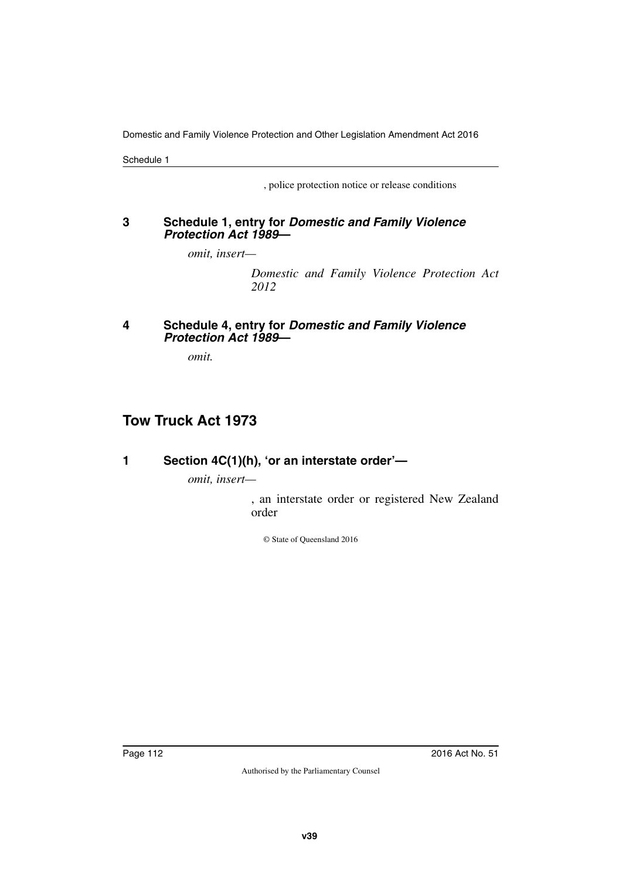, police protection notice or release conditions

### 3 Schedule 1, entry for *Domestic and Family Violence Protection Act 1989*—

*omit, insert—*

*Domestic and Family Violence Protection Act 2012*

### 4 Schedule 4, entry for *Domestic and Family Violence Protection Act 1989*—

*omit.*

## Tow Truck Act 1973

### 1 Section 4C(1)(h), 'or an interstate order'—

*omit, insert—*

, an interstate order or registered New Zealand order

© State of Queensland 2016